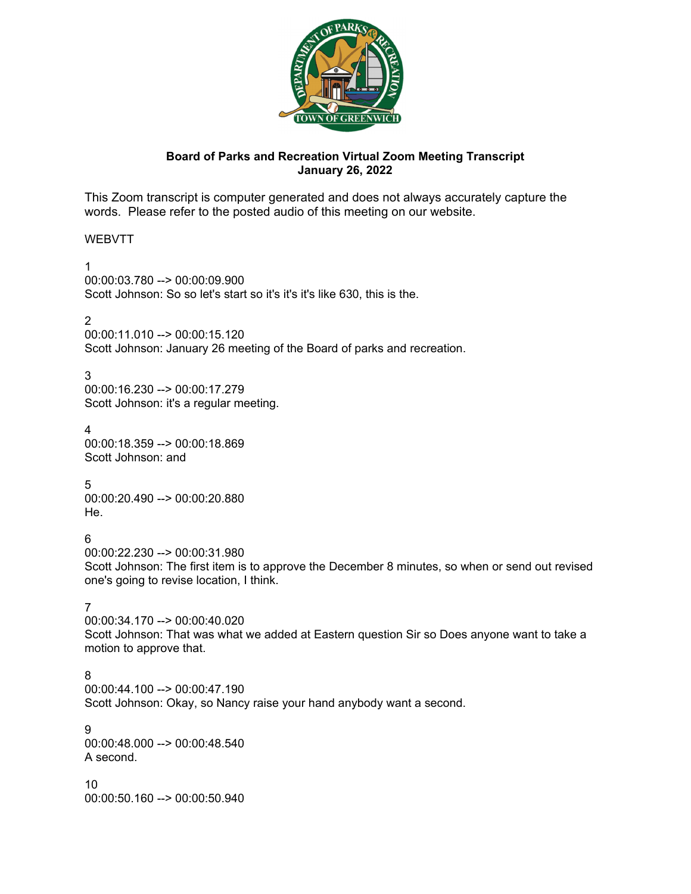**Board of Parks and Recreation Virtual Zoom Meeting Transcript**
**January 26, 2022**

This Zoom transcript is computer generated and does not always accurately capture the words. Please refer to the posted audio of this meeting on our website.

WEBVTT

1
00:00:03.780 --> 00:00:09.900
Scott Johnson: So so let's start so it's it's it's like 630, this is the.

2
00:00:11.010 --> 00:00:15.120
Scott Johnson: January 26 meeting of the Board of parks and recreation.

3
00:00:16.230 --> 00:00:17.279
Scott Johnson: it's a regular meeting.

4
00:00:18.359 --> 00:00:18.869
Scott Johnson: and

5
00:00:20.490 --> 00:00:20.880
He.

6
00:00:22.230 --> 00:00:31.980
Scott Johnson: The first item is to approve the December 8 minutes, so when or send out revised one's going to revise location, I think.

7
00:00:34.170 --> 00:00:40.020
Scott Johnson: That was what we added at Eastern question Sir so Does anyone want to take a motion to approve that.

8
00:00:44.100 --> 00:00:47.190
Scott Johnson: Okay, so Nancy raise your hand anybody want a second.

9
00:00:48.000 --> 00:00:48.540
A second.

10
00:00:50.160 --> 00:00:50.940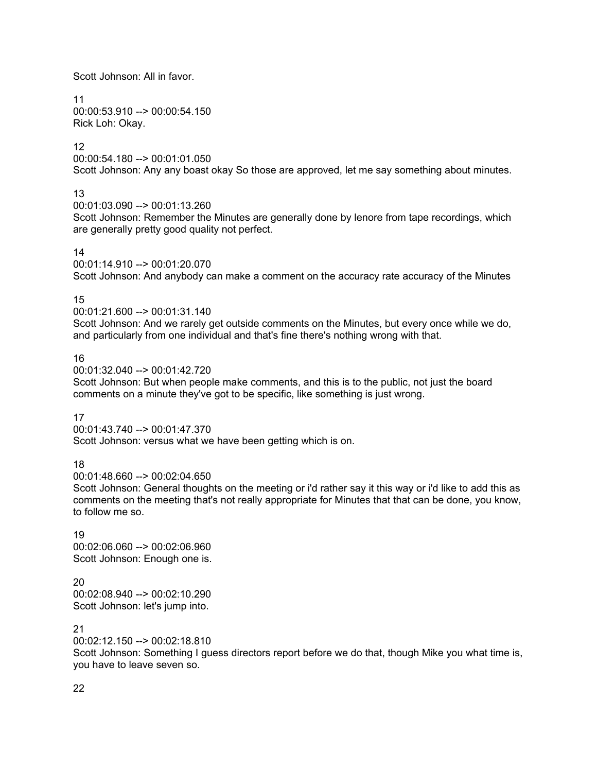Scott Johnson: All in favor.

11
00:00:53.910 --> 00:00:54.150
Rick Loh: Okay.

12
00:00:54.180 --> 00:01:01.050
Scott Johnson: Any any boast okay So those are approved, let me say something about minutes.

13
00:01:03.090 --> 00:01:13.260
Scott Johnson: Remember the Minutes are generally done by lenore from tape recordings, which are generally pretty good quality not perfect.

14
00:01:14.910 --> 00:01:20.070
Scott Johnson: And anybody can make a comment on the accuracy rate accuracy of the Minutes

15
00:01:21.600 --> 00:01:31.140
Scott Johnson: And we rarely get outside comments on the Minutes, but every once while we do, and particularly from one individual and that's fine there's nothing wrong with that.

16
00:01:32.040 --> 00:01:42.720
Scott Johnson: But when people make comments, and this is to the public, not just the board comments on a minute they've got to be specific, like something is just wrong.

17
00:01:43.740 --> 00:01:47.370
Scott Johnson: versus what we have been getting which is on.

18
00:01:48.660 --> 00:02:04.650
Scott Johnson: General thoughts on the meeting or i'd rather say it this way or i'd like to add this as comments on the meeting that's not really appropriate for Minutes that that can be done, you know, to follow me so.

19
00:02:06.060 --> 00:02:06.960
Scott Johnson: Enough one is.

20
00:02:08.940 --> 00:02:10.290
Scott Johnson: let's jump into.

21
00:02:12.150 --> 00:02:18.810
Scott Johnson: Something I guess directors report before we do that, though Mike you what time is, you have to leave seven so.

22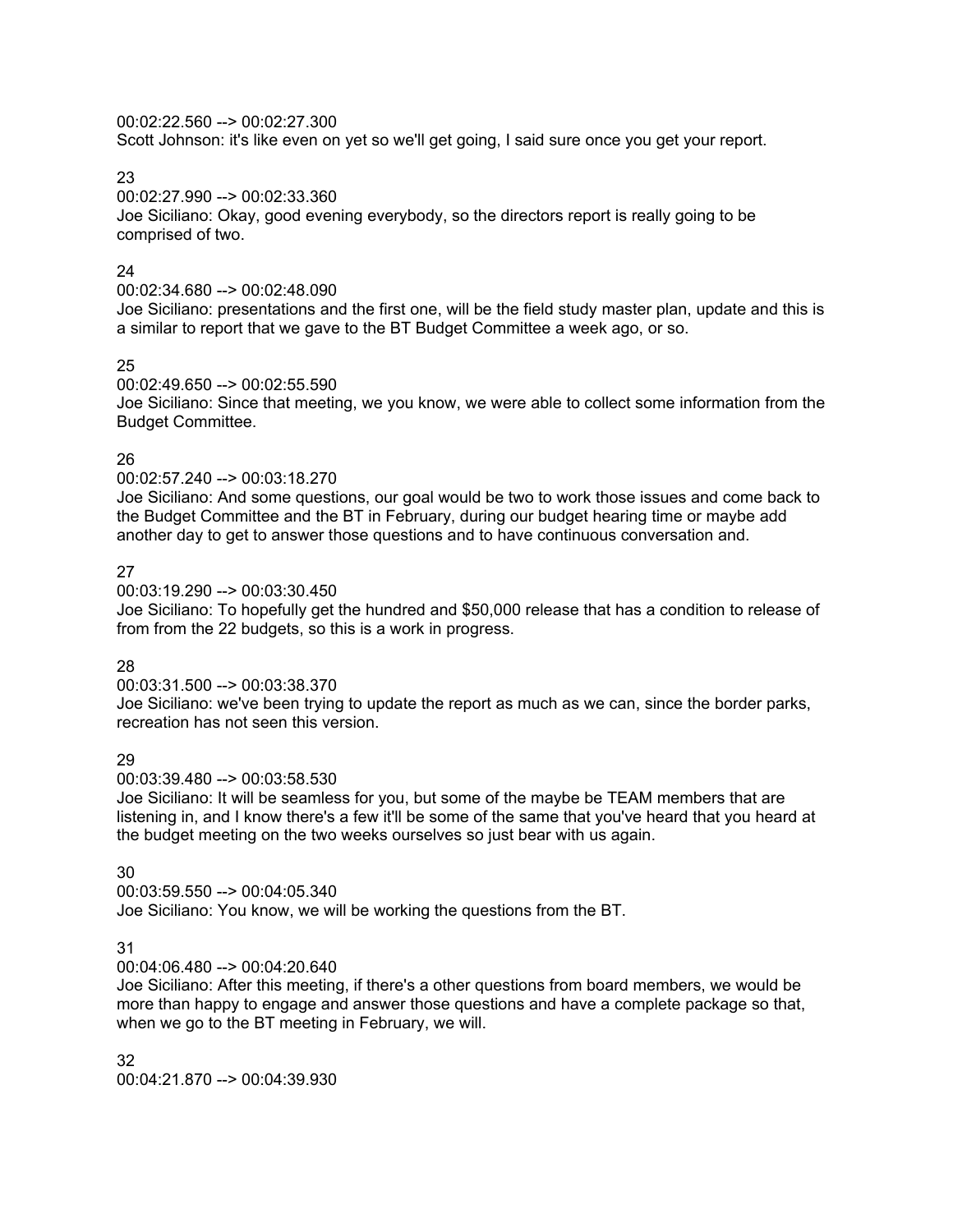00:02:22.560 --> 00:02:27.300
Scott Johnson: it's like even on yet so we'll get going, I said sure once you get your report.

23
00:02:27.990 --> 00:02:33.360
Joe Siciliano: Okay, good evening everybody, so the directors report is really going to be comprised of two.

24
00:02:34.680 --> 00:02:48.090
Joe Siciliano: presentations and the first one, will be the field study master plan, update and this is a similar to report that we gave to the BT Budget Committee a week ago, or so.

25
00:02:49.650 --> 00:02:55.590
Joe Siciliano: Since that meeting, we you know, we were able to collect some information from the Budget Committee.

26
00:02:57.240 --> 00:03:18.270
Joe Siciliano: And some questions, our goal would be two to work those issues and come back to the Budget Committee and the BT in February, during our budget hearing time or maybe add another day to get to answer those questions and to have continuous conversation and.

27
00:03:19.290 --> 00:03:30.450
Joe Siciliano: To hopefully get the hundred and $50,000 release that has a condition to release of from from the 22 budgets, so this is a work in progress.

28
00:03:31.500 --> 00:03:38.370
Joe Siciliano: we've been trying to update the report as much as we can, since the border parks, recreation has not seen this version.

29
00:03:39.480 --> 00:03:58.530
Joe Siciliano: It will be seamless for you, but some of the maybe be TEAM members that are listening in, and I know there's a few it'll be some of the same that you've heard that you heard at the budget meeting on the two weeks ourselves so just bear with us again.

30
00:03:59.550 --> 00:04:05.340
Joe Siciliano: You know, we will be working the questions from the BT.

31
00:04:06.480 --> 00:04:20.640
Joe Siciliano: After this meeting, if there's a other questions from board members, we would be more than happy to engage and answer those questions and have a complete package so that, when we go to the BT meeting in February, we will.

32
00:04:21.870 --> 00:04:39.930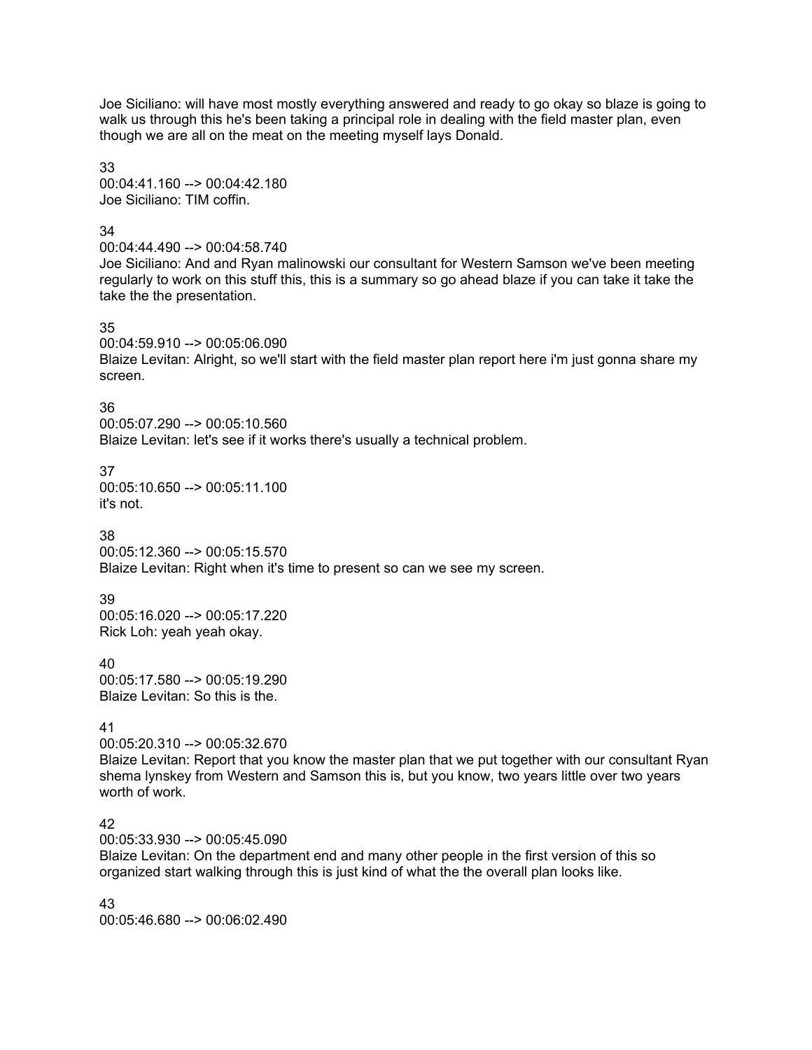Joe Siciliano: will have most mostly everything answered and ready to go okay so blaze is going to walk us through this he's been taking a principal role in dealing with the field master plan, even though we are all on the meat on the meeting myself lays Donald.

33
00:04:41.160 --> 00:04:42.180
Joe Siciliano: TIM coffin.

34
00:04:44.490 --> 00:04:58.740
Joe Siciliano: And and Ryan malinowski our consultant for Western Samson we've been meeting regularly to work on this stuff this, this is a summary so go ahead blaze if you can take it take the take the the presentation.

35
00:04:59.910 --> 00:05:06.090
Blaize Levitan: Alright, so we'll start with the field master plan report here i'm just gonna share my screen.

36
00:05:07.290 --> 00:05:10.560
Blaize Levitan: let's see if it works there's usually a technical problem.

37
00:05:10.650 --> 00:05:11.100
it's not.

38
00:05:12.360 --> 00:05:15.570
Blaize Levitan: Right when it's time to present so can we see my screen.

39
00:05:16.020 --> 00:05:17.220
Rick Loh: yeah yeah okay.

40
00:05:17.580 --> 00:05:19.290
Blaize Levitan: So this is the.

41
00:05:20.310 --> 00:05:32.670
Blaize Levitan: Report that you know the master plan that we put together with our consultant Ryan shema lynskey from Western and Samson this is, but you know, two years little over two years worth of work.

42
00:05:33.930 --> 00:05:45.090
Blaize Levitan: On the department end and many other people in the first version of this so organized start walking through this is just kind of what the the overall plan looks like.

43
00:05:46.680 --> 00:06:02.490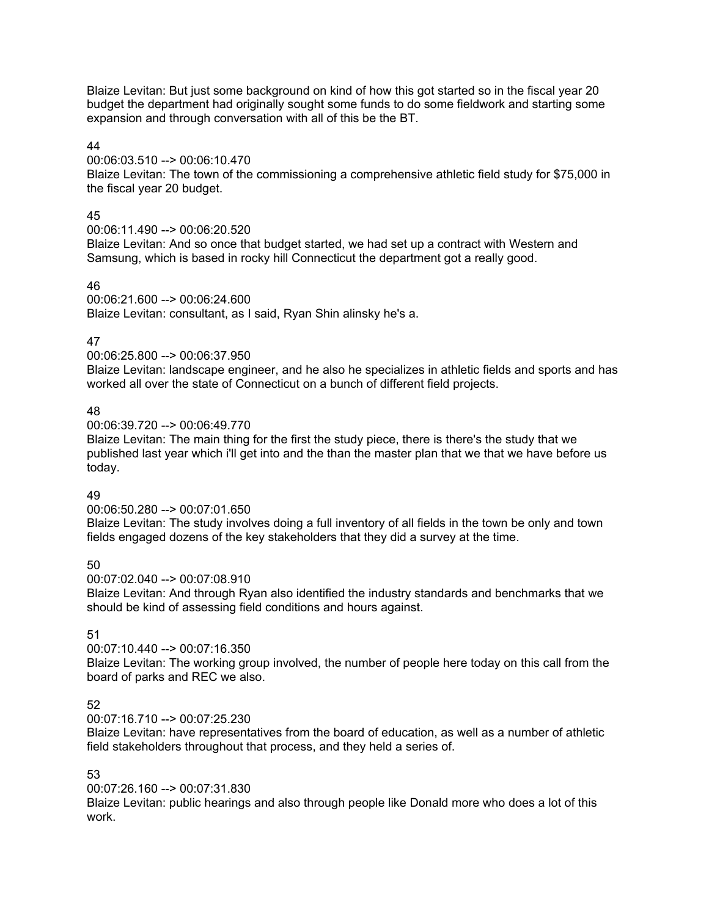Blaize Levitan: But just some background on kind of how this got started so in the fiscal year 20 budget the department had originally sought some funds to do some fieldwork and starting some expansion and through conversation with all of this be the BT.

44
00:06:03.510 --> 00:06:10.470
Blaize Levitan: The town of the commissioning a comprehensive athletic field study for $75,000 in the fiscal year 20 budget.

45
00:06:11.490 --> 00:06:20.520
Blaize Levitan: And so once that budget started, we had set up a contract with Western and Samsung, which is based in rocky hill Connecticut the department got a really good.

46
00:06:21.600 --> 00:06:24.600
Blaize Levitan: consultant, as I said, Ryan Shin alinsky he's a.

47
00:06:25.800 --> 00:06:37.950
Blaize Levitan: landscape engineer, and he also he specializes in athletic fields and sports and has worked all over the state of Connecticut on a bunch of different field projects.

48
00:06:39.720 --> 00:06:49.770
Blaize Levitan: The main thing for the first the study piece, there is there's the study that we published last year which i'll get into and the than the master plan that we that we have before us today.

49
00:06:50.280 --> 00:07:01.650
Blaize Levitan: The study involves doing a full inventory of all fields in the town be only and town fields engaged dozens of the key stakeholders that they did a survey at the time.

50
00:07:02.040 --> 00:07:08.910
Blaize Levitan: And through Ryan also identified the industry standards and benchmarks that we should be kind of assessing field conditions and hours against.

51
00:07:10.440 --> 00:07:16.350
Blaize Levitan: The working group involved, the number of people here today on this call from the board of parks and REC we also.

52
00:07:16.710 --> 00:07:25.230
Blaize Levitan: have representatives from the board of education, as well as a number of athletic field stakeholders throughout that process, and they held a series of.

53
00:07:26.160 --> 00:07:31.830
Blaize Levitan: public hearings and also through people like Donald more who does a lot of this work.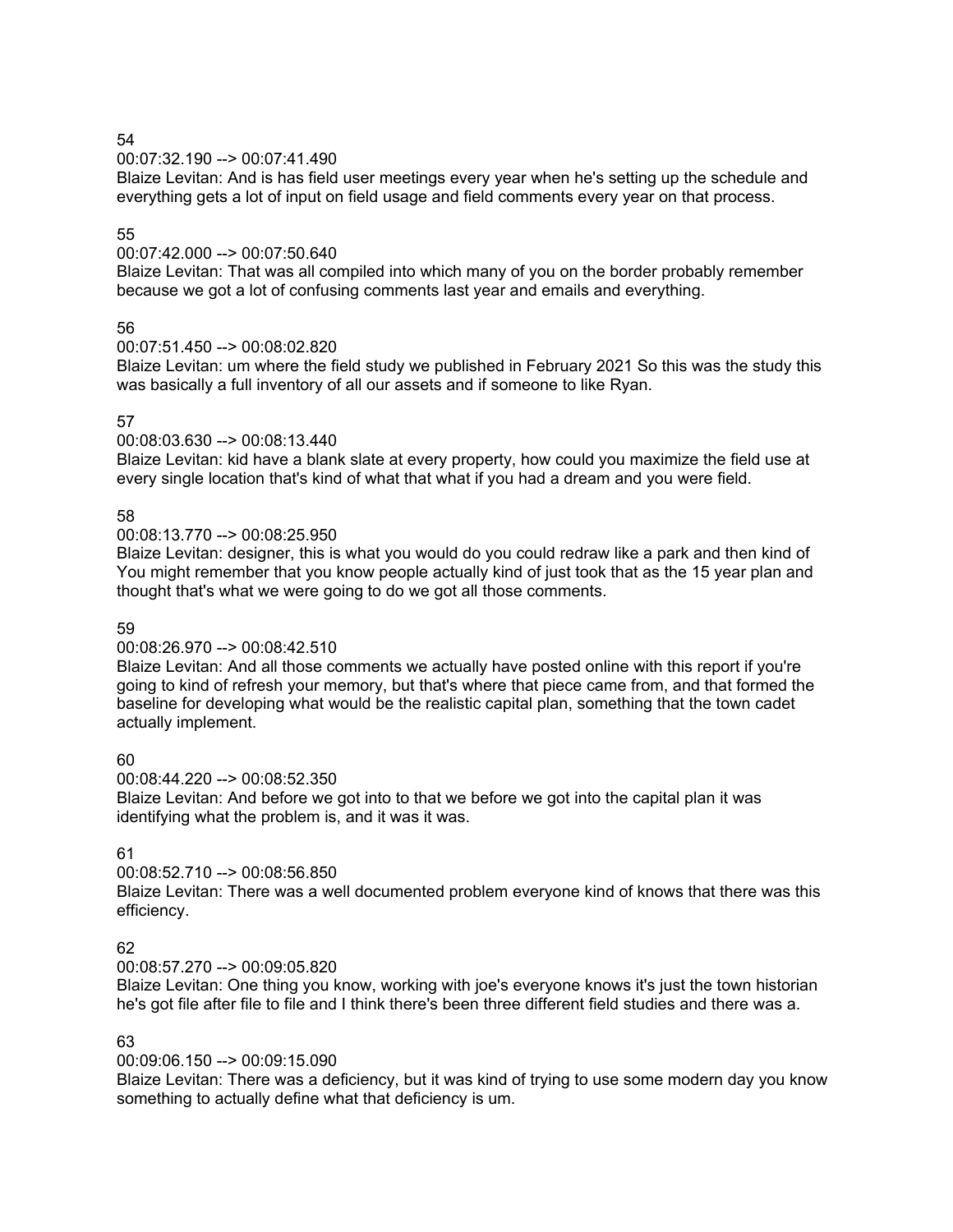54

00:07:32.190 --> 00:07:41.490

Blaize Levitan: And is has field user meetings every year when he's setting up the schedule and everything gets a lot of input on field usage and field comments every year on that process.

55

00:07:42.000 --> 00:07:50.640

Blaize Levitan: That was all compiled into which many of you on the border probably remember because we got a lot of confusing comments last year and emails and everything.

56

00:07:51.450 --> 00:08:02.820

Blaize Levitan: um where the field study we published in February 2021 So this was the study this was basically a full inventory of all our assets and if someone to like Ryan.

57

00:08:03.630 --> 00:08:13.440

Blaize Levitan: kid have a blank slate at every property, how could you maximize the field use at every single location that's kind of what that what if you had a dream and you were field.

58

00:08:13.770 --> 00:08:25.950

Blaize Levitan: designer, this is what you would do you could redraw like a park and then kind of You might remember that you know people actually kind of just took that as the 15 year plan and thought that's what we were going to do we got all those comments.

59

00:08:26.970 --> 00:08:42.510

Blaize Levitan: And all those comments we actually have posted online with this report if you're going to kind of refresh your memory, but that's where that piece came from, and that formed the baseline for developing what would be the realistic capital plan, something that the town cadet actually implement.

60

00:08:44.220 --> 00:08:52.350

Blaize Levitan: And before we got into to that we before we got into the capital plan it was identifying what the problem is, and it was it was.

61

00:08:52.710 --> 00:08:56.850

Blaize Levitan: There was a well documented problem everyone kind of knows that there was this efficiency.

62

00:08:57.270 --> 00:09:05.820

Blaize Levitan: One thing you know, working with joe's everyone knows it's just the town historian he's got file after file to file and I think there's been three different field studies and there was a.

63

00:09:06.150 --> 00:09:15.090

Blaize Levitan: There was a deficiency, but it was kind of trying to use some modern day you know something to actually define what that deficiency is um.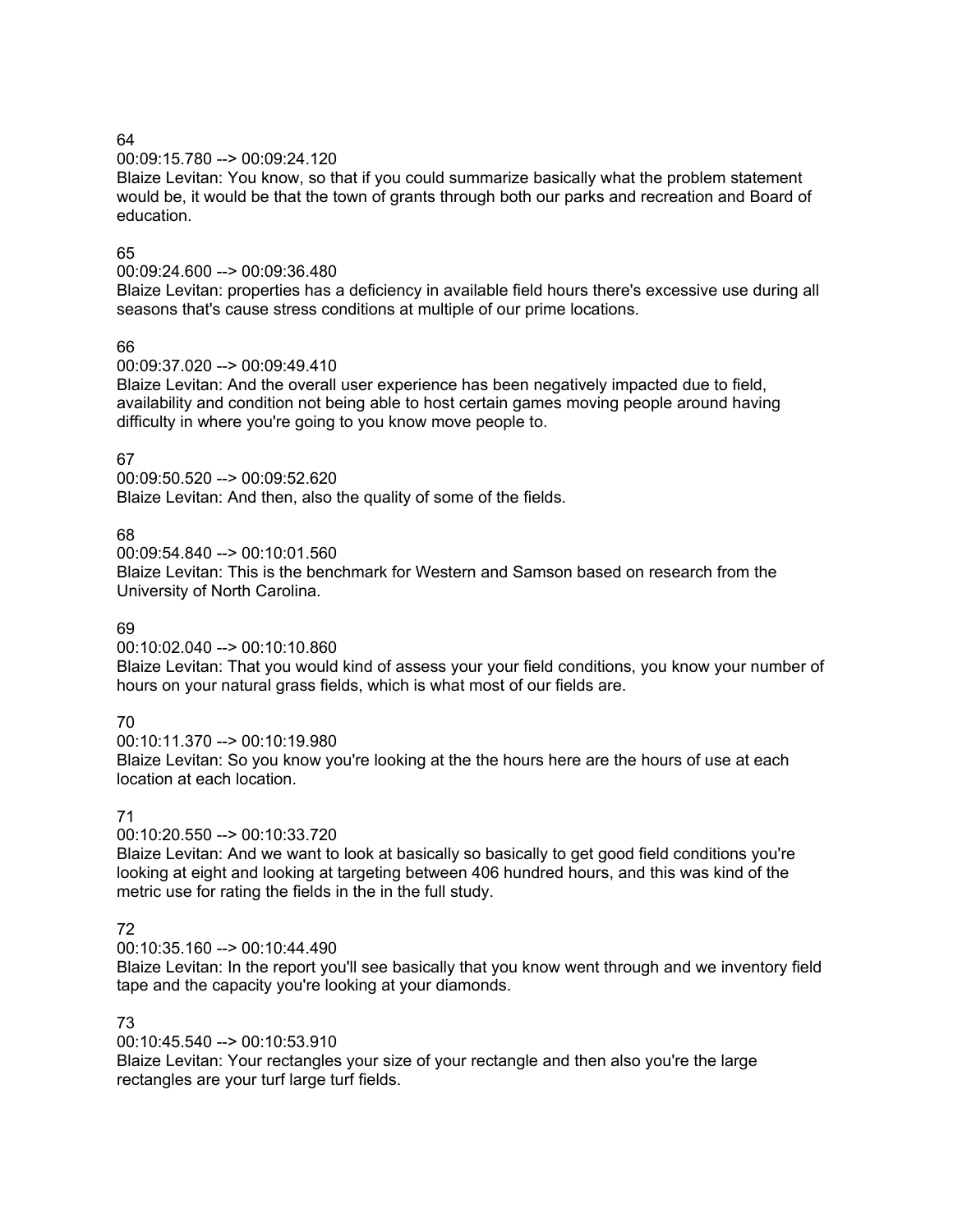64
00:09:15.780 --> 00:09:24.120
Blaize Levitan: You know, so that if you could summarize basically what the problem statement would be, it would be that the town of grants through both our parks and recreation and Board of education.

65
00:09:24.600 --> 00:09:36.480
Blaize Levitan: properties has a deficiency in available field hours there's excessive use during all seasons that's cause stress conditions at multiple of our prime locations.

66
00:09:37.020 --> 00:09:49.410
Blaize Levitan: And the overall user experience has been negatively impacted due to field, availability and condition not being able to host certain games moving people around having difficulty in where you're going to you know move people to.

67
00:09:50.520 --> 00:09:52.620
Blaize Levitan: And then, also the quality of some of the fields.

68
00:09:54.840 --> 00:10:01.560
Blaize Levitan: This is the benchmark for Western and Samson based on research from the University of North Carolina.

69
00:10:02.040 --> 00:10:10.860
Blaize Levitan: That you would kind of assess your your field conditions, you know your number of hours on your natural grass fields, which is what most of our fields are.

70
00:10:11.370 --> 00:10:19.980
Blaize Levitan: So you know you're looking at the the hours here are the hours of use at each location at each location.

71
00:10:20.550 --> 00:10:33.720
Blaize Levitan: And we want to look at basically so basically to get good field conditions you're looking at eight and looking at targeting between 406 hundred hours, and this was kind of the metric use for rating the fields in the in the full study.

72
00:10:35.160 --> 00:10:44.490
Blaize Levitan: In the report you'll see basically that you know went through and we inventory field tape and the capacity you're looking at your diamonds.

73
00:10:45.540 --> 00:10:53.910
Blaize Levitan: Your rectangles your size of your rectangle and then also you're the large rectangles are your turf large turf fields.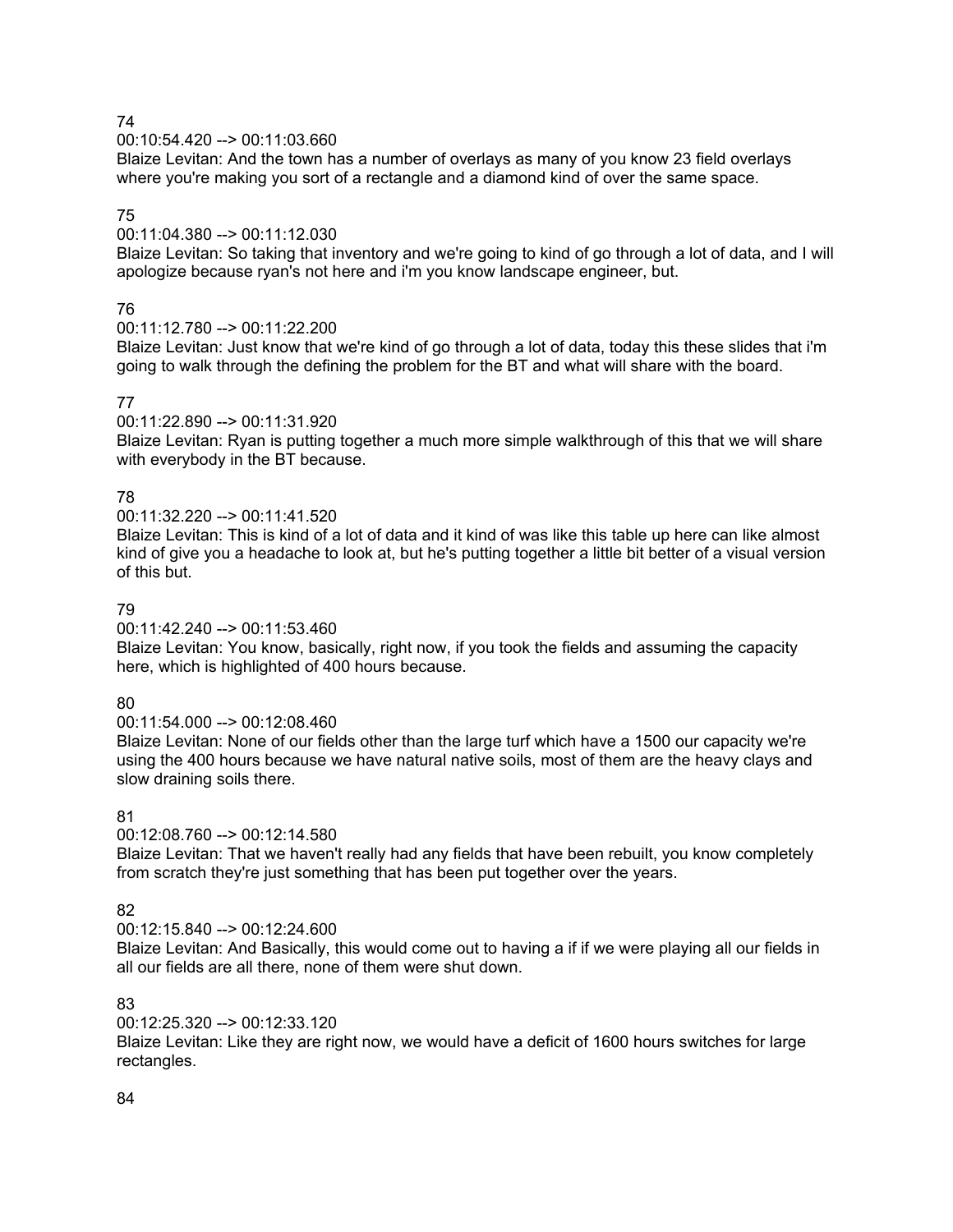74

00:10:54.420 --> 00:11:03.660

Blaize Levitan: And the town has a number of overlays as many of you know 23 field overlays where you're making you sort of a rectangle and a diamond kind of over the same space.

75

00:11:04.380 --> 00:11:12.030

Blaize Levitan: So taking that inventory and we're going to kind of go through a lot of data, and I will apologize because ryan's not here and i'm you know landscape engineer, but.

76

00:11:12.780 --> 00:11:22.200

Blaize Levitan: Just know that we're kind of go through a lot of data, today this these slides that i'm going to walk through the defining the problem for the BT and what will share with the board.

77

00:11:22.890 --> 00:11:31.920

Blaize Levitan: Ryan is putting together a much more simple walkthrough of this that we will share with everybody in the BT because.

78

00:11:32.220 --> 00:11:41.520

Blaize Levitan: This is kind of a lot of data and it kind of was like this table up here can like almost kind of give you a headache to look at, but he's putting together a little bit better of a visual version of this but.

79

00:11:42.240 --> 00:11:53.460

Blaize Levitan: You know, basically, right now, if you took the fields and assuming the capacity here, which is highlighted of 400 hours because.

80

00:11:54.000 --> 00:12:08.460

Blaize Levitan: None of our fields other than the large turf which have a 1500 our capacity we're using the 400 hours because we have natural native soils, most of them are the heavy clays and slow draining soils there.

81

00:12:08.760 --> 00:12:14.580

Blaize Levitan: That we haven't really had any fields that have been rebuilt, you know completely from scratch they're just something that has been put together over the years.

82

00:12:15.840 --> 00:12:24.600

Blaize Levitan: And Basically, this would come out to having a if if we were playing all our fields in all our fields are all there, none of them were shut down.

83

00:12:25.320 --> 00:12:33.120

Blaize Levitan: Like they are right now, we would have a deficit of 1600 hours switches for large rectangles.

84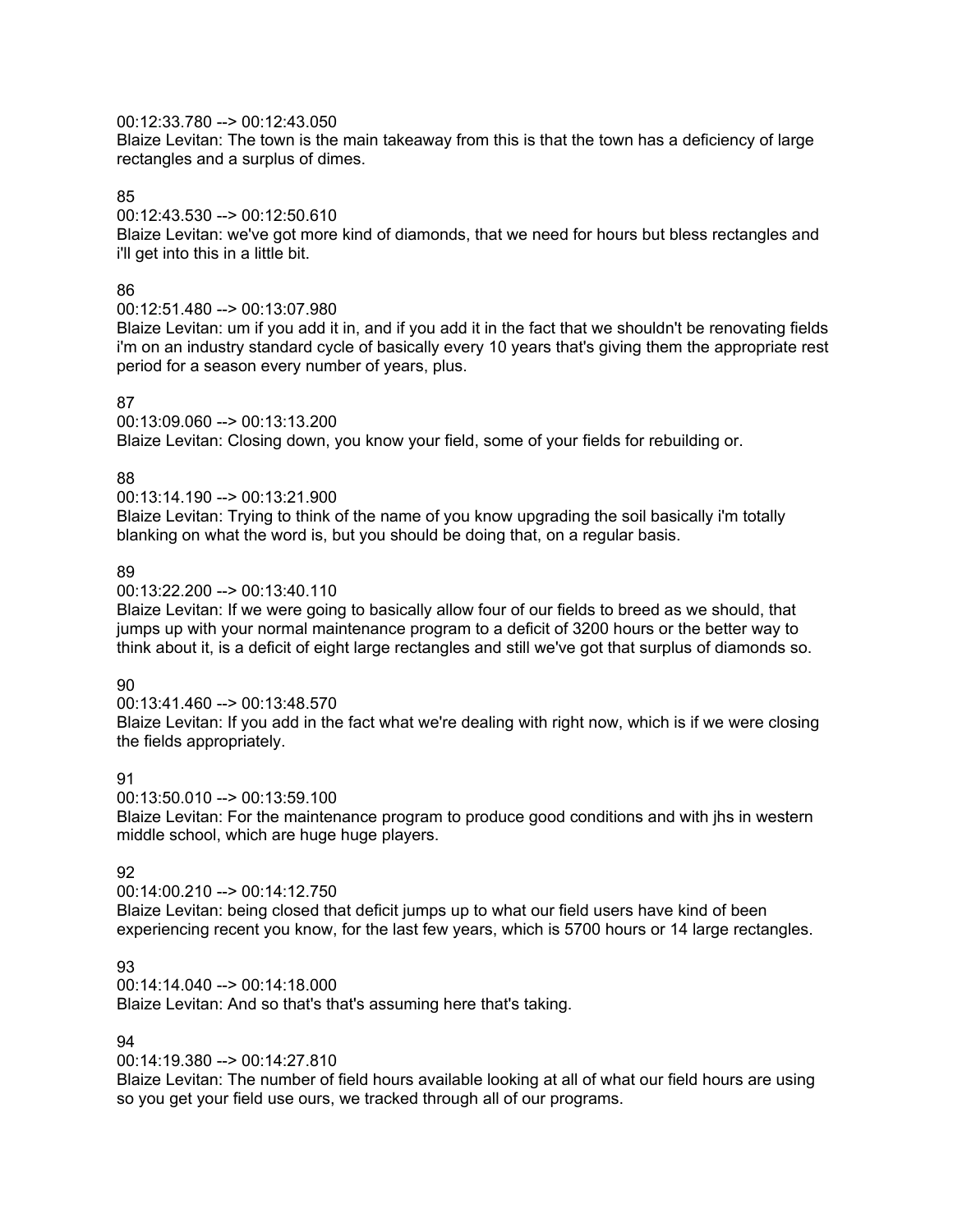00:12:33.780 --> 00:12:43.050
Blaize Levitan: The town is the main takeaway from this is that the town has a deficiency of large rectangles and a surplus of dimes.

85
00:12:43.530 --> 00:12:50.610
Blaize Levitan: we've got more kind of diamonds, that we need for hours but bless rectangles and i'll get into this in a little bit.

86
00:12:51.480 --> 00:13:07.980
Blaize Levitan: um if you add it in, and if you add it in the fact that we shouldn't be renovating fields i'm on an industry standard cycle of basically every 10 years that's giving them the appropriate rest period for a season every number of years, plus.

87
00:13:09.060 --> 00:13:13.200
Blaize Levitan: Closing down, you know your field, some of your fields for rebuilding or.

88
00:13:14.190 --> 00:13:21.900
Blaize Levitan: Trying to think of the name of you know upgrading the soil basically i'm totally blanking on what the word is, but you should be doing that, on a regular basis.

89
00:13:22.200 --> 00:13:40.110
Blaize Levitan: If we were going to basically allow four of our fields to breed as we should, that jumps up with your normal maintenance program to a deficit of 3200 hours or the better way to think about it, is a deficit of eight large rectangles and still we've got that surplus of diamonds so.

90
00:13:41.460 --> 00:13:48.570
Blaize Levitan: If you add in the fact what we're dealing with right now, which is if we were closing the fields appropriately.

91
00:13:50.010 --> 00:13:59.100
Blaize Levitan: For the maintenance program to produce good conditions and with jhs in western middle school, which are huge huge players.

92
00:14:00.210 --> 00:14:12.750
Blaize Levitan: being closed that deficit jumps up to what our field users have kind of been experiencing recent you know, for the last few years, which is 5700 hours or 14 large rectangles.

93
00:14:14.040 --> 00:14:18.000
Blaize Levitan: And so that's that's assuming here that's taking.

94
00:14:19.380 --> 00:14:27.810
Blaize Levitan: The number of field hours available looking at all of what our field hours are using so you get your field use ours, we tracked through all of our programs.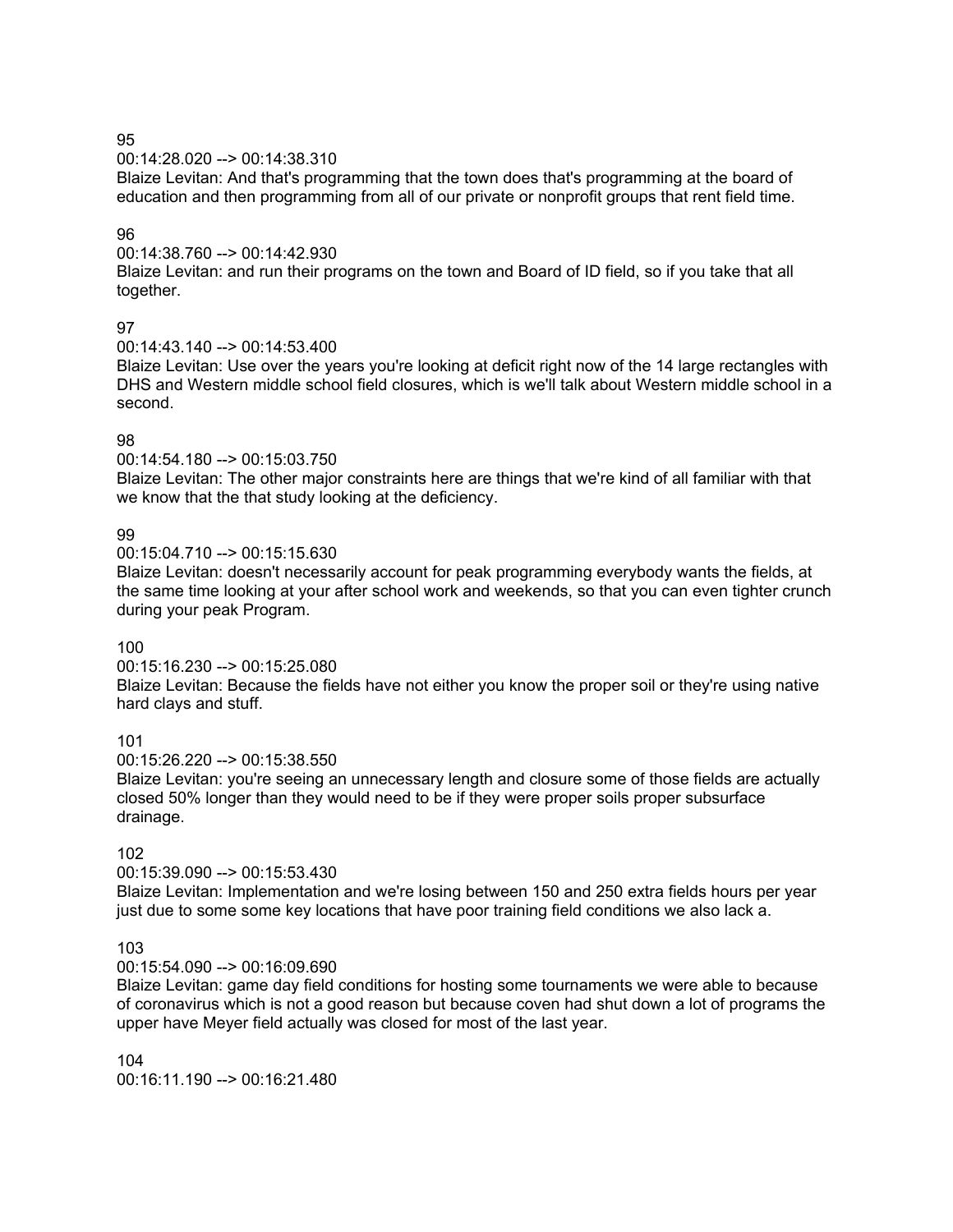95
00:14:28.020 --> 00:14:38.310
Blaize Levitan: And that's programming that the town does that's programming at the board of education and then programming from all of our private or nonprofit groups that rent field time.

96
00:14:38.760 --> 00:14:42.930
Blaize Levitan: and run their programs on the town and Board of ID field, so if you take that all together.

97
00:14:43.140 --> 00:14:53.400
Blaize Levitan: Use over the years you're looking at deficit right now of the 14 large rectangles with DHS and Western middle school field closures, which is we'll talk about Western middle school in a second.

98
00:14:54.180 --> 00:15:03.750
Blaize Levitan: The other major constraints here are things that we're kind of all familiar with that we know that the that study looking at the deficiency.

99
00:15:04.710 --> 00:15:15.630
Blaize Levitan: doesn't necessarily account for peak programming everybody wants the fields, at the same time looking at your after school work and weekends, so that you can even tighter crunch during your peak Program.

100
00:15:16.230 --> 00:15:25.080
Blaize Levitan: Because the fields have not either you know the proper soil or they're using native hard clays and stuff.

101
00:15:26.220 --> 00:15:38.550
Blaize Levitan: you're seeing an unnecessary length and closure some of those fields are actually closed 50% longer than they would need to be if they were proper soils proper subsurface drainage.

102
00:15:39.090 --> 00:15:53.430
Blaize Levitan: Implementation and we're losing between 150 and 250 extra fields hours per year just due to some some key locations that have poor training field conditions we also lack a.

103
00:15:54.090 --> 00:16:09.690
Blaize Levitan: game day field conditions for hosting some tournaments we were able to because of coronavirus which is not a good reason but because coven had shut down a lot of programs the upper have Meyer field actually was closed for most of the last year.

104
00:16:11.190 --> 00:16:21.480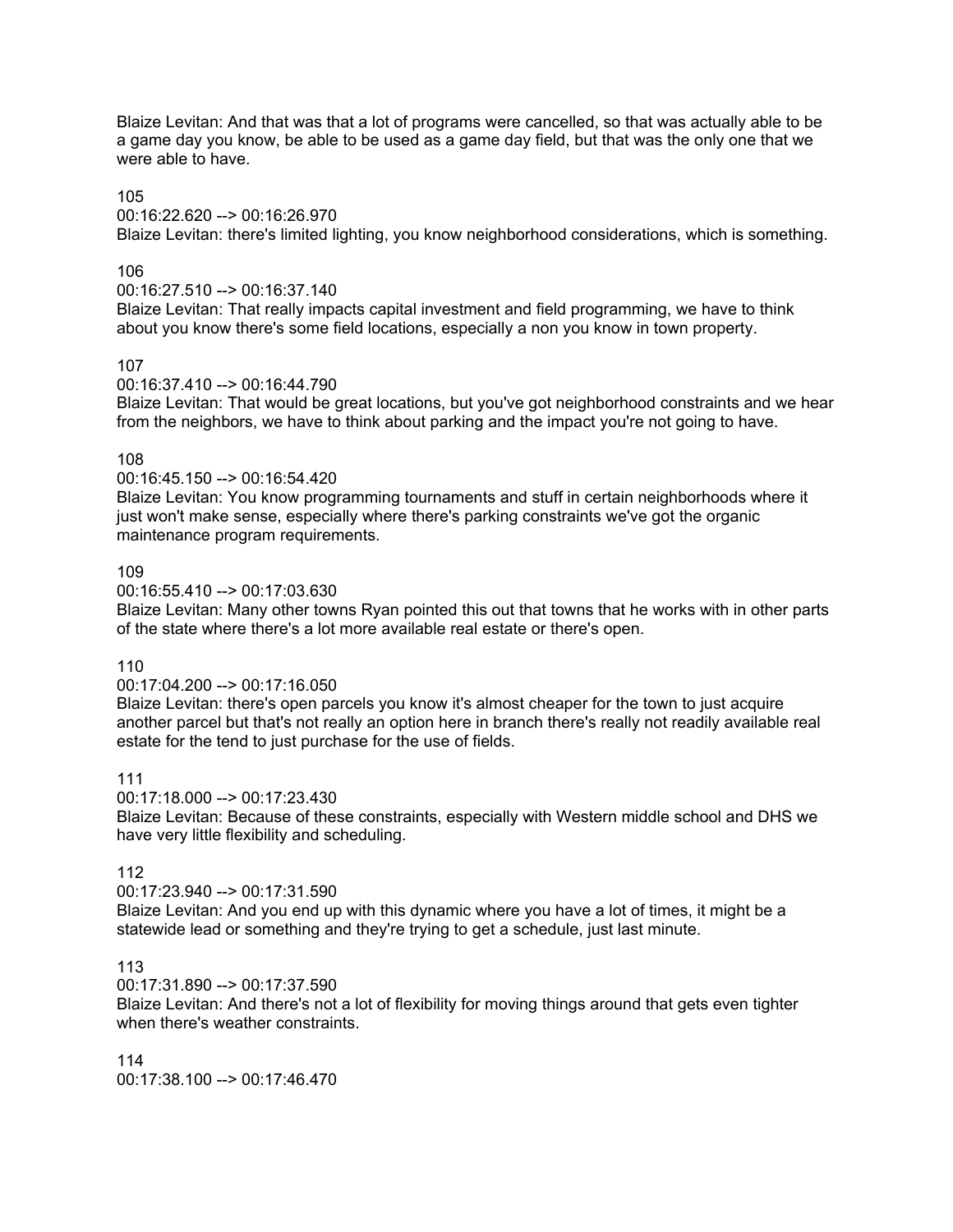Blaize Levitan: And that was that a lot of programs were cancelled, so that was actually able to be a game day you know, be able to be used as a game day field, but that was the only one that we were able to have.

105
00:16:22.620 --> 00:16:26.970
Blaize Levitan: there's limited lighting, you know neighborhood considerations, which is something.

106
00:16:27.510 --> 00:16:37.140
Blaize Levitan: That really impacts capital investment and field programming, we have to think about you know there's some field locations, especially a non you know in town property.

107
00:16:37.410 --> 00:16:44.790
Blaize Levitan: That would be great locations, but you've got neighborhood constraints and we hear from the neighbors, we have to think about parking and the impact you're not going to have.

108
00:16:45.150 --> 00:16:54.420
Blaize Levitan: You know programming tournaments and stuff in certain neighborhoods where it just won't make sense, especially where there's parking constraints we've got the organic maintenance program requirements.

109
00:16:55.410 --> 00:17:03.630
Blaize Levitan: Many other towns Ryan pointed this out that towns that he works with in other parts of the state where there's a lot more available real estate or there's open.

110
00:17:04.200 --> 00:17:16.050
Blaize Levitan: there's open parcels you know it's almost cheaper for the town to just acquire another parcel but that's not really an option here in branch there's really not readily available real estate for the tend to just purchase for the use of fields.

111
00:17:18.000 --> 00:17:23.430
Blaize Levitan: Because of these constraints, especially with Western middle school and DHS we have very little flexibility and scheduling.

112
00:17:23.940 --> 00:17:31.590
Blaize Levitan: And you end up with this dynamic where you have a lot of times, it might be a statewide lead or something and they're trying to get a schedule, just last minute.

113
00:17:31.890 --> 00:17:37.590
Blaize Levitan: And there's not a lot of flexibility for moving things around that gets even tighter when there's weather constraints.

114
00:17:38.100 --> 00:17:46.470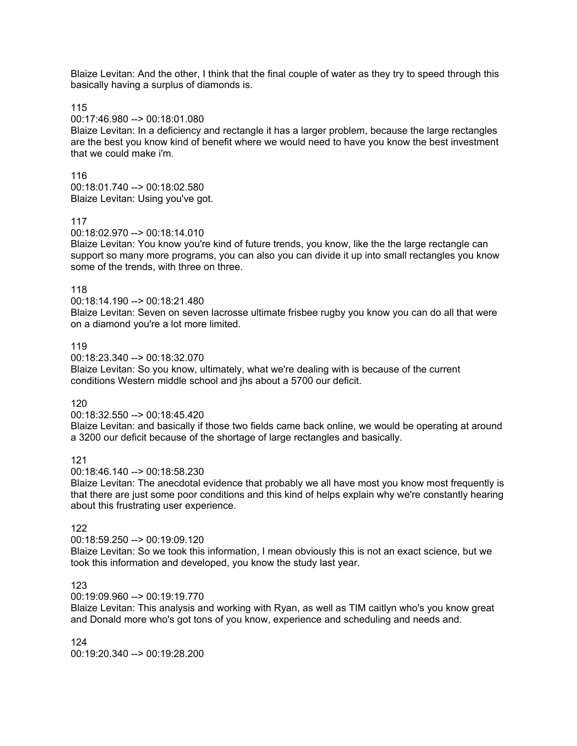Blaize Levitan: And the other, I think that the final couple of water as they try to speed through this basically having a surplus of diamonds is.

115
00:17:46.980 --> 00:18:01.080
Blaize Levitan: In a deficiency and rectangle it has a larger problem, because the large rectangles are the best you know kind of benefit where we would need to have you know the best investment that we could make i'm.

116
00:18:01.740 --> 00:18:02.580
Blaize Levitan: Using you've got.

117
00:18:02.970 --> 00:18:14.010
Blaize Levitan: You know you're kind of future trends, you know, like the the large rectangle can support so many more programs, you can also you can divide it up into small rectangles you know some of the trends, with three on three.

118
00:18:14.190 --> 00:18:21.480
Blaize Levitan: Seven on seven lacrosse ultimate frisbee rugby you know you can do all that were on a diamond you're a lot more limited.

119
00:18:23.340 --> 00:18:32.070
Blaize Levitan: So you know, ultimately, what we're dealing with is because of the current conditions Western middle school and jhs about a 5700 our deficit.

120
00:18:32.550 --> 00:18:45.420
Blaize Levitan: and basically if those two fields came back online, we would be operating at around a 3200 our deficit because of the shortage of large rectangles and basically.

121
00:18:46.140 --> 00:18:58.230
Blaize Levitan: The anecdotal evidence that probably we all have most you know most frequently is that there are just some poor conditions and this kind of helps explain why we're constantly hearing about this frustrating user experience.

122
00:18:59.250 --> 00:19:09.120
Blaize Levitan: So we took this information, I mean obviously this is not an exact science, but we took this information and developed, you know the study last year.

123
00:19:09.960 --> 00:19:19.770
Blaize Levitan: This analysis and working with Ryan, as well as TIM caitlyn who's you know great and Donald more who's got tons of you know, experience and scheduling and needs and.

124
00:19:20.340 --> 00:19:28.200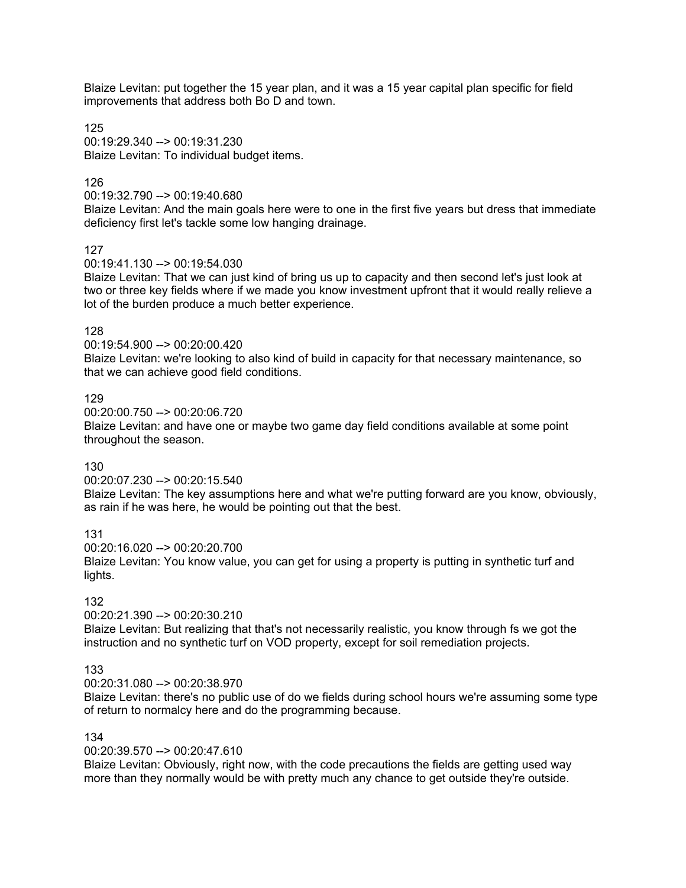Blaize Levitan: put together the 15 year plan, and it was a 15 year capital plan specific for field improvements that address both Bo D and town.

125
00:19:29.340 --> 00:19:31.230
Blaize Levitan: To individual budget items.

126
00:19:32.790 --> 00:19:40.680
Blaize Levitan: And the main goals here were to one in the first five years but dress that immediate deficiency first let's tackle some low hanging drainage.

127
00:19:41.130 --> 00:19:54.030
Blaize Levitan: That we can just kind of bring us up to capacity and then second let's just look at two or three key fields where if we made you know investment upfront that it would really relieve a lot of the burden produce a much better experience.

128
00:19:54.900 --> 00:20:00.420
Blaize Levitan: we're looking to also kind of build in capacity for that necessary maintenance, so that we can achieve good field conditions.

129
00:20:00.750 --> 00:20:06.720
Blaize Levitan: and have one or maybe two game day field conditions available at some point throughout the season.

130
00:20:07.230 --> 00:20:15.540
Blaize Levitan: The key assumptions here and what we're putting forward are you know, obviously, as rain if he was here, he would be pointing out that the best.

131
00:20:16.020 --> 00:20:20.700
Blaize Levitan: You know value, you can get for using a property is putting in synthetic turf and lights.

132
00:20:21.390 --> 00:20:30.210
Blaize Levitan: But realizing that that's not necessarily realistic, you know through fs we got the instruction and no synthetic turf on VOD property, except for soil remediation projects.

133
00:20:31.080 --> 00:20:38.970
Blaize Levitan: there's no public use of do we fields during school hours we're assuming some type of return to normalcy here and do the programming because.

134
00:20:39.570 --> 00:20:47.610
Blaize Levitan: Obviously, right now, with the code precautions the fields are getting used way more than they normally would be with pretty much any chance to get outside they're outside.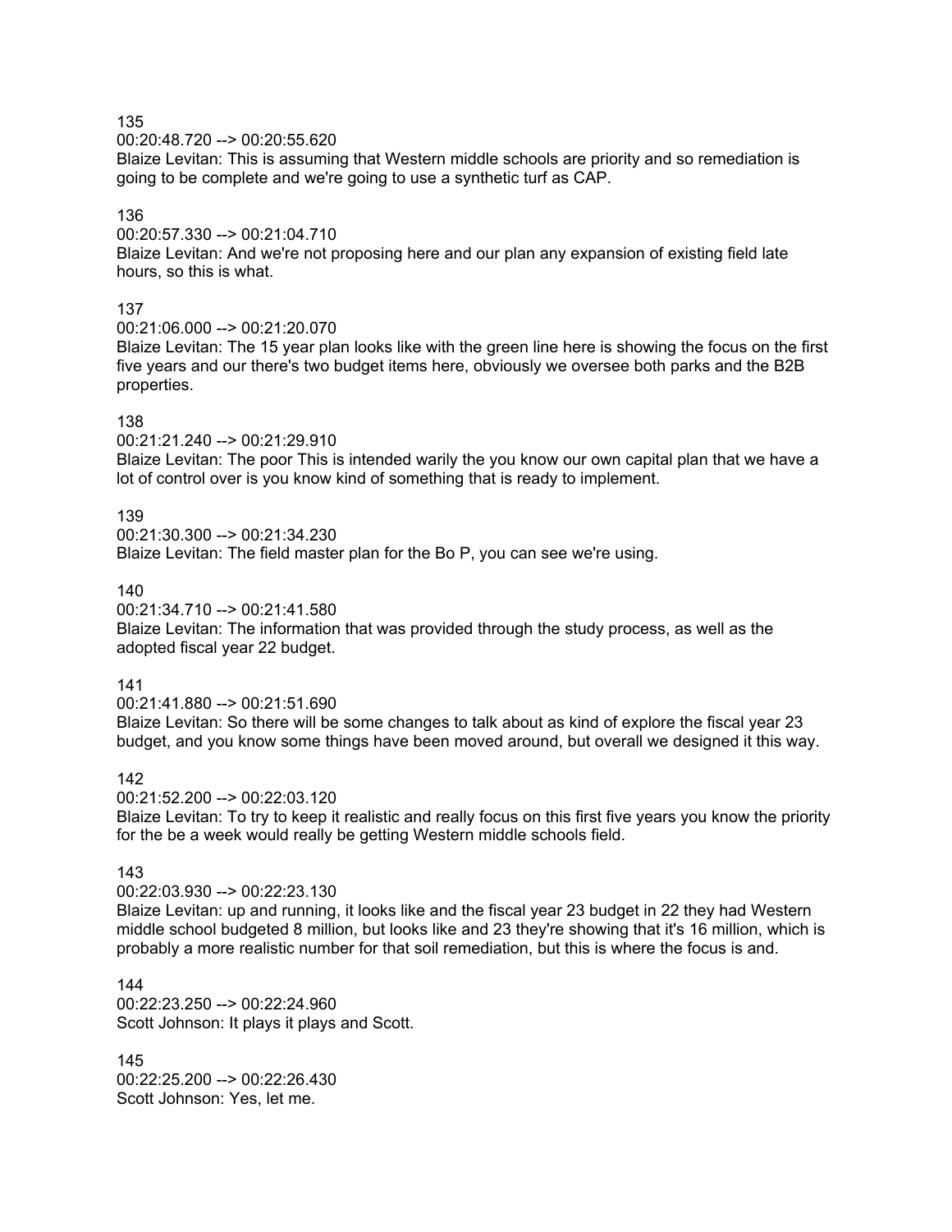135
00:20:48.720 --> 00:20:55.620
Blaize Levitan: This is assuming that Western middle schools are priority and so remediation is going to be complete and we're going to use a synthetic turf as CAP.

136
00:20:57.330 --> 00:21:04.710
Blaize Levitan: And we're not proposing here and our plan any expansion of existing field late hours, so this is what.

137
00:21:06.000 --> 00:21:20.070
Blaize Levitan: The 15 year plan looks like with the green line here is showing the focus on the first five years and our there's two budget items here, obviously we oversee both parks and the B2B properties.

138
00:21:21.240 --> 00:21:29.910
Blaize Levitan: The poor This is intended warily the you know our own capital plan that we have a lot of control over is you know kind of something that is ready to implement.

139
00:21:30.300 --> 00:21:34.230
Blaize Levitan: The field master plan for the Bo P, you can see we're using.

140
00:21:34.710 --> 00:21:41.580
Blaize Levitan: The information that was provided through the study process, as well as the adopted fiscal year 22 budget.

141
00:21:41.880 --> 00:21:51.690
Blaize Levitan: So there will be some changes to talk about as kind of explore the fiscal year 23 budget, and you know some things have been moved around, but overall we designed it this way.

142
00:21:52.200 --> 00:22:03.120
Blaize Levitan: To try to keep it realistic and really focus on this first five years you know the priority for the be a week would really be getting Western middle schools field.

143
00:22:03.930 --> 00:22:23.130
Blaize Levitan: up and running, it looks like and the fiscal year 23 budget in 22 they had Western middle school budgeted 8 million, but looks like and 23 they're showing that it's 16 million, which is probably a more realistic number for that soil remediation, but this is where the focus is and.

144
00:22:23.250 --> 00:22:24.960
Scott Johnson: It plays it plays and Scott.

145
00:22:25.200 --> 00:22:26.430
Scott Johnson: Yes, let me.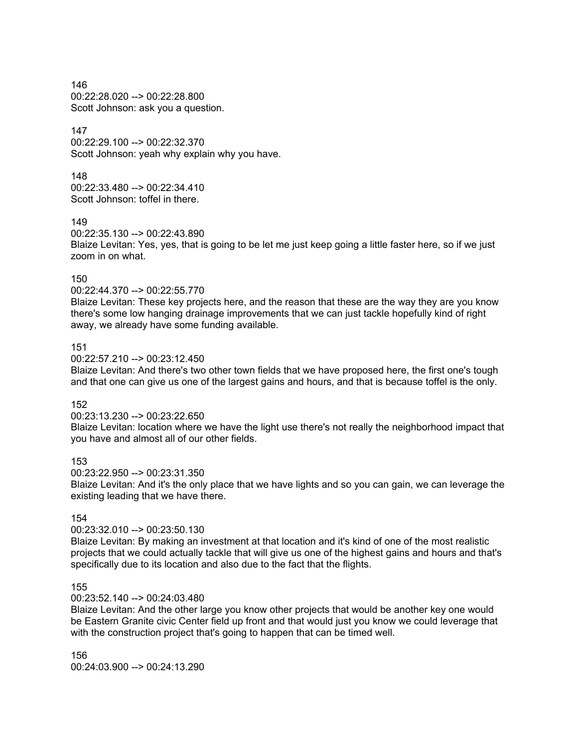146
00:22:28.020 --> 00:22:28.800
Scott Johnson: ask you a question.

147
00:22:29.100 --> 00:22:32.370
Scott Johnson: yeah why explain why you have.

148
00:22:33.480 --> 00:22:34.410
Scott Johnson: toffel in there.

149
00:22:35.130 --> 00:22:43.890
Blaize Levitan: Yes, yes, that is going to be let me just keep going a little faster here, so if we just zoom in on what.

150
00:22:44.370 --> 00:22:55.770
Blaize Levitan: These key projects here, and the reason that these are the way they are you know there's some low hanging drainage improvements that we can just tackle hopefully kind of right away, we already have some funding available.

151
00:22:57.210 --> 00:23:12.450
Blaize Levitan: And there's two other town fields that we have proposed here, the first one's tough and that one can give us one of the largest gains and hours, and that is because toffel is the only.

152
00:23:13.230 --> 00:23:22.650
Blaize Levitan: location where we have the light use there's not really the neighborhood impact that you have and almost all of our other fields.

153
00:23:22.950 --> 00:23:31.350
Blaize Levitan: And it's the only place that we have lights and so you can gain, we can leverage the existing leading that we have there.

154
00:23:32.010 --> 00:23:50.130
Blaize Levitan: By making an investment at that location and it's kind of one of the most realistic projects that we could actually tackle that will give us one of the highest gains and hours and that's specifically due to its location and also due to the fact that the flights.

155
00:23:52.140 --> 00:24:03.480
Blaize Levitan: And the other large you know other projects that would be another key one would be Eastern Granite civic Center field up front and that would just you know we could leverage that with the construction project that's going to happen that can be timed well.

156
00:24:03.900 --> 00:24:13.290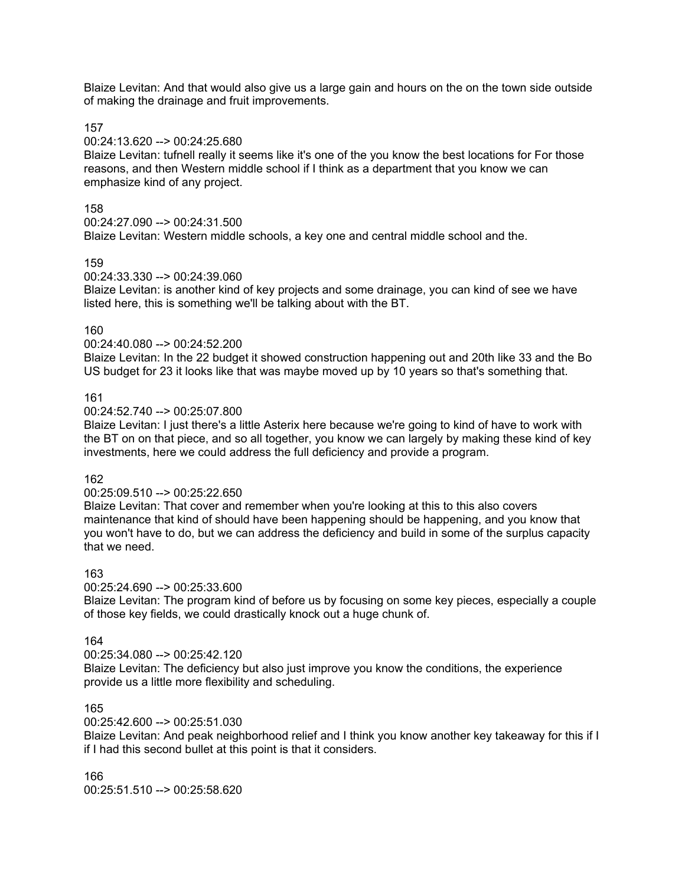Blaize Levitan: And that would also give us a large gain and hours on the on the town side outside of making the drainage and fruit improvements.

157
00:24:13.620 --> 00:24:25.680
Blaize Levitan: tufnell really it seems like it's one of the you know the best locations for For those reasons, and then Western middle school if I think as a department that you know we can emphasize kind of any project.

158
00:24:27.090 --> 00:24:31.500
Blaize Levitan: Western middle schools, a key one and central middle school and the.

159
00:24:33.330 --> 00:24:39.060
Blaize Levitan: is another kind of key projects and some drainage, you can kind of see we have listed here, this is something we'll be talking about with the BT.

160
00:24:40.080 --> 00:24:52.200
Blaize Levitan: In the 22 budget it showed construction happening out and 20th like 33 and the Bo US budget for 23 it looks like that was maybe moved up by 10 years so that's something that.

161
00:24:52.740 --> 00:25:07.800
Blaize Levitan: I just there's a little Asterix here because we're going to kind of have to work with the BT on on that piece, and so all together, you know we can largely by making these kind of key investments, here we could address the full deficiency and provide a program.

162
00:25:09.510 --> 00:25:22.650
Blaize Levitan: That cover and remember when you're looking at this to this also covers maintenance that kind of should have been happening should be happening, and you know that you won't have to do, but we can address the deficiency and build in some of the surplus capacity that we need.

163
00:25:24.690 --> 00:25:33.600
Blaize Levitan: The program kind of before us by focusing on some key pieces, especially a couple of those key fields, we could drastically knock out a huge chunk of.

164
00:25:34.080 --> 00:25:42.120
Blaize Levitan: The deficiency but also just improve you know the conditions, the experience provide us a little more flexibility and scheduling.

165
00:25:42.600 --> 00:25:51.030
Blaize Levitan: And peak neighborhood relief and I think you know another key takeaway for this if I if I had this second bullet at this point is that it considers.

166
00:25:51.510 --> 00:25:58.620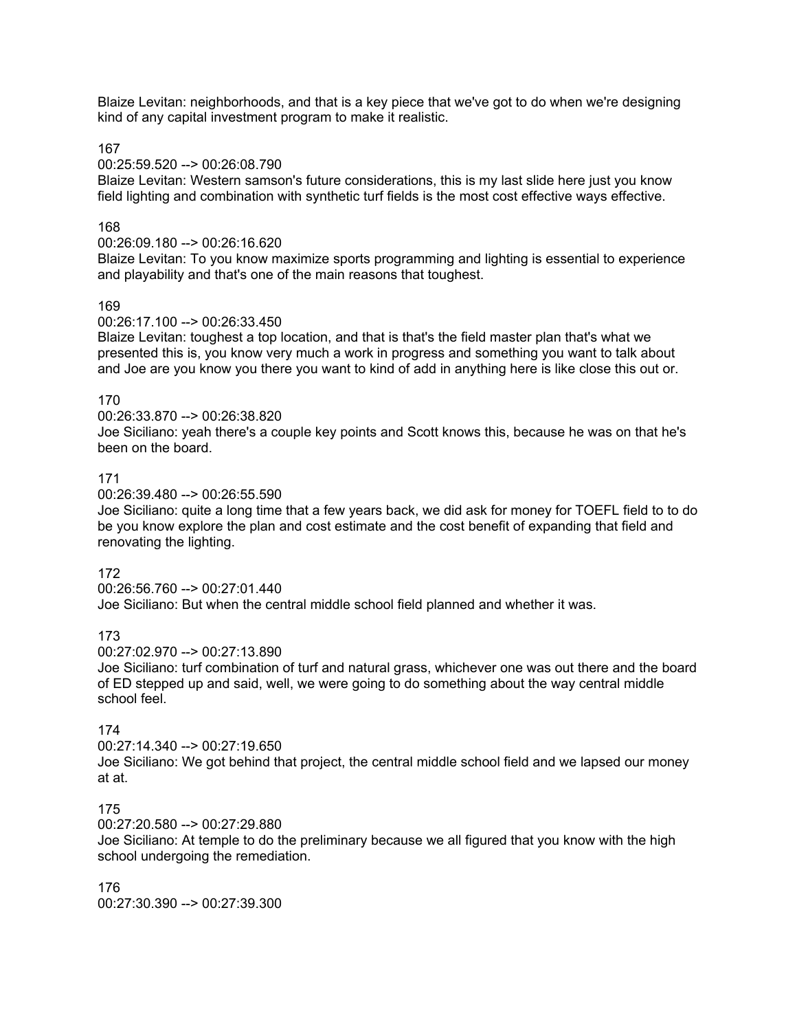Blaize Levitan: neighborhoods, and that is a key piece that we've got to do when we're designing kind of any capital investment program to make it realistic.

167
00:25:59.520 --> 00:26:08.790
Blaize Levitan: Western samson's future considerations, this is my last slide here just you know field lighting and combination with synthetic turf fields is the most cost effective ways effective.

168
00:26:09.180 --> 00:26:16.620
Blaize Levitan: To you know maximize sports programming and lighting is essential to experience and playability and that's one of the main reasons that toughest.

169
00:26:17.100 --> 00:26:33.450
Blaize Levitan: toughest a top location, and that is that's the field master plan that's what we presented this is, you know very much a work in progress and something you want to talk about and Joe are you know you there you want to kind of add in anything here is like close this out or.

170
00:26:33.870 --> 00:26:38.820
Joe Siciliano: yeah there's a couple key points and Scott knows this, because he was on that he's been on the board.

171
00:26:39.480 --> 00:26:55.590
Joe Siciliano: quite a long time that a few years back, we did ask for money for TOEFL field to to do be you know explore the plan and cost estimate and the cost benefit of expanding that field and renovating the lighting.

172
00:26:56.760 --> 00:27:01.440
Joe Siciliano: But when the central middle school field planned and whether it was.

173
00:27:02.970 --> 00:27:13.890
Joe Siciliano: turf combination of turf and natural grass, whichever one was out there and the board of ED stepped up and said, well, we were going to do something about the way central middle school feel.

174
00:27:14.340 --> 00:27:19.650
Joe Siciliano: We got behind that project, the central middle school field and we lapsed our money at at.

175
00:27:20.580 --> 00:27:29.880
Joe Siciliano: At temple to do the preliminary because we all figured that you know with the high school undergoing the remediation.

176
00:27:30.390 --> 00:27:39.300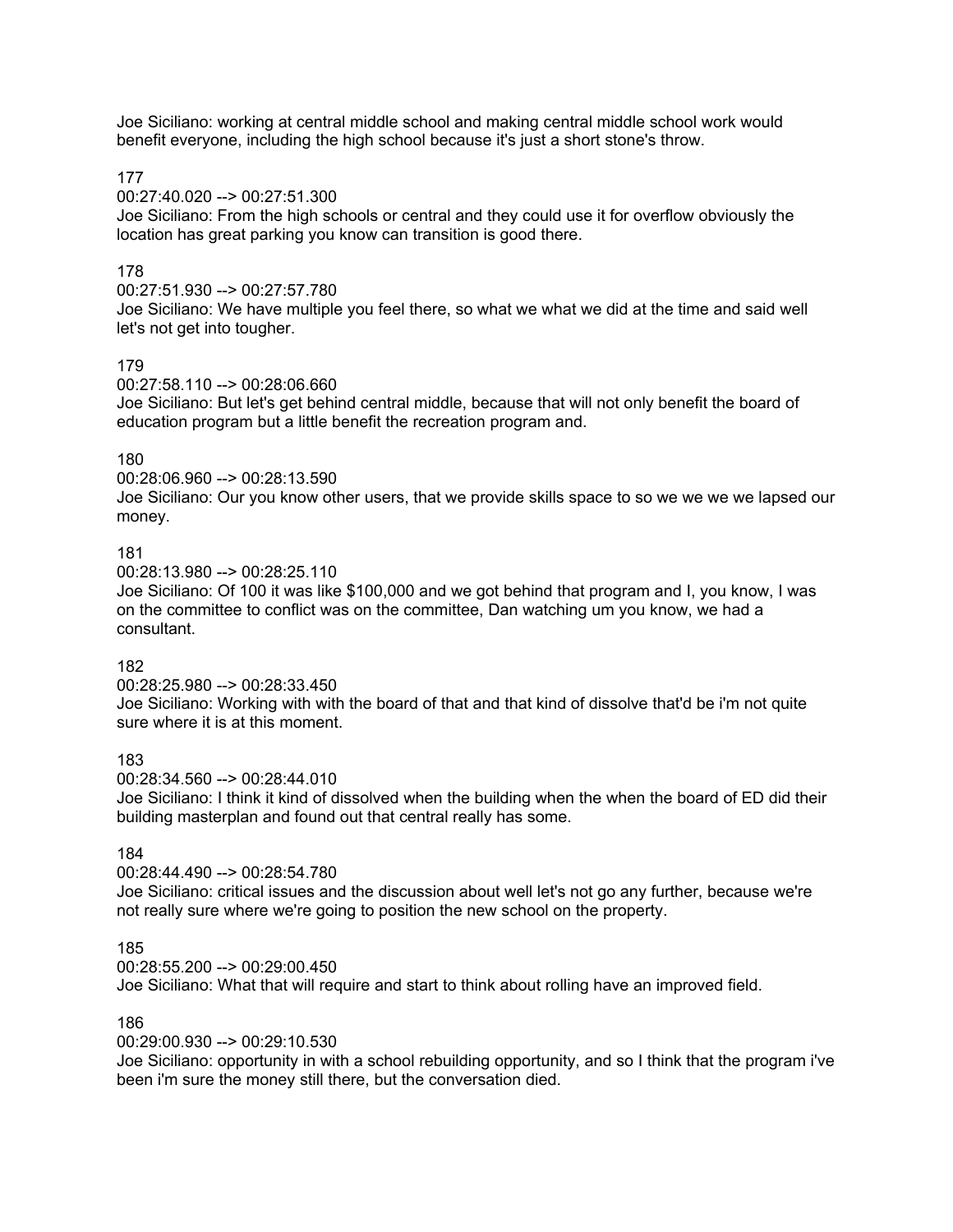Joe Siciliano: working at central middle school and making central middle school work would benefit everyone, including the high school because it's just a short stone's throw.

177
00:27:40.020 --> 00:27:51.300
Joe Siciliano: From the high schools or central and they could use it for overflow obviously the location has great parking you know can transition is good there.

178
00:27:51.930 --> 00:27:57.780
Joe Siciliano: We have multiple you feel there, so what we what we did at the time and said well let's not get into tougher.

179
00:27:58.110 --> 00:28:06.660
Joe Siciliano: But let's get behind central middle, because that will not only benefit the board of education program but a little benefit the recreation program and.

180
00:28:06.960 --> 00:28:13.590
Joe Siciliano: Our you know other users, that we provide skills space to so we we we lapsed our money.

181
00:28:13.980 --> 00:28:25.110
Joe Siciliano: Of 100 it was like $100,000 and we got behind that program and I, you know, I was on the committee to conflict was on the committee, Dan watching um you know, we had a consultant.

182
00:28:25.980 --> 00:28:33.450
Joe Siciliano: Working with with the board of that and that kind of dissolve that'd be i'm not quite sure where it is at this moment.

183
00:28:34.560 --> 00:28:44.010
Joe Siciliano: I think it kind of dissolved when the building when the when the board of ED did their building masterplan and found out that central really has some.

184
00:28:44.490 --> 00:28:54.780
Joe Siciliano: critical issues and the discussion about well let's not go any further, because we're not really sure where we're going to position the new school on the property.

185
00:28:55.200 --> 00:29:00.450
Joe Siciliano: What that will require and start to think about rolling have an improved field.

186
00:29:00.930 --> 00:29:10.530
Joe Siciliano: opportunity in with a school rebuilding opportunity, and so I think that the program i've been i'm sure the money still there, but the conversation died.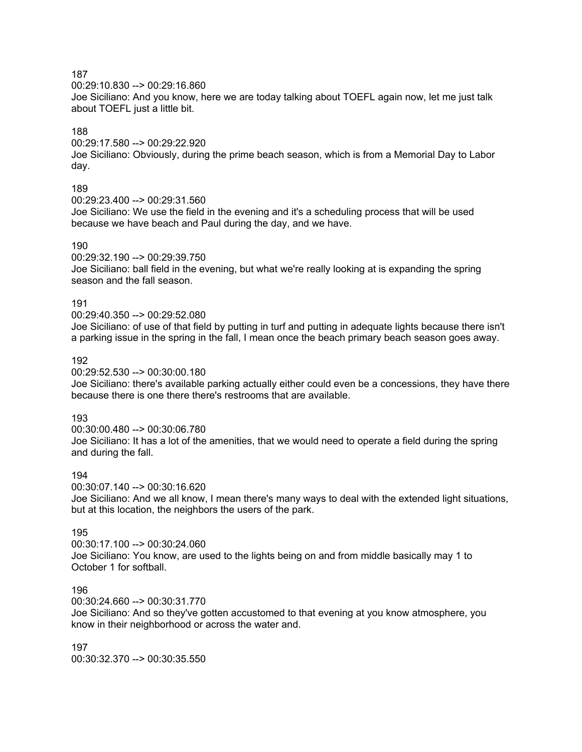187
00:29:10.830 --> 00:29:16.860
Joe Siciliano: And you know, here we are today talking about TOEFL again now, let me just talk about TOEFL just a little bit.

188
00:29:17.580 --> 00:29:22.920
Joe Siciliano: Obviously, during the prime beach season, which is from a Memorial Day to Labor day.

189
00:29:23.400 --> 00:29:31.560
Joe Siciliano: We use the field in the evening and it's a scheduling process that will be used because we have beach and Paul during the day, and we have.

190
00:29:32.190 --> 00:29:39.750
Joe Siciliano: ball field in the evening, but what we're really looking at is expanding the spring season and the fall season.

191
00:29:40.350 --> 00:29:52.080
Joe Siciliano: of use of that field by putting in turf and putting in adequate lights because there isn't a parking issue in the spring in the fall, I mean once the beach primary beach season goes away.

192
00:29:52.530 --> 00:30:00.180
Joe Siciliano: there's available parking actually either could even be a concessions, they have there because there is one there there's restrooms that are available.

193
00:30:00.480 --> 00:30:06.780
Joe Siciliano: It has a lot of the amenities, that we would need to operate a field during the spring and during the fall.

194
00:30:07.140 --> 00:30:16.620
Joe Siciliano: And we all know, I mean there's many ways to deal with the extended light situations, but at this location, the neighbors the users of the park.

195
00:30:17.100 --> 00:30:24.060
Joe Siciliano: You know, are used to the lights being on and from middle basically may 1 to October 1 for softball.

196
00:30:24.660 --> 00:30:31.770
Joe Siciliano: And so they've gotten accustomed to that evening at you know atmosphere, you know in their neighborhood or across the water and.

197
00:30:32.370 --> 00:30:35.550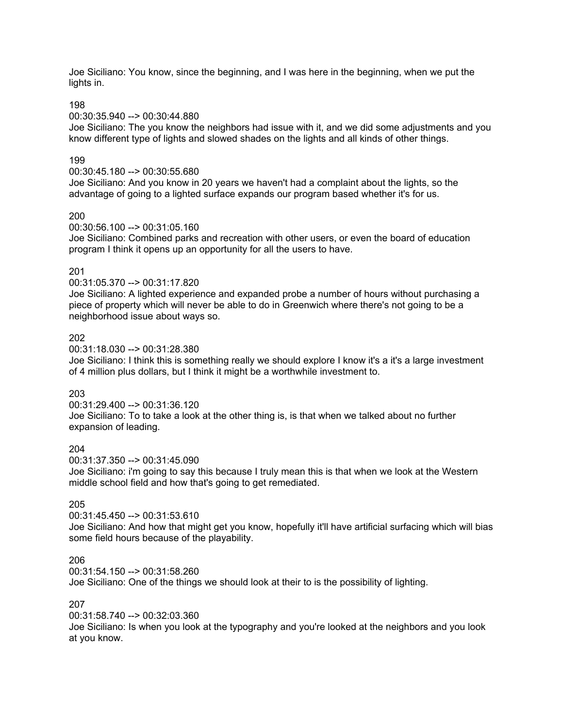Joe Siciliano: You know, since the beginning, and I was here in the beginning, when we put the lights in.

198
00:30:35.940 --> 00:30:44.880
Joe Siciliano: The you know the neighbors had issue with it, and we did some adjustments and you know different type of lights and slowed shades on the lights and all kinds of other things.

199
00:30:45.180 --> 00:30:55.680
Joe Siciliano: And you know in 20 years we haven't had a complaint about the lights, so the advantage of going to a lighted surface expands our program based whether it's for us.

200
00:30:56.100 --> 00:31:05.160
Joe Siciliano: Combined parks and recreation with other users, or even the board of education program I think it opens up an opportunity for all the users to have.

201
00:31:05.370 --> 00:31:17.820
Joe Siciliano: A lighted experience and expanded probe a number of hours without purchasing a piece of property which will never be able to do in Greenwich where there's not going to be a neighborhood issue about ways so.

202
00:31:18.030 --> 00:31:28.380
Joe Siciliano: I think this is something really we should explore I know it's a it's a large investment of 4 million plus dollars, but I think it might be a worthwhile investment to.

203
00:31:29.400 --> 00:31:36.120
Joe Siciliano: To to take a look at the other thing is, is that when we talked about no further expansion of leading.

204
00:31:37.350 --> 00:31:45.090
Joe Siciliano: i'm going to say this because I truly mean this is that when we look at the Western middle school field and how that's going to get remediated.

205
00:31:45.450 --> 00:31:53.610
Joe Siciliano: And how that might get you know, hopefully it'll have artificial surfacing which will bias some field hours because of the playability.

206
00:31:54.150 --> 00:31:58.260
Joe Siciliano: One of the things we should look at their to is the possibility of lighting.

207
00:31:58.740 --> 00:32:03.360
Joe Siciliano: Is when you look at the typography and you're looked at the neighbors and you look at you know.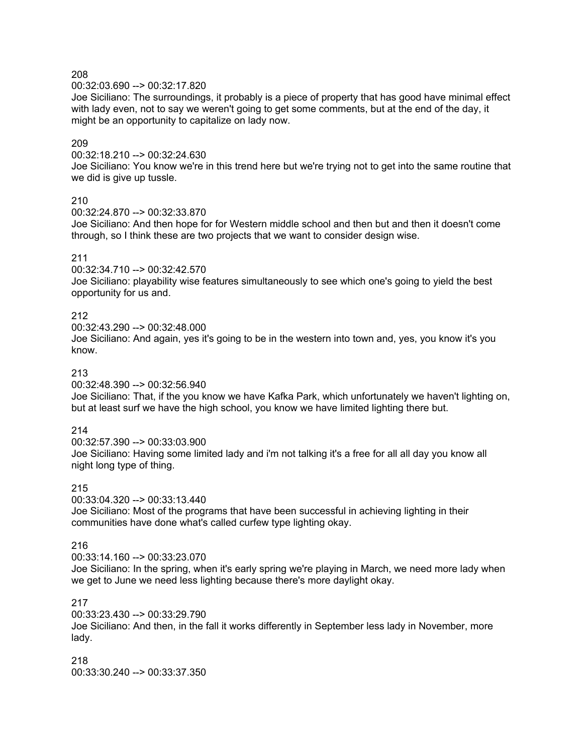208
00:32:03.690 --> 00:32:17.820
Joe Siciliano: The surroundings, it probably is a piece of property that has good have minimal effect with lady even, not to say we weren't going to get some comments, but at the end of the day, it might be an opportunity to capitalize on lady now.

209
00:32:18.210 --> 00:32:24.630
Joe Siciliano: You know we're in this trend here but we're trying not to get into the same routine that we did is give up tussle.

210
00:32:24.870 --> 00:32:33.870
Joe Siciliano: And then hope for for Western middle school and then but and then it doesn't come through, so I think these are two projects that we want to consider design wise.

211
00:32:34.710 --> 00:32:42.570
Joe Siciliano: playability wise features simultaneously to see which one's going to yield the best opportunity for us and.

212
00:32:43.290 --> 00:32:48.000
Joe Siciliano: And again, yes it's going to be in the western into town and, yes, you know it's you know.

213
00:32:48.390 --> 00:32:56.940
Joe Siciliano: That, if the you know we have Kafka Park, which unfortunately we haven't lighting on, but at least surf we have the high school, you know we have limited lighting there but.

214
00:32:57.390 --> 00:33:03.900
Joe Siciliano: Having some limited lady and i'm not talking it's a free for all all day you know all night long type of thing.

215
00:33:04.320 --> 00:33:13.440
Joe Siciliano: Most of the programs that have been successful in achieving lighting in their communities have done what's called curfew type lighting okay.

216
00:33:14.160 --> 00:33:23.070
Joe Siciliano: In the spring, when it's early spring we're playing in March, we need more lady when we get to June we need less lighting because there's more daylight okay.

217
00:33:23.430 --> 00:33:29.790
Joe Siciliano: And then, in the fall it works differently in September less lady in November, more lady.

218
00:33:30.240 --> 00:33:37.350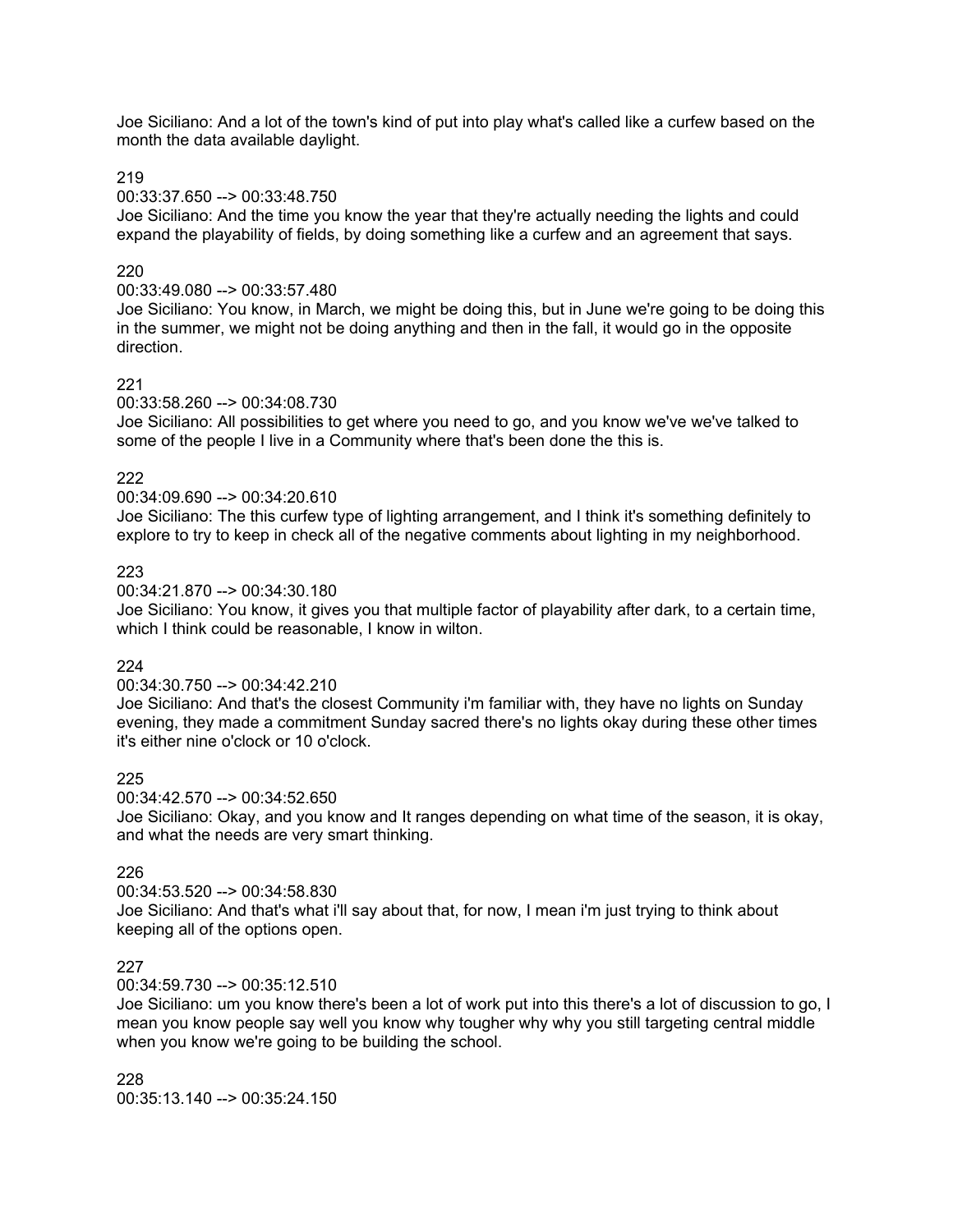Joe Siciliano: And a lot of the town's kind of put into play what's called like a curfew based on the month the data available daylight.

219
00:33:37.650 --> 00:33:48.750
Joe Siciliano: And the time you know the year that they're actually needing the lights and could expand the playability of fields, by doing something like a curfew and an agreement that says.

220
00:33:49.080 --> 00:33:57.480
Joe Siciliano: You know, in March, we might be doing this, but in June we're going to be doing this in the summer, we might not be doing anything and then in the fall, it would go in the opposite direction.

221
00:33:58.260 --> 00:34:08.730
Joe Siciliano: All possibilities to get where you need to go, and you know we've we've talked to some of the people I live in a Community where that's been done the this is.

222
00:34:09.690 --> 00:34:20.610
Joe Siciliano: The this curfew type of lighting arrangement, and I think it's something definitely to explore to try to keep in check all of the negative comments about lighting in my neighborhood.

223
00:34:21.870 --> 00:34:30.180
Joe Siciliano: You know, it gives you that multiple factor of playability after dark, to a certain time, which I think could be reasonable, I know in wilton.

224
00:34:30.750 --> 00:34:42.210
Joe Siciliano: And that's the closest Community i'm familiar with, they have no lights on Sunday evening, they made a commitment Sunday sacred there's no lights okay during these other times it's either nine o'clock or 10 o'clock.

225
00:34:42.570 --> 00:34:52.650
Joe Siciliano: Okay, and you know and It ranges depending on what time of the season, it is okay, and what the needs are very smart thinking.

226
00:34:53.520 --> 00:34:58.830
Joe Siciliano: And that's what i'll say about that, for now, I mean i'm just trying to think about keeping all of the options open.

227
00:34:59.730 --> 00:35:12.510
Joe Siciliano: um you know there's been a lot of work put into this there's a lot of discussion to go, I mean you know people say well you know why tougher why why you still targeting central middle when you know we're going to be building the school.

228
00:35:13.140 --> 00:35:24.150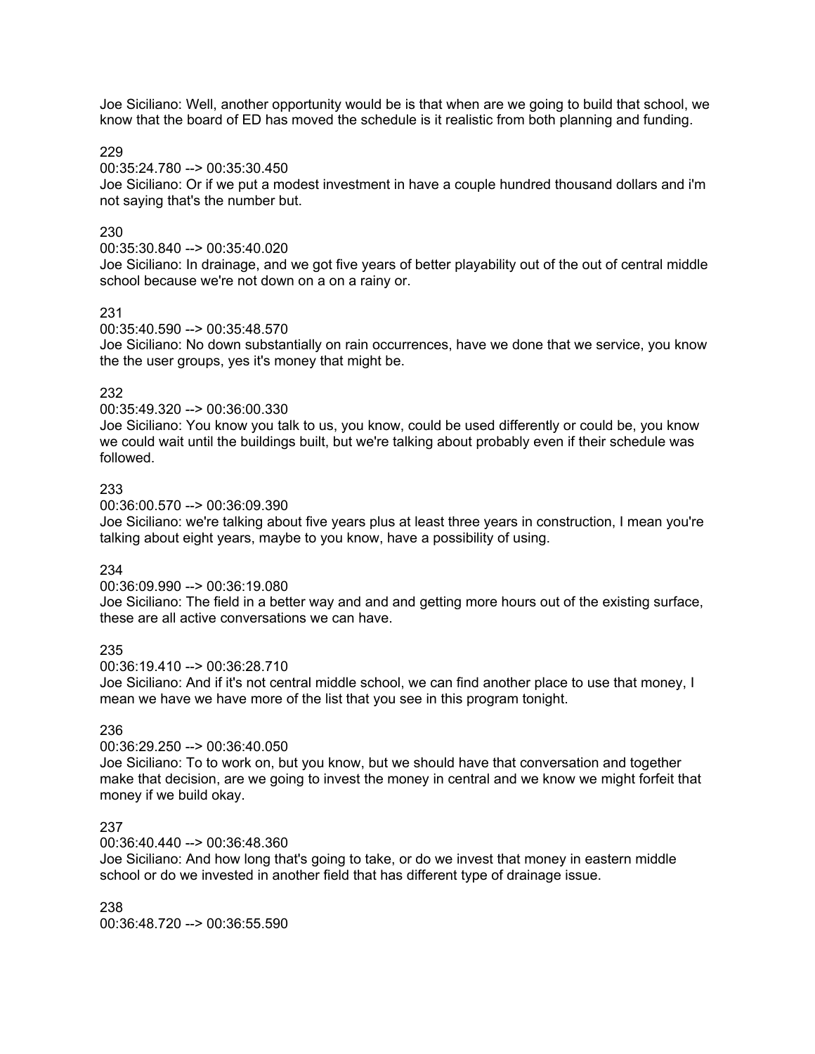Joe Siciliano: Well, another opportunity would be is that when are we going to build that school, we know that the board of ED has moved the schedule is it realistic from both planning and funding.

229
00:35:24.780 --> 00:35:30.450
Joe Siciliano: Or if we put a modest investment in have a couple hundred thousand dollars and i'm not saying that's the number but.

230
00:35:30.840 --> 00:35:40.020
Joe Siciliano: In drainage, and we got five years of better playability out of the out of central middle school because we're not down on a on a rainy or.

231
00:35:40.590 --> 00:35:48.570
Joe Siciliano: No down substantially on rain occurrences, have we done that we service, you know the the user groups, yes it's money that might be.

232
00:35:49.320 --> 00:36:00.330
Joe Siciliano: You know you talk to us, you know, could be used differently or could be, you know we could wait until the buildings built, but we're talking about probably even if their schedule was followed.

233
00:36:00.570 --> 00:36:09.390
Joe Siciliano: we're talking about five years plus at least three years in construction, I mean you're talking about eight years, maybe to you know, have a possibility of using.

234
00:36:09.990 --> 00:36:19.080
Joe Siciliano: The field in a better way and and and getting more hours out of the existing surface, these are all active conversations we can have.

235
00:36:19.410 --> 00:36:28.710
Joe Siciliano: And if it's not central middle school, we can find another place to use that money, I mean we have we have more of the list that you see in this program tonight.

236
00:36:29.250 --> 00:36:40.050
Joe Siciliano: To to work on, but you know, but we should have that conversation and together make that decision, are we going to invest the money in central and we know we might forfeit that money if we build okay.

237
00:36:40.440 --> 00:36:48.360
Joe Siciliano: And how long that's going to take, or do we invest that money in eastern middle school or do we invested in another field that has different type of drainage issue.

238
00:36:48.720 --> 00:36:55.590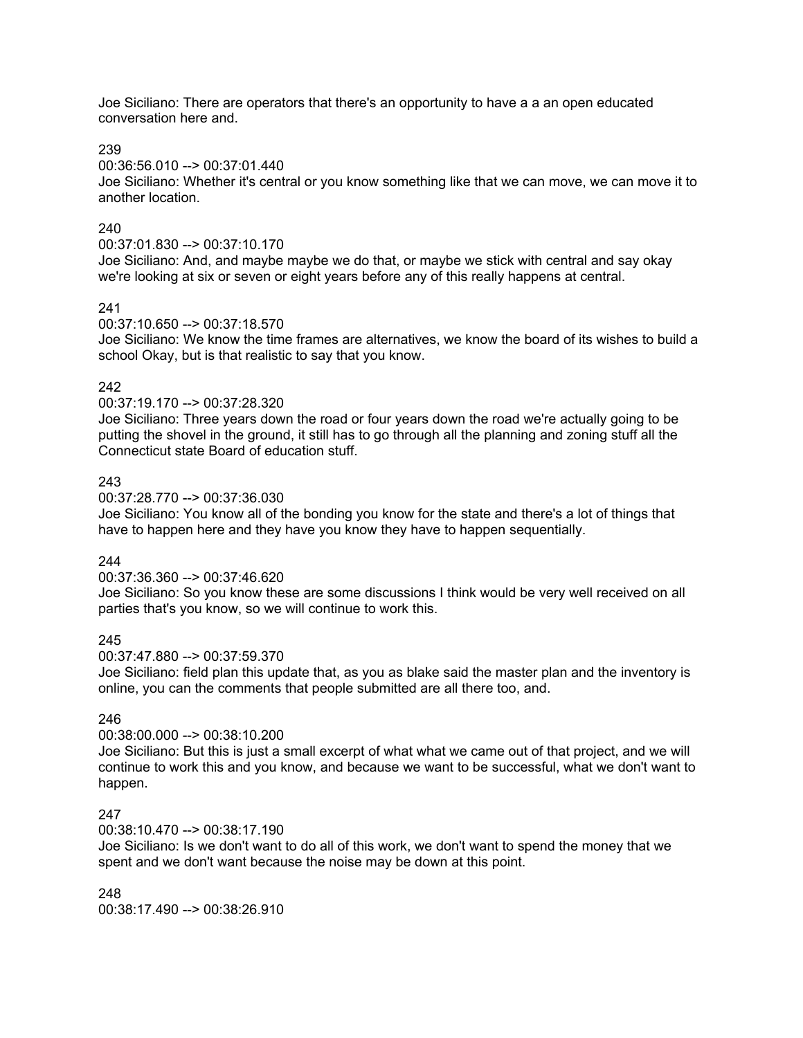Joe Siciliano: There are operators that there's an opportunity to have a a an open educated conversation here and.

239
00:36:56.010 --> 00:37:01.440
Joe Siciliano: Whether it's central or you know something like that we can move, we can move it to another location.

240
00:37:01.830 --> 00:37:10.170
Joe Siciliano: And, and maybe maybe we do that, or maybe we stick with central and say okay we're looking at six or seven or eight years before any of this really happens at central.

241
00:37:10.650 --> 00:37:18.570
Joe Siciliano: We know the time frames are alternatives, we know the board of its wishes to build a school Okay, but is that realistic to say that you know.

242
00:37:19.170 --> 00:37:28.320
Joe Siciliano: Three years down the road or four years down the road we're actually going to be putting the shovel in the ground, it still has to go through all the planning and zoning stuff all the Connecticut state Board of education stuff.

243
00:37:28.770 --> 00:37:36.030
Joe Siciliano: You know all of the bonding you know for the state and there's a lot of things that have to happen here and they have you know they have to happen sequentially.

244
00:37:36.360 --> 00:37:46.620
Joe Siciliano: So you know these are some discussions I think would be very well received on all parties that's you know, so we will continue to work this.

245
00:37:47.880 --> 00:37:59.370
Joe Siciliano: field plan this update that, as you as blake said the master plan and the inventory is online, you can the comments that people submitted are all there too, and.

246
00:38:00.000 --> 00:38:10.200
Joe Siciliano: But this is just a small excerpt of what what we came out of that project, and we will continue to work this and you know, and because we want to be successful, what we don't want to happen.

247
00:38:10.470 --> 00:38:17.190
Joe Siciliano: Is we don't want to do all of this work, we don't want to spend the money that we spent and we don't want because the noise may be down at this point.

248
00:38:17.490 --> 00:38:26.910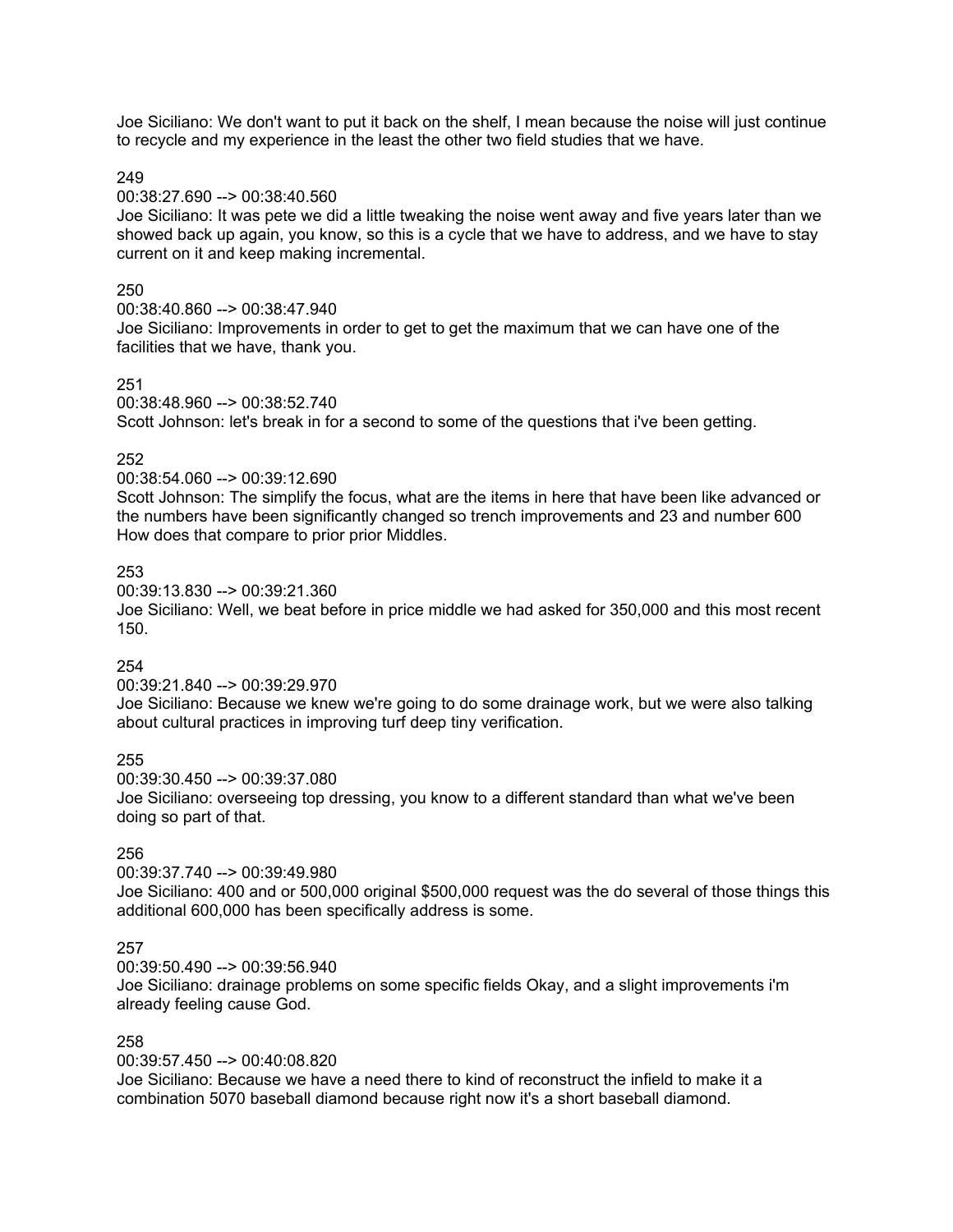Joe Siciliano: We don't want to put it back on the shelf, I mean because the noise will just continue to recycle and my experience in the least the other two field studies that we have.

249

00:38:27.690 --> 00:38:40.560

Joe Siciliano: It was pete we did a little tweaking the noise went away and five years later than we showed back up again, you know, so this is a cycle that we have to address, and we have to stay current on it and keep making incremental.

250

00:38:40.860 --> 00:38:47.940

Joe Siciliano: Improvements in order to get to get the maximum that we can have one of the facilities that we have, thank you.

251

00:38:48.960 --> 00:38:52.740

Scott Johnson: let's break in for a second to some of the questions that i've been getting.

252

00:38:54.060 --> 00:39:12.690

Scott Johnson: The simplify the focus, what are the items in here that have been like advanced or the numbers have been significantly changed so trench improvements and 23 and number 600 How does that compare to prior prior Middles.

253

00:39:13.830 --> 00:39:21.360

Joe Siciliano: Well, we beat before in price middle we had asked for 350,000 and this most recent 150.

254

00:39:21.840 --> 00:39:29.970

Joe Siciliano: Because we knew we're going to do some drainage work, but we were also talking about cultural practices in improving turf deep tiny verification.

255

00:39:30.450 --> 00:39:37.080

Joe Siciliano: overseeing top dressing, you know to a different standard than what we've been doing so part of that.

256

00:39:37.740 --> 00:39:49.980

Joe Siciliano: 400 and or 500,000 original $500,000 request was the do several of those things this additional 600,000 has been specifically address is some.

257

00:39:50.490 --> 00:39:56.940

Joe Siciliano: drainage problems on some specific fields Okay, and a slight improvements i'm already feeling cause God.

258

00:39:57.450 --> 00:40:08.820

Joe Siciliano: Because we have a need there to kind of reconstruct the infield to make it a combination 5070 baseball diamond because right now it's a short baseball diamond.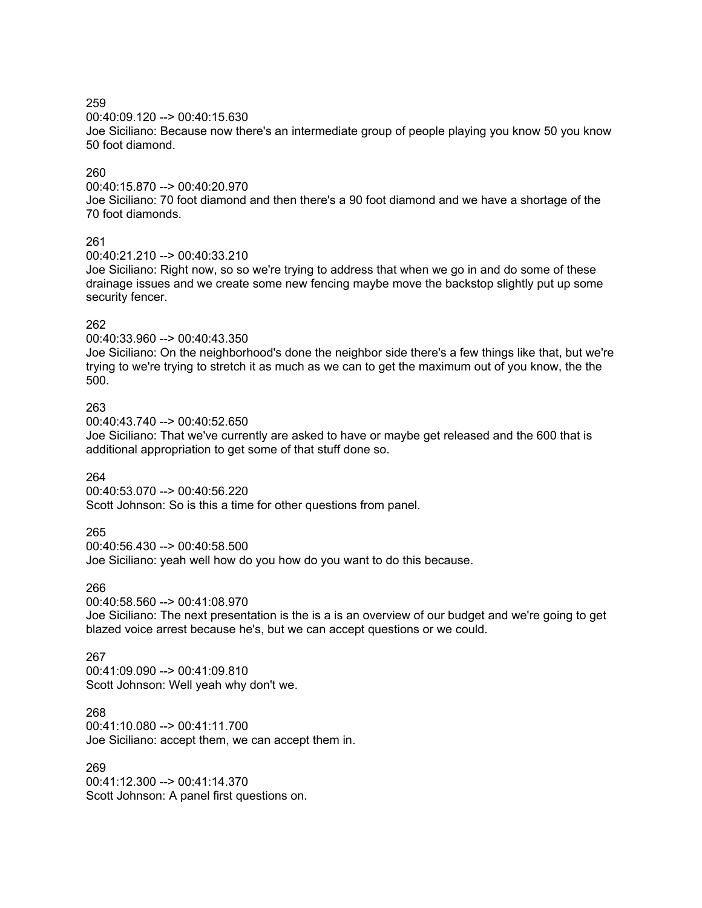259
00:40:09.120 --> 00:40:15.630
Joe Siciliano: Because now there's an intermediate group of people playing you know 50 you know 50 foot diamond.

260
00:40:15.870 --> 00:40:20.970
Joe Siciliano: 70 foot diamond and then there's a 90 foot diamond and we have a shortage of the 70 foot diamonds.

261
00:40:21.210 --> 00:40:33.210
Joe Siciliano: Right now, so so we're trying to address that when we go in and do some of these drainage issues and we create some new fencing maybe move the backstop slightly put up some security fencer.

262
00:40:33.960 --> 00:40:43.350
Joe Siciliano: On the neighborhood's done the neighbor side there's a few things like that, but we're trying to we're trying to stretch it as much as we can to get the maximum out of you know, the the 500.

263
00:40:43.740 --> 00:40:52.650
Joe Siciliano: That we've currently are asked to have or maybe get released and the 600 that is additional appropriation to get some of that stuff done so.

264
00:40:53.070 --> 00:40:56.220
Scott Johnson: So is this a time for other questions from panel.

265
00:40:56.430 --> 00:40:58.500
Joe Siciliano: yeah well how do you how do you want to do this because.

266
00:40:58.560 --> 00:41:08.970
Joe Siciliano: The next presentation is the is a is an overview of our budget and we're going to get blazed voice arrest because he's, but we can accept questions or we could.

267
00:41:09.090 --> 00:41:09.810
Scott Johnson: Well yeah why don't we.

268
00:41:10.080 --> 00:41:11.700
Joe Siciliano: accept them, we can accept them in.

269
00:41:12.300 --> 00:41:14.370
Scott Johnson: A panel first questions on.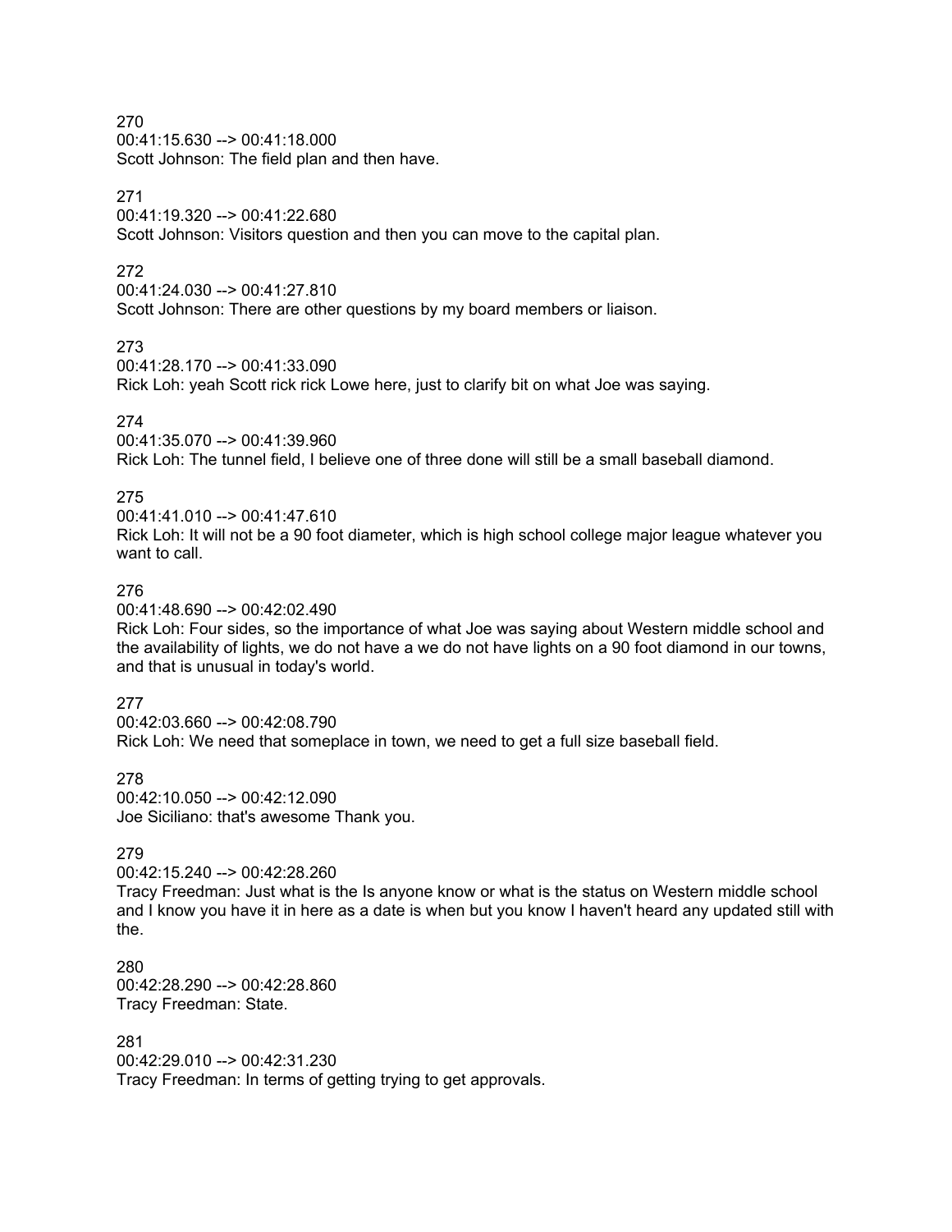270
00:41:15.630 --> 00:41:18.000
Scott Johnson: The field plan and then have.

271
00:41:19.320 --> 00:41:22.680
Scott Johnson: Visitors question and then you can move to the capital plan.

272
00:41:24.030 --> 00:41:27.810
Scott Johnson: There are other questions by my board members or liaison.

273
00:41:28.170 --> 00:41:33.090
Rick Loh: yeah Scott rick rick Lowe here, just to clarify bit on what Joe was saying.

274
00:41:35.070 --> 00:41:39.960
Rick Loh: The tunnel field, I believe one of three done will still be a small baseball diamond.

275
00:41:41.010 --> 00:41:47.610
Rick Loh: It will not be a 90 foot diameter, which is high school college major league whatever you want to call.

276
00:41:48.690 --> 00:42:02.490
Rick Loh: Four sides, so the importance of what Joe was saying about Western middle school and the availability of lights, we do not have a we do not have lights on a 90 foot diamond in our towns, and that is unusual in today's world.

277
00:42:03.660 --> 00:42:08.790
Rick Loh: We need that someplace in town, we need to get a full size baseball field.

278
00:42:10.050 --> 00:42:12.090
Joe Siciliano: that's awesome Thank you.

279
00:42:15.240 --> 00:42:28.260
Tracy Freedman: Just what is the Is anyone know or what is the status on Western middle school and I know you have it in here as a date is when but you know I haven't heard any updated still with the.

280
00:42:28.290 --> 00:42:28.860
Tracy Freedman: State.

281
00:42:29.010 --> 00:42:31.230
Tracy Freedman: In terms of getting trying to get approvals.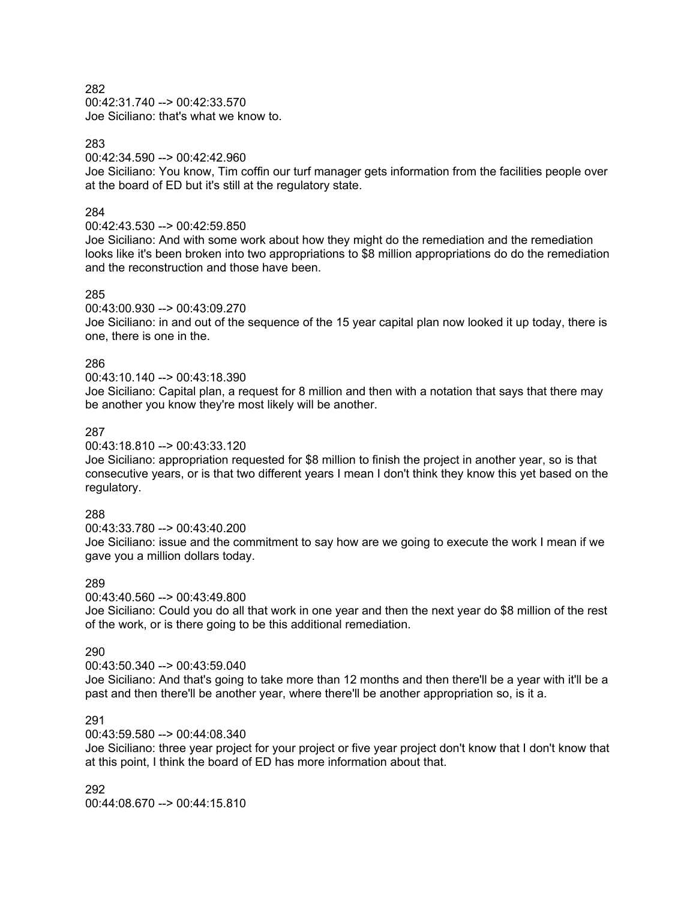282
00:42:31.740 --> 00:42:33.570
Joe Siciliano: that's what we know to.

283
00:42:34.590 --> 00:42:42.960
Joe Siciliano: You know, Tim coffin our turf manager gets information from the facilities people over at the board of ED but it's still at the regulatory state.

284
00:42:43.530 --> 00:42:59.850
Joe Siciliano: And with some work about how they might do the remediation and the remediation looks like it's been broken into two appropriations to $8 million appropriations do do the remediation and the reconstruction and those have been.

285
00:43:00.930 --> 00:43:09.270
Joe Siciliano: in and out of the sequence of the 15 year capital plan now looked it up today, there is one, there is one in the.

286
00:43:10.140 --> 00:43:18.390
Joe Siciliano: Capital plan, a request for 8 million and then with a notation that says that there may be another you know they're most likely will be another.

287
00:43:18.810 --> 00:43:33.120
Joe Siciliano: appropriation requested for $8 million to finish the project in another year, so is that consecutive years, or is that two different years I mean I don't think they know this yet based on the regulatory.

288
00:43:33.780 --> 00:43:40.200
Joe Siciliano: issue and the commitment to say how are we going to execute the work I mean if we gave you a million dollars today.

289
00:43:40.560 --> 00:43:49.800
Joe Siciliano: Could you do all that work in one year and then the next year do $8 million of the rest of the work, or is there going to be this additional remediation.

290
00:43:50.340 --> 00:43:59.040
Joe Siciliano: And that's going to take more than 12 months and then there'll be a year with it'll be a past and then there'll be another year, where there'll be another appropriation so, is it a.

291
00:43:59.580 --> 00:44:08.340
Joe Siciliano: three year project for your project or five year project don't know that I don't know that at this point, I think the board of ED has more information about that.

292
00:44:08.670 --> 00:44:15.810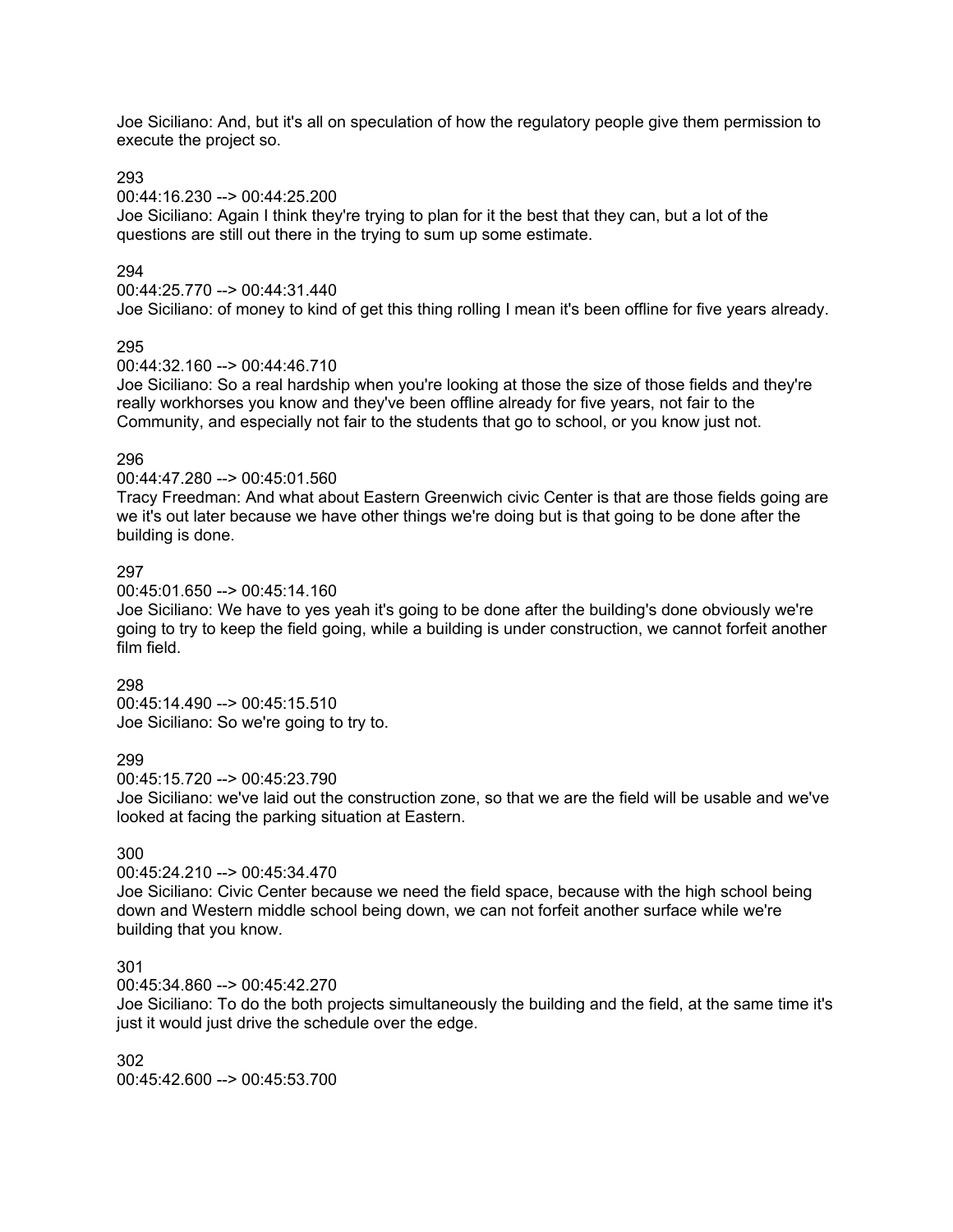Joe Siciliano: And, but it's all on speculation of how the regulatory people give them permission to execute the project so.

293
00:44:16.230 --> 00:44:25.200
Joe Siciliano: Again I think they're trying to plan for it the best that they can, but a lot of the questions are still out there in the trying to sum up some estimate.

294
00:44:25.770 --> 00:44:31.440
Joe Siciliano: of money to kind of get this thing rolling I mean it's been offline for five years already.

295
00:44:32.160 --> 00:44:46.710
Joe Siciliano: So a real hardship when you're looking at those the size of those fields and they're really workhorses you know and they've been offline already for five years, not fair to the Community, and especially not fair to the students that go to school, or you know just not.

296
00:44:47.280 --> 00:45:01.560
Tracy Freedman: And what about Eastern Greenwich civic Center is that are those fields going are we it's out later because we have other things we're doing but is that going to be done after the building is done.

297
00:45:01.650 --> 00:45:14.160
Joe Siciliano: We have to yes yeah it's going to be done after the building's done obviously we're going to try to keep the field going, while a building is under construction, we cannot forfeit another film field.

298
00:45:14.490 --> 00:45:15.510
Joe Siciliano: So we're going to try to.

299
00:45:15.720 --> 00:45:23.790
Joe Siciliano: we've laid out the construction zone, so that we are the field will be usable and we've looked at facing the parking situation at Eastern.

300
00:45:24.210 --> 00:45:34.470
Joe Siciliano: Civic Center because we need the field space, because with the high school being down and Western middle school being down, we can not forfeit another surface while we're building that you know.

301
00:45:34.860 --> 00:45:42.270
Joe Siciliano: To do the both projects simultaneously the building and the field, at the same time it's just it would just drive the schedule over the edge.

302
00:45:42.600 --> 00:45:53.700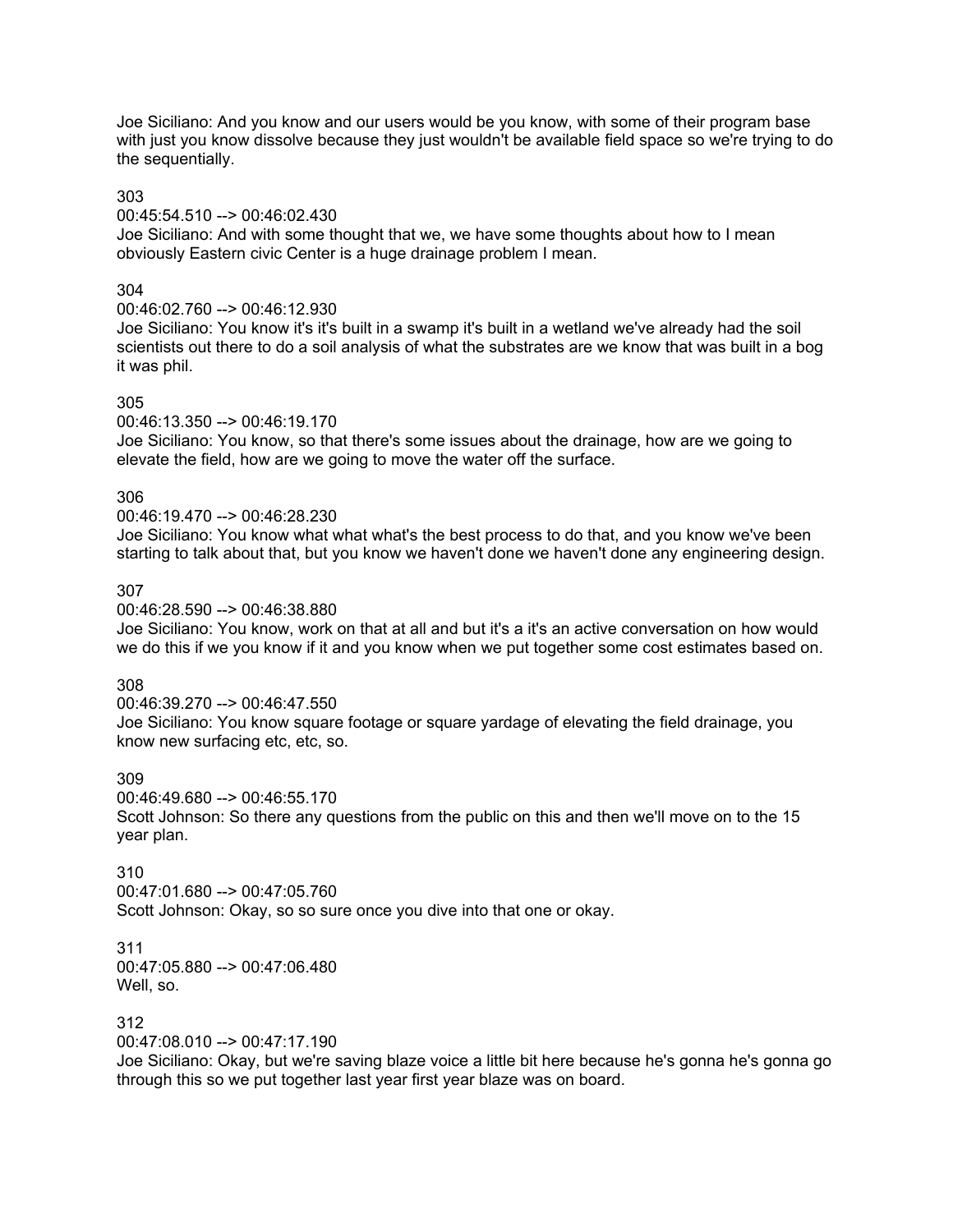Joe Siciliano: And you know and our users would be you know, with some of their program base with just you know dissolve because they just wouldn't be available field space so we're trying to do the sequentially.

303
00:45:54.510 --> 00:46:02.430
Joe Siciliano: And with some thought that we, we have some thoughts about how to I mean obviously Eastern civic Center is a huge drainage problem I mean.

304
00:46:02.760 --> 00:46:12.930
Joe Siciliano: You know it's it's built in a swamp it's built in a wetland we've already had the soil scientists out there to do a soil analysis of what the substrates are we know that was built in a bog it was phil.

305
00:46:13.350 --> 00:46:19.170
Joe Siciliano: You know, so that there's some issues about the drainage, how are we going to elevate the field, how are we going to move the water off the surface.

306
00:46:19.470 --> 00:46:28.230
Joe Siciliano: You know what what what's the best process to do that, and you know we've been starting to talk about that, but you know we haven't done we haven't done any engineering design.

307
00:46:28.590 --> 00:46:38.880
Joe Siciliano: You know, work on that at all and but it's a it's an active conversation on how would we do this if we you know if it and you know when we put together some cost estimates based on.

308
00:46:39.270 --> 00:46:47.550
Joe Siciliano: You know square footage or square yardage of elevating the field drainage, you know new surfacing etc, etc, so.

309
00:46:49.680 --> 00:46:55.170
Scott Johnson: So there any questions from the public on this and then we'll move on to the 15 year plan.

310
00:47:01.680 --> 00:47:05.760
Scott Johnson: Okay, so so sure once you dive into that one or okay.

311
00:47:05.880 --> 00:47:06.480
Well, so.

312
00:47:08.010 --> 00:47:17.190
Joe Siciliano: Okay, but we're saving blaze voice a little bit here because he's gonna he's gonna go through this so we put together last year first year blaze was on board.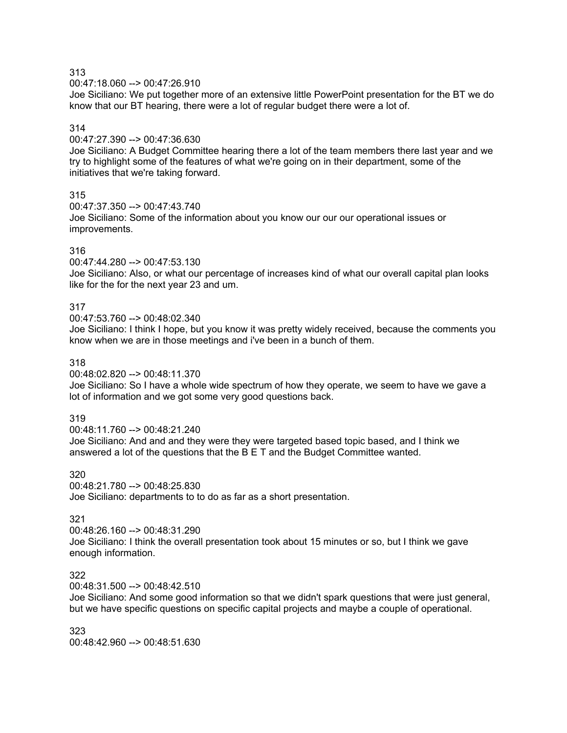313
00:47:18.060 --> 00:47:26.910
Joe Siciliano: We put together more of an extensive little PowerPoint presentation for the BT we do know that our BT hearing, there were a lot of regular budget there were a lot of.

314
00:47:27.390 --> 00:47:36.630
Joe Siciliano: A Budget Committee hearing there a lot of the team members there last year and we try to highlight some of the features of what we're going on in their department, some of the initiatives that we're taking forward.

315
00:47:37.350 --> 00:47:43.740
Joe Siciliano: Some of the information about you know our our our operational issues or improvements.

316
00:47:44.280 --> 00:47:53.130
Joe Siciliano: Also, or what our percentage of increases kind of what our overall capital plan looks like for the for the next year 23 and um.

317
00:47:53.760 --> 00:48:02.340
Joe Siciliano: I think I hope, but you know it was pretty widely received, because the comments you know when we are in those meetings and i've been in a bunch of them.

318
00:48:02.820 --> 00:48:11.370
Joe Siciliano: So I have a whole wide spectrum of how they operate, we seem to have we gave a lot of information and we got some very good questions back.

319
00:48:11.760 --> 00:48:21.240
Joe Siciliano: And and and they were they were targeted based topic based, and I think we answered a lot of the questions that the B E T and the Budget Committee wanted.

320
00:48:21.780 --> 00:48:25.830
Joe Siciliano: departments to to do as far as a short presentation.

321
00:48:26.160 --> 00:48:31.290
Joe Siciliano: I think the overall presentation took about 15 minutes or so, but I think we gave enough information.

322
00:48:31.500 --> 00:48:42.510
Joe Siciliano: And some good information so that we didn't spark questions that were just general, but we have specific questions on specific capital projects and maybe a couple of operational.

323
00:48:42.960 --> 00:48:51.630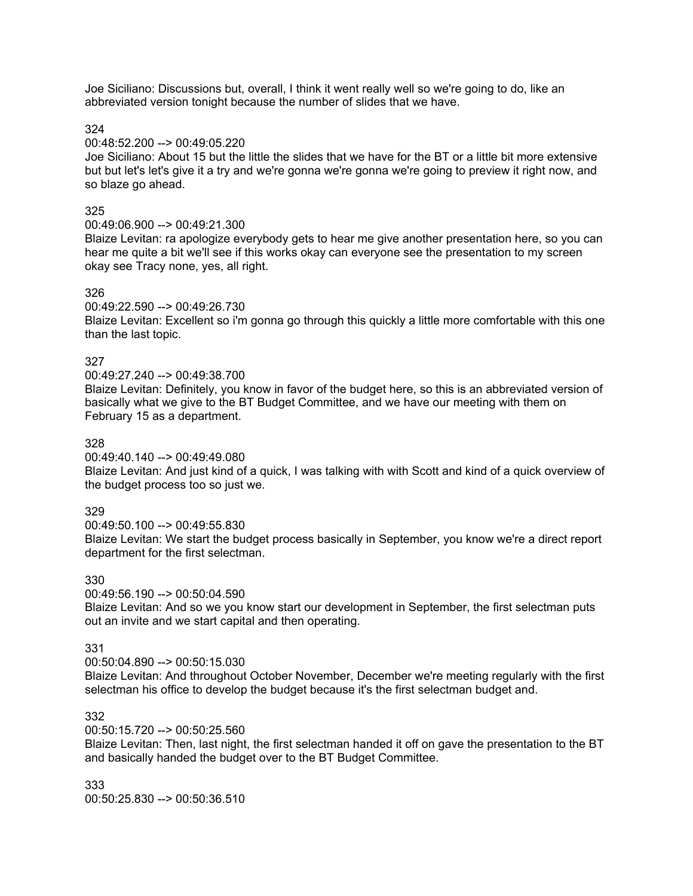Joe Siciliano: Discussions but, overall, I think it went really well so we're going to do, like an abbreviated version tonight because the number of slides that we have.

324
00:48:52.200 --> 00:49:05.220
Joe Siciliano: About 15 but the little the slides that we have for the BT or a little bit more extensive but but let's let's give it a try and we're gonna we're gonna we're going to preview it right now, and so blaze go ahead.

325
00:49:06.900 --> 00:49:21.300
Blaize Levitan: ra apologize everybody gets to hear me give another presentation here, so you can hear me quite a bit we'll see if this works okay can everyone see the presentation to my screen okay see Tracy none, yes, all right.

326
00:49:22.590 --> 00:49:26.730
Blaize Levitan: Excellent so i'm gonna go through this quickly a little more comfortable with this one than the last topic.

327
00:49:27.240 --> 00:49:38.700
Blaize Levitan: Definitely, you know in favor of the budget here, so this is an abbreviated version of basically what we give to the BT Budget Committee, and we have our meeting with them on February 15 as a department.

328
00:49:40.140 --> 00:49:49.080
Blaize Levitan: And just kind of a quick, I was talking with with Scott and kind of a quick overview of the budget process too so just we.

329
00:49:50.100 --> 00:49:55.830
Blaize Levitan: We start the budget process basically in September, you know we're a direct report department for the first selectman.

330
00:49:56.190 --> 00:50:04.590
Blaize Levitan: And so we you know start our development in September, the first selectman puts out an invite and we start capital and then operating.

331
00:50:04.890 --> 00:50:15.030
Blaize Levitan: And throughout October November, December we're meeting regularly with the first selectman his office to develop the budget because it's the first selectman budget and.

332
00:50:15.720 --> 00:50:25.560
Blaize Levitan: Then, last night, the first selectman handed it off on gave the presentation to the BT and basically handed the budget over to the BT Budget Committee.

333
00:50:25.830 --> 00:50:36.510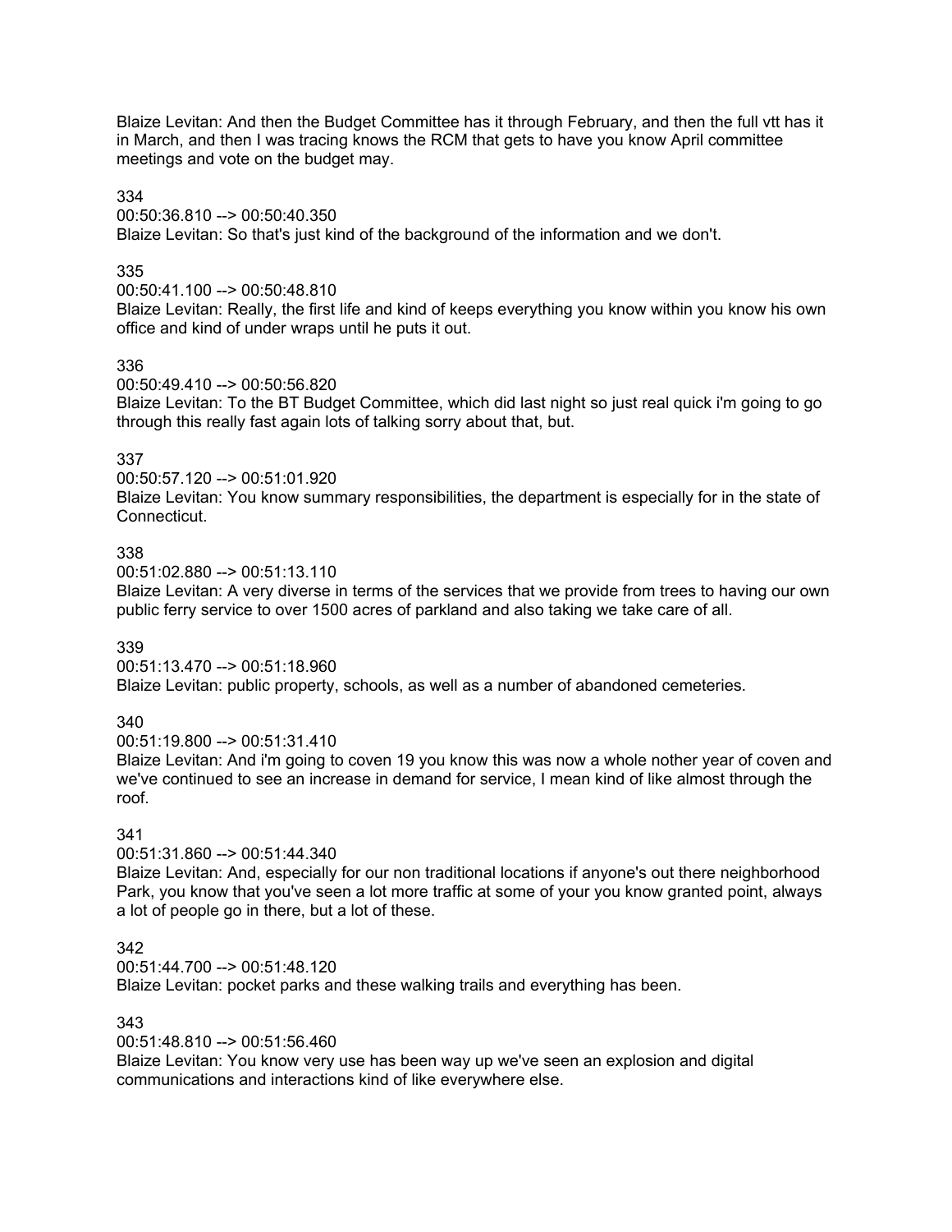Blaize Levitan: And then the Budget Committee has it through February, and then the full vtt has it in March, and then I was tracing knows the RCM that gets to have you know April committee meetings and vote on the budget may.

334
00:50:36.810 --> 00:50:40.350
Blaize Levitan: So that's just kind of the background of the information and we don't.

335
00:50:41.100 --> 00:50:48.810
Blaize Levitan: Really, the first life and kind of keeps everything you know within you know his own office and kind of under wraps until he puts it out.

336
00:50:49.410 --> 00:50:56.820
Blaize Levitan: To the BT Budget Committee, which did last night so just real quick i'm going to go through this really fast again lots of talking sorry about that, but.

337
00:50:57.120 --> 00:51:01.920
Blaize Levitan: You know summary responsibilities, the department is especially for in the state of Connecticut.

338
00:51:02.880 --> 00:51:13.110
Blaize Levitan: A very diverse in terms of the services that we provide from trees to having our own public ferry service to over 1500 acres of parkland and also taking we take care of all.

339
00:51:13.470 --> 00:51:18.960
Blaize Levitan: public property, schools, as well as a number of abandoned cemeteries.

340
00:51:19.800 --> 00:51:31.410
Blaize Levitan: And i'm going to coven 19 you know this was now a whole nother year of coven and we've continued to see an increase in demand for service, I mean kind of like almost through the roof.

341
00:51:31.860 --> 00:51:44.340
Blaize Levitan: And, especially for our non traditional locations if anyone's out there neighborhood Park, you know that you've seen a lot more traffic at some of your you know granted point, always a lot of people go in there, but a lot of these.

342
00:51:44.700 --> 00:51:48.120
Blaize Levitan: pocket parks and these walking trails and everything has been.

343
00:51:48.810 --> 00:51:56.460
Blaize Levitan: You know very use has been way up we've seen an explosion and digital communications and interactions kind of like everywhere else.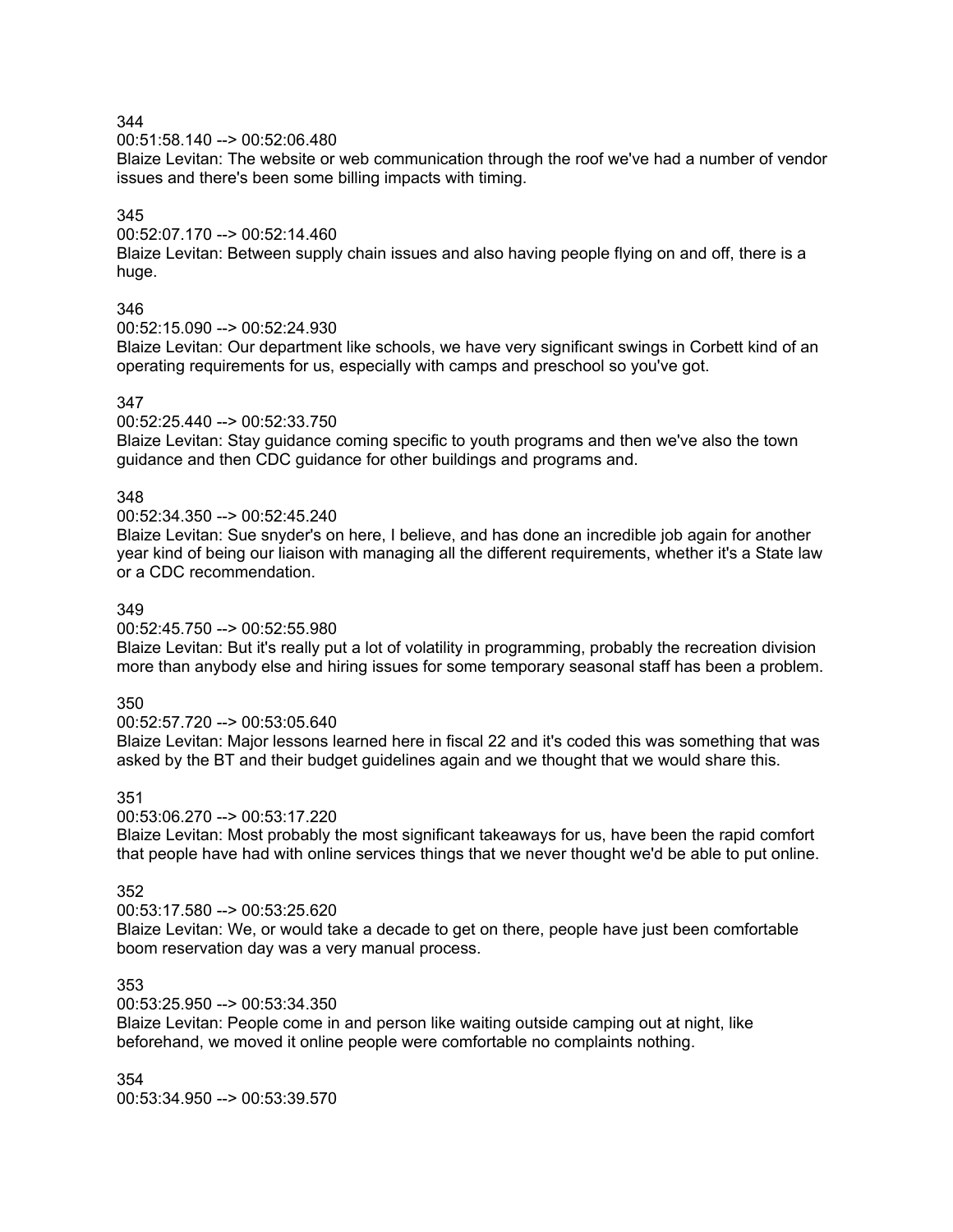344
00:51:58.140 --> 00:52:06.480
Blaize Levitan: The website or web communication through the roof we've had a number of vendor issues and there's been some billing impacts with timing.

345
00:52:07.170 --> 00:52:14.460
Blaize Levitan: Between supply chain issues and also having people flying on and off, there is a huge.

346
00:52:15.090 --> 00:52:24.930
Blaize Levitan: Our department like schools, we have very significant swings in Corbett kind of an operating requirements for us, especially with camps and preschool so you've got.

347
00:52:25.440 --> 00:52:33.750
Blaize Levitan: Stay guidance coming specific to youth programs and then we've also the town guidance and then CDC guidance for other buildings and programs and.

348
00:52:34.350 --> 00:52:45.240
Blaize Levitan: Sue snyder's on here, I believe, and has done an incredible job again for another year kind of being our liaison with managing all the different requirements, whether it's a State law or a CDC recommendation.

349
00:52:45.750 --> 00:52:55.980
Blaize Levitan: But it's really put a lot of volatility in programming, probably the recreation division more than anybody else and hiring issues for some temporary seasonal staff has been a problem.

350
00:52:57.720 --> 00:53:05.640
Blaize Levitan: Major lessons learned here in fiscal 22 and it's coded this was something that was asked by the BT and their budget guidelines again and we thought that we would share this.

351
00:53:06.270 --> 00:53:17.220
Blaize Levitan: Most probably the most significant takeaways for us, have been the rapid comfort that people have had with online services things that we never thought we'd be able to put online.

352
00:53:17.580 --> 00:53:25.620
Blaize Levitan: We, or would take a decade to get on there, people have just been comfortable boom reservation day was a very manual process.

353
00:53:25.950 --> 00:53:34.350
Blaize Levitan: People come in and person like waiting outside camping out at night, like beforehand, we moved it online people were comfortable no complaints nothing.

354
00:53:34.950 --> 00:53:39.570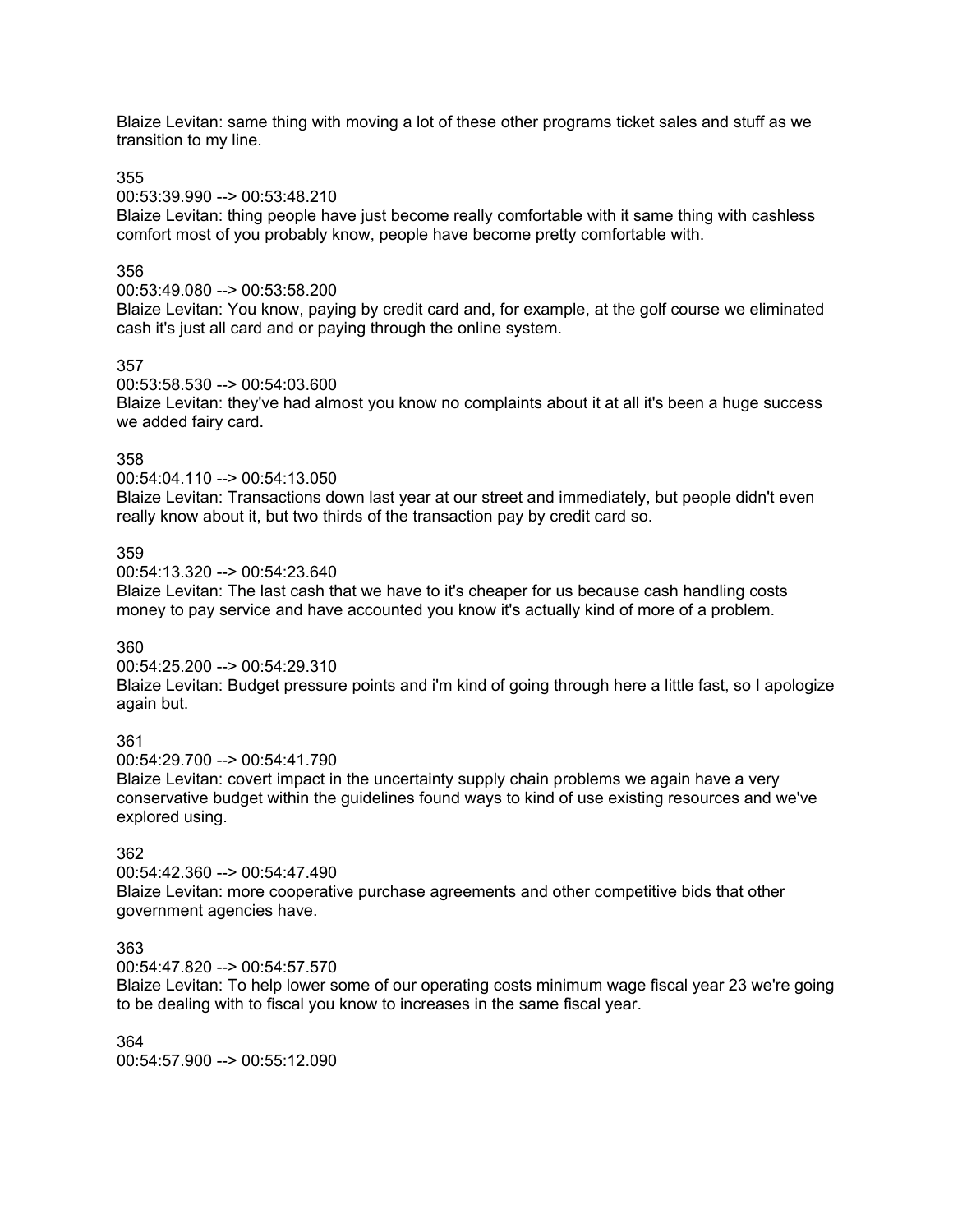Blaize Levitan: same thing with moving a lot of these other programs ticket sales and stuff as we transition to my line.

355
00:53:39.990 --> 00:53:48.210
Blaize Levitan: thing people have just become really comfortable with it same thing with cashless comfort most of you probably know, people have become pretty comfortable with.

356
00:53:49.080 --> 00:53:58.200
Blaize Levitan: You know, paying by credit card and, for example, at the golf course we eliminated cash it's just all card and or paying through the online system.

357
00:53:58.530 --> 00:54:03.600
Blaize Levitan: they've had almost you know no complaints about it at all it's been a huge success we added fairy card.

358
00:54:04.110 --> 00:54:13.050
Blaize Levitan: Transactions down last year at our street and immediately, but people didn't even really know about it, but two thirds of the transaction pay by credit card so.

359
00:54:13.320 --> 00:54:23.640
Blaize Levitan: The last cash that we have to it's cheaper for us because cash handling costs money to pay service and have accounted you know it's actually kind of more of a problem.

360
00:54:25.200 --> 00:54:29.310
Blaize Levitan: Budget pressure points and i'm kind of going through here a little fast, so I apologize again but.

361
00:54:29.700 --> 00:54:41.790
Blaize Levitan: covert impact in the uncertainty supply chain problems we again have a very conservative budget within the guidelines found ways to kind of use existing resources and we've explored using.

362
00:54:42.360 --> 00:54:47.490
Blaize Levitan: more cooperative purchase agreements and other competitive bids that other government agencies have.

363
00:54:47.820 --> 00:54:57.570
Blaize Levitan: To help lower some of our operating costs minimum wage fiscal year 23 we're going to be dealing with to fiscal you know to increases in the same fiscal year.

364
00:54:57.900 --> 00:55:12.090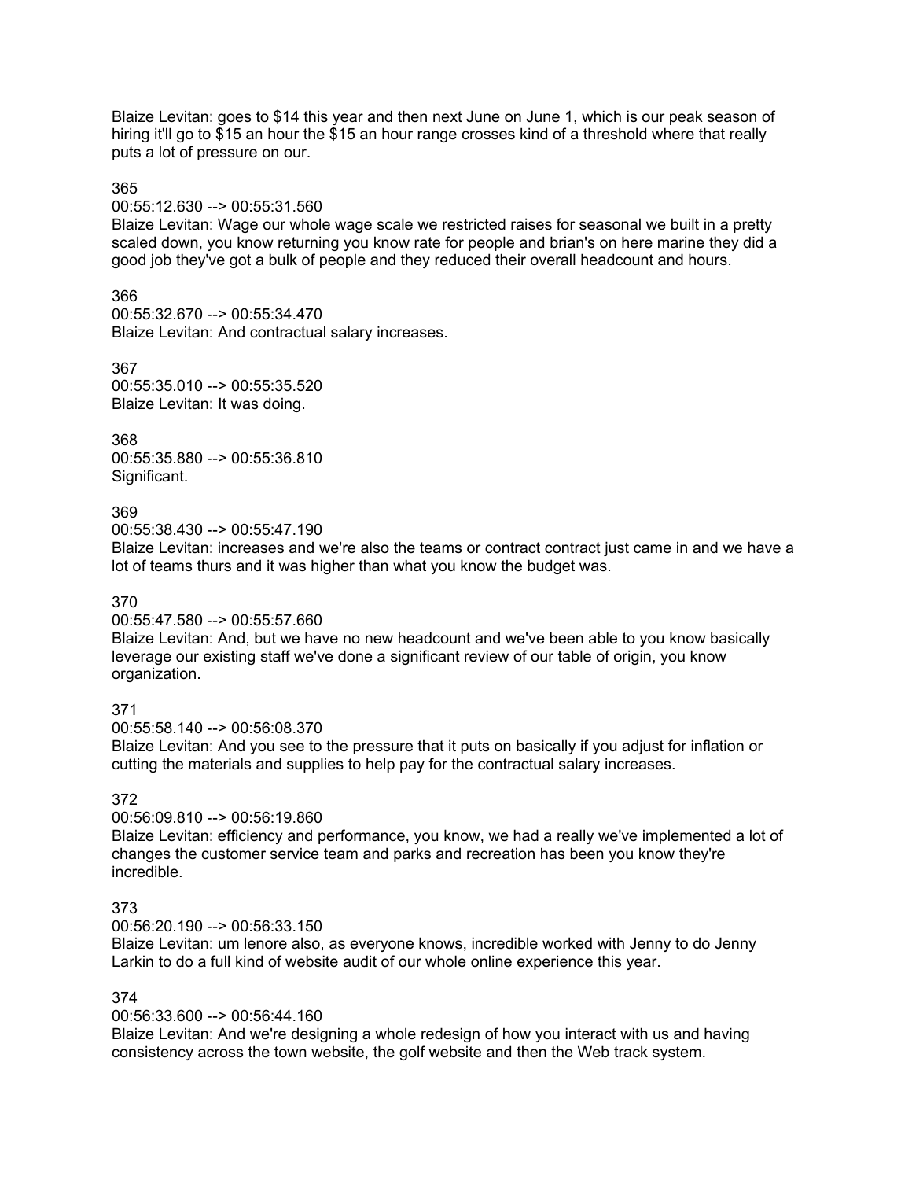Blaize Levitan: goes to $14 this year and then next June on June 1, which is our peak season of hiring it'll go to $15 an hour the $15 an hour range crosses kind of a threshold where that really puts a lot of pressure on our.

365
00:55:12.630 --> 00:55:31.560
Blaize Levitan: Wage our whole wage scale we restricted raises for seasonal we built in a pretty scaled down, you know returning you know rate for people and brian's on here marine they did a good job they've got a bulk of people and they reduced their overall headcount and hours.

366
00:55:32.670 --> 00:55:34.470
Blaize Levitan: And contractual salary increases.

367
00:55:35.010 --> 00:55:35.520
Blaize Levitan: It was doing.

368
00:55:35.880 --> 00:55:36.810
Significant.

369
00:55:38.430 --> 00:55:47.190
Blaize Levitan: increases and we're also the teams or contract contract just came in and we have a lot of teams thurs and it was higher than what you know the budget was.

370
00:55:47.580 --> 00:55:57.660
Blaize Levitan: And, but we have no new headcount and we've been able to you know basically leverage our existing staff we've done a significant review of our table of origin, you know organization.

371
00:55:58.140 --> 00:56:08.370
Blaize Levitan: And you see to the pressure that it puts on basically if you adjust for inflation or cutting the materials and supplies to help pay for the contractual salary increases.

372
00:56:09.810 --> 00:56:19.860
Blaize Levitan: efficiency and performance, you know, we had a really we've implemented a lot of changes the customer service team and parks and recreation has been you know they're incredible.

373
00:56:20.190 --> 00:56:33.150
Blaize Levitan: um lenore also, as everyone knows, incredible worked with Jenny to do Jenny Larkin to do a full kind of website audit of our whole online experience this year.

374
00:56:33.600 --> 00:56:44.160
Blaize Levitan: And we're designing a whole redesign of how you interact with us and having consistency across the town website, the golf website and then the Web track system.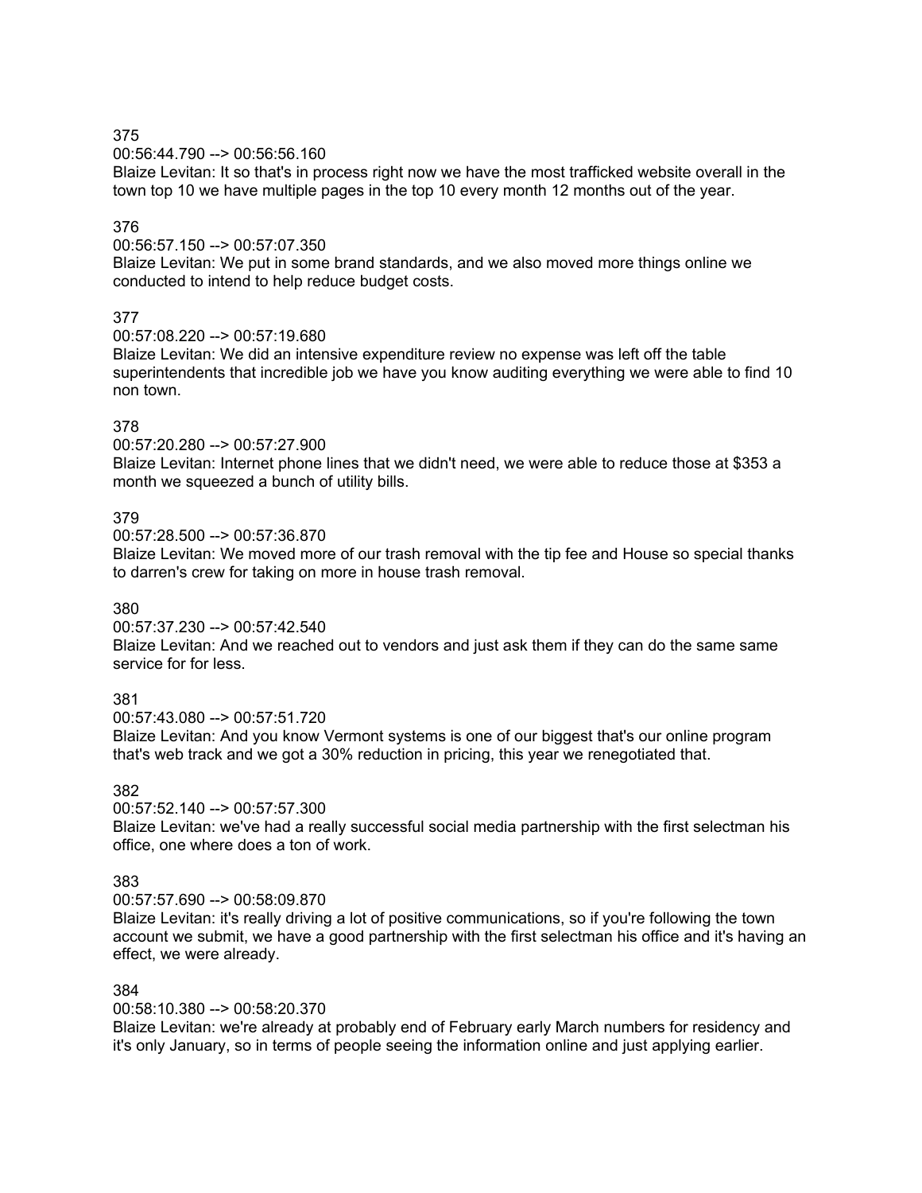375
00:56:44.790 --> 00:56:56.160
Blaize Levitan: It so that's in process right now we have the most trafficked website overall in the town top 10 we have multiple pages in the top 10 every month 12 months out of the year.

376
00:56:57.150 --> 00:57:07.350
Blaize Levitan: We put in some brand standards, and we also moved more things online we conducted to intend to help reduce budget costs.

377
00:57:08.220 --> 00:57:19.680
Blaize Levitan: We did an intensive expenditure review no expense was left off the table superintendents that incredible job we have you know auditing everything we were able to find 10 non town.

378
00:57:20.280 --> 00:57:27.900
Blaize Levitan: Internet phone lines that we didn't need, we were able to reduce those at $353 a month we squeezed a bunch of utility bills.

379
00:57:28.500 --> 00:57:36.870
Blaize Levitan: We moved more of our trash removal with the tip fee and House so special thanks to darren's crew for taking on more in house trash removal.

380
00:57:37.230 --> 00:57:42.540
Blaize Levitan: And we reached out to vendors and just ask them if they can do the same same service for for less.

381
00:57:43.080 --> 00:57:51.720
Blaize Levitan: And you know Vermont systems is one of our biggest that's our online program that's web track and we got a 30% reduction in pricing, this year we renegotiated that.

382
00:57:52.140 --> 00:57:57.300
Blaize Levitan: we've had a really successful social media partnership with the first selectman his office, one where does a ton of work.

383
00:57:57.690 --> 00:58:09.870
Blaize Levitan: it's really driving a lot of positive communications, so if you're following the town account we submit, we have a good partnership with the first selectman his office and it's having an effect, we were already.

384
00:58:10.380 --> 00:58:20.370
Blaize Levitan: we're already at probably end of February early March numbers for residency and it's only January, so in terms of people seeing the information online and just applying earlier.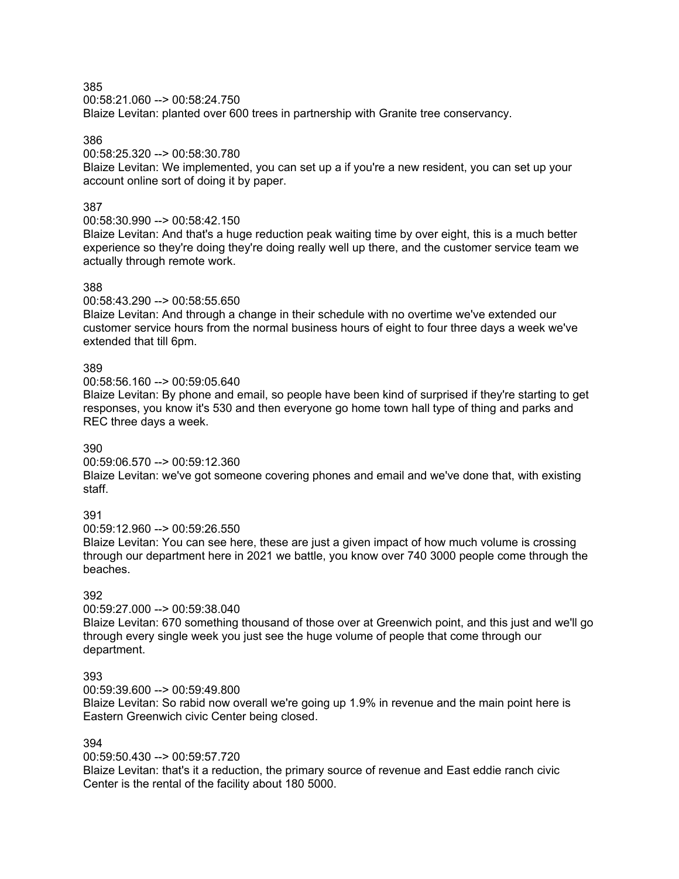385
00:58:21.060 --> 00:58:24.750
Blaize Levitan: planted over 600 trees in partnership with Granite tree conservancy.

386
00:58:25.320 --> 00:58:30.780
Blaize Levitan: We implemented, you can set up a if you're a new resident, you can set up your account online sort of doing it by paper.

387
00:58:30.990 --> 00:58:42.150
Blaize Levitan: And that's a huge reduction peak waiting time by over eight, this is a much better experience so they're doing they're doing really well up there, and the customer service team we actually through remote work.

388
00:58:43.290 --> 00:58:55.650
Blaize Levitan: And through a change in their schedule with no overtime we've extended our customer service hours from the normal business hours of eight to four three days a week we've extended that till 6pm.

389
00:58:56.160 --> 00:59:05.640
Blaize Levitan: By phone and email, so people have been kind of surprised if they're starting to get responses, you know it's 530 and then everyone go home town hall type of thing and parks and REC three days a week.

390
00:59:06.570 --> 00:59:12.360
Blaize Levitan: we've got someone covering phones and email and we've done that, with existing staff.

391
00:59:12.960 --> 00:59:26.550
Blaize Levitan: You can see here, these are just a given impact of how much volume is crossing through our department here in 2021 we battle, you know over 740 3000 people come through the beaches.

392
00:59:27.000 --> 00:59:38.040
Blaize Levitan: 670 something thousand of those over at Greenwich point, and this just and we'll go through every single week you just see the huge volume of people that come through our department.

393
00:59:39.600 --> 00:59:49.800
Blaize Levitan: So rabid now overall we're going up 1.9% in revenue and the main point here is Eastern Greenwich civic Center being closed.

394
00:59:50.430 --> 00:59:57.720
Blaize Levitan: that's it a reduction, the primary source of revenue and East eddie ranch civic Center is the rental of the facility about 180 5000.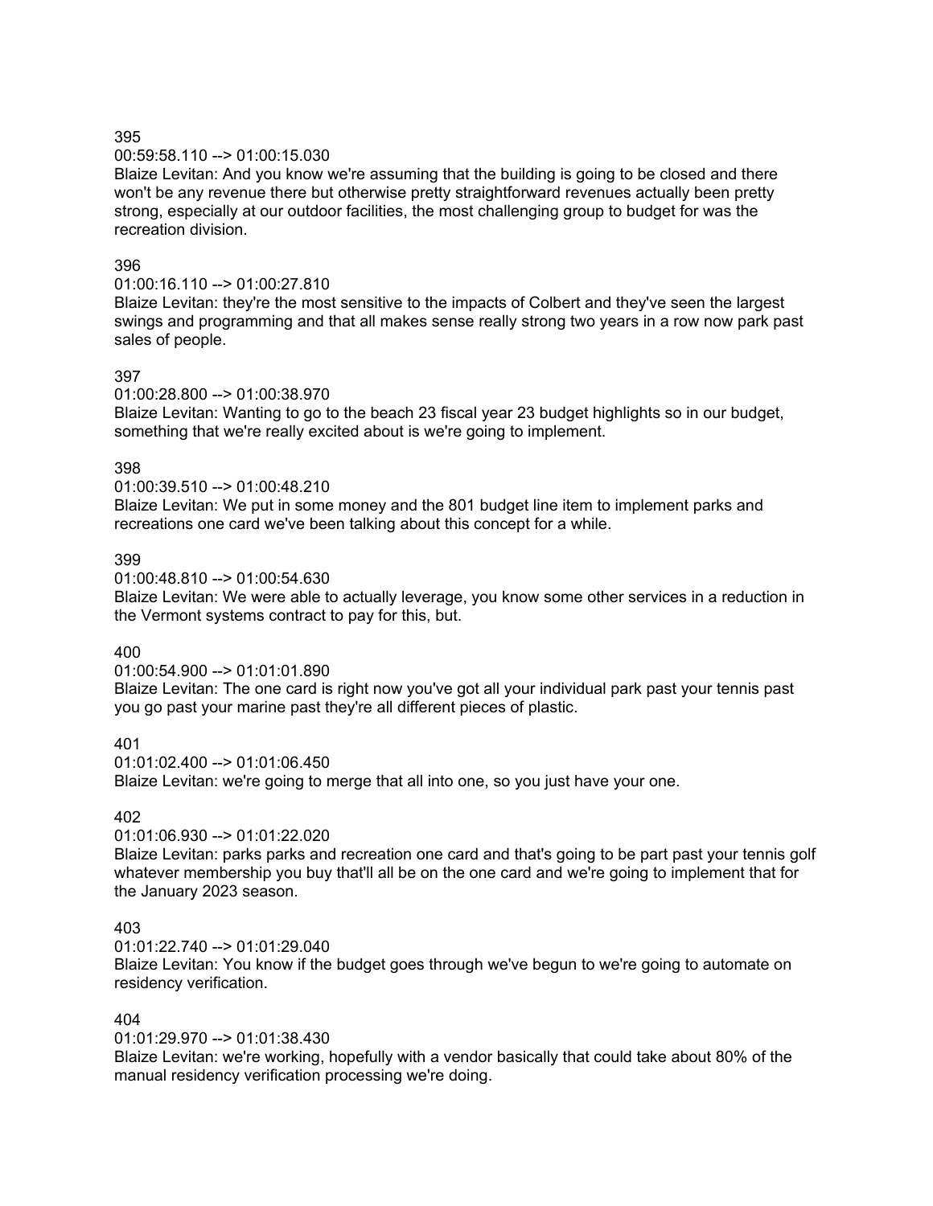395

00:59:58.110 --> 01:00:15.030

Blaize Levitan: And you know we're assuming that the building is going to be closed and there won't be any revenue there but otherwise pretty straightforward revenues actually been pretty strong, especially at our outdoor facilities, the most challenging group to budget for was the recreation division.

396

01:00:16.110 --> 01:00:27.810

Blaize Levitan: they're the most sensitive to the impacts of Colbert and they've seen the largest swings and programming and that all makes sense really strong two years in a row now park past sales of people.

397

01:00:28.800 --> 01:00:38.970

Blaize Levitan: Wanting to go to the beach 23 fiscal year 23 budget highlights so in our budget, something that we're really excited about is we're going to implement.

398

01:00:39.510 --> 01:00:48.210

Blaize Levitan: We put in some money and the 801 budget line item to implement parks and recreations one card we've been talking about this concept for a while.

399

01:00:48.810 --> 01:00:54.630

Blaize Levitan: We were able to actually leverage, you know some other services in a reduction in the Vermont systems contract to pay for this, but.

400

01:00:54.900 --> 01:01:01.890

Blaize Levitan: The one card is right now you've got all your individual park past your tennis past you go past your marine past they're all different pieces of plastic.

401

01:01:02.400 --> 01:01:06.450

Blaize Levitan: we're going to merge that all into one, so you just have your one.

402

01:01:06.930 --> 01:01:22.020

Blaize Levitan: parks parks and recreation one card and that's going to be part past your tennis golf whatever membership you buy that'll all be on the one card and we're going to implement that for the January 2023 season.

403

01:01:22.740 --> 01:01:29.040

Blaize Levitan: You know if the budget goes through we've begun to we're going to automate on residency verification.

404

01:01:29.970 --> 01:01:38.430

Blaize Levitan: we're working, hopefully with a vendor basically that could take about 80% of the manual residency verification processing we're doing.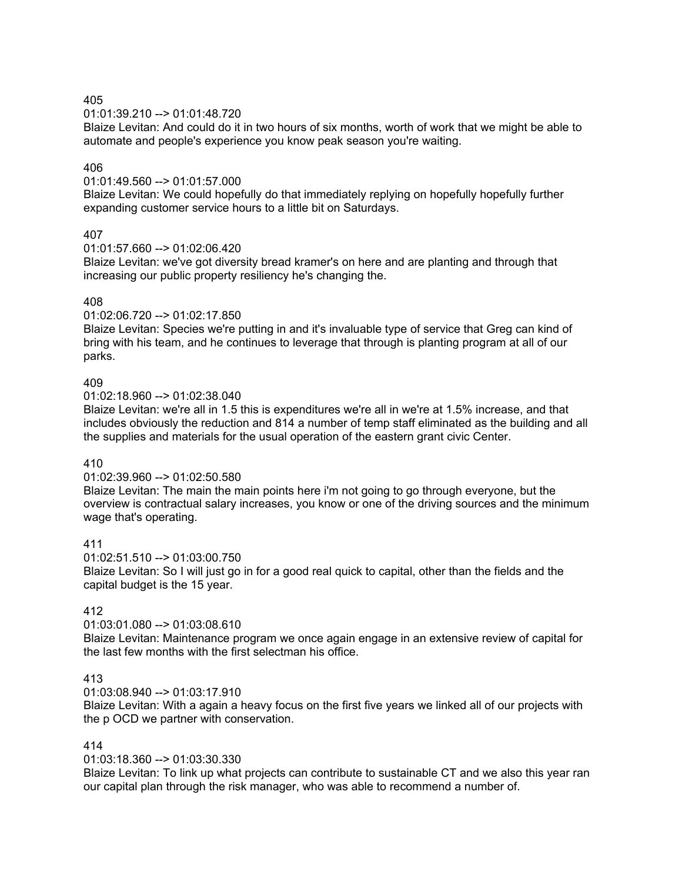405

01:01:39.210 --> 01:01:48.720

Blaize Levitan: And could do it in two hours of six months, worth of work that we might be able to automate and people's experience you know peak season you're waiting.

406

01:01:49.560 --> 01:01:57.000

Blaize Levitan: We could hopefully do that immediately replying on hopefully hopefully further expanding customer service hours to a little bit on Saturdays.

407

01:01:57.660 --> 01:02:06.420

Blaize Levitan: we've got diversity bread kramer's on here and are planting and through that increasing our public property resiliency he's changing the.

408

01:02:06.720 --> 01:02:17.850

Blaize Levitan: Species we're putting in and it's invaluable type of service that Greg can kind of bring with his team, and he continues to leverage that through is planting program at all of our parks.

409

01:02:18.960 --> 01:02:38.040

Blaize Levitan: we're all in 1.5 this is expenditures we're all in we're at 1.5% increase, and that includes obviously the reduction and 814 a number of temp staff eliminated as the building and all the supplies and materials for the usual operation of the eastern grant civic Center.

410

01:02:39.960 --> 01:02:50.580

Blaize Levitan: The main the main points here i'm not going to go through everyone, but the overview is contractual salary increases, you know or one of the driving sources and the minimum wage that's operating.

411

01:02:51.510 --> 01:03:00.750

Blaize Levitan: So I will just go in for a good real quick to capital, other than the fields and the capital budget is the 15 year.

412

01:03:01.080 --> 01:03:08.610

Blaize Levitan: Maintenance program we once again engage in an extensive review of capital for the last few months with the first selectman his office.

413

01:03:08.940 --> 01:03:17.910

Blaize Levitan: With a again a heavy focus on the first five years we linked all of our projects with the p OCD we partner with conservation.

414

01:03:18.360 --> 01:03:30.330

Blaize Levitan: To link up what projects can contribute to sustainable CT and we also this year ran our capital plan through the risk manager, who was able to recommend a number of.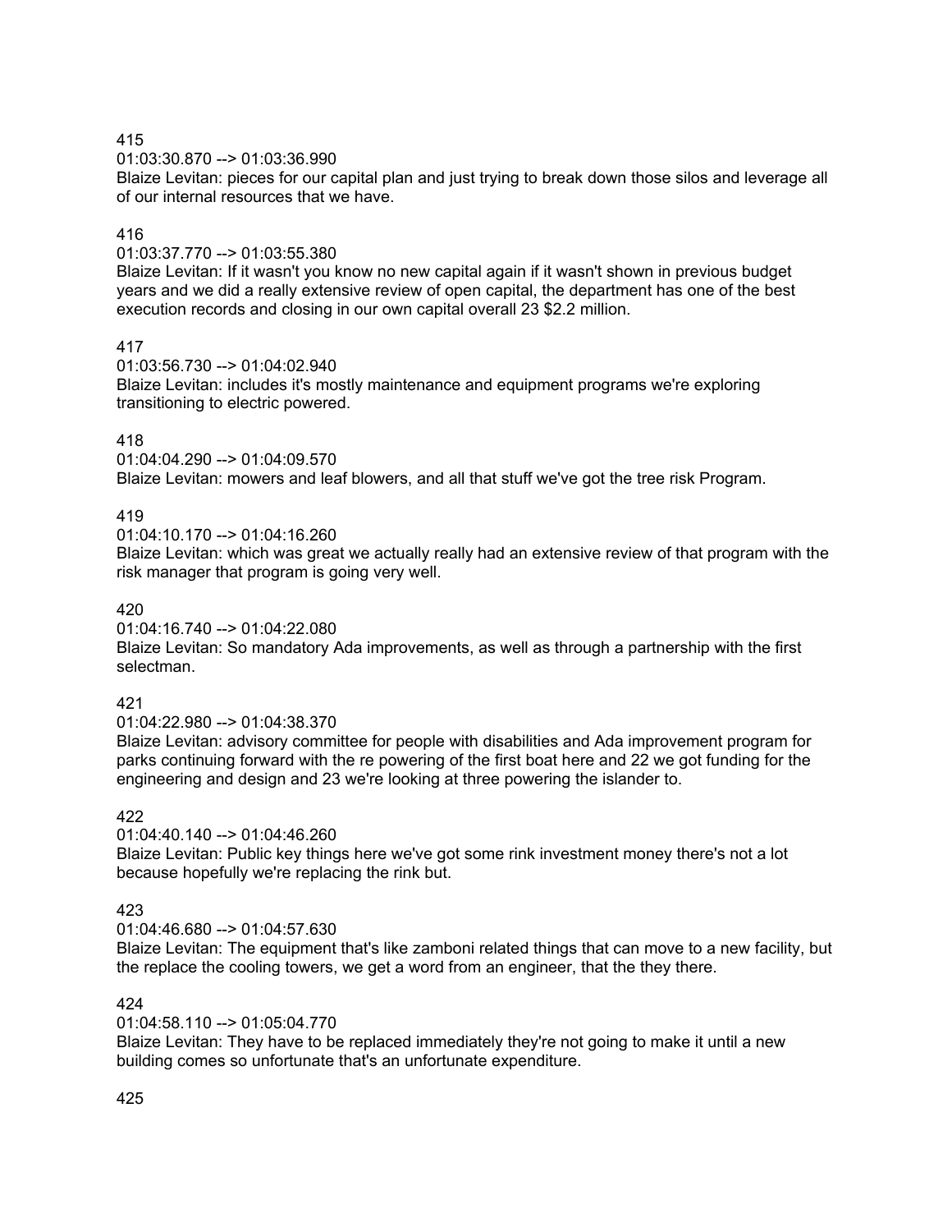415

01:03:30.870 --> 01:03:36.990

Blaize Levitan: pieces for our capital plan and just trying to break down those silos and leverage all of our internal resources that we have.

416

01:03:37.770 --> 01:03:55.380

Blaize Levitan: If it wasn't you know no new capital again if it wasn't shown in previous budget years and we did a really extensive review of open capital, the department has one of the best execution records and closing in our own capital overall 23 $2.2 million.

417

01:03:56.730 --> 01:04:02.940

Blaize Levitan: includes it's mostly maintenance and equipment programs we're exploring transitioning to electric powered.

418

01:04:04.290 --> 01:04:09.570

Blaize Levitan: mowers and leaf blowers, and all that stuff we've got the tree risk Program.

419

01:04:10.170 --> 01:04:16.260

Blaize Levitan: which was great we actually really had an extensive review of that program with the risk manager that program is going very well.

420

01:04:16.740 --> 01:04:22.080

Blaize Levitan: So mandatory Ada improvements, as well as through a partnership with the first selectman.

421

01:04:22.980 --> 01:04:38.370

Blaize Levitan: advisory committee for people with disabilities and Ada improvement program for parks continuing forward with the re powering of the first boat here and 22 we got funding for the engineering and design and 23 we're looking at three powering the islander to.

422

01:04:40.140 --> 01:04:46.260

Blaize Levitan: Public key things here we've got some rink investment money there's not a lot because hopefully we're replacing the rink but.

423

01:04:46.680 --> 01:04:57.630

Blaize Levitan: The equipment that's like zamboni related things that can move to a new facility, but the replace the cooling towers, we get a word from an engineer, that the they there.

424

01:04:58.110 --> 01:05:04.770

Blaize Levitan: They have to be replaced immediately they're not going to make it until a new building comes so unfortunate that's an unfortunate expenditure.

425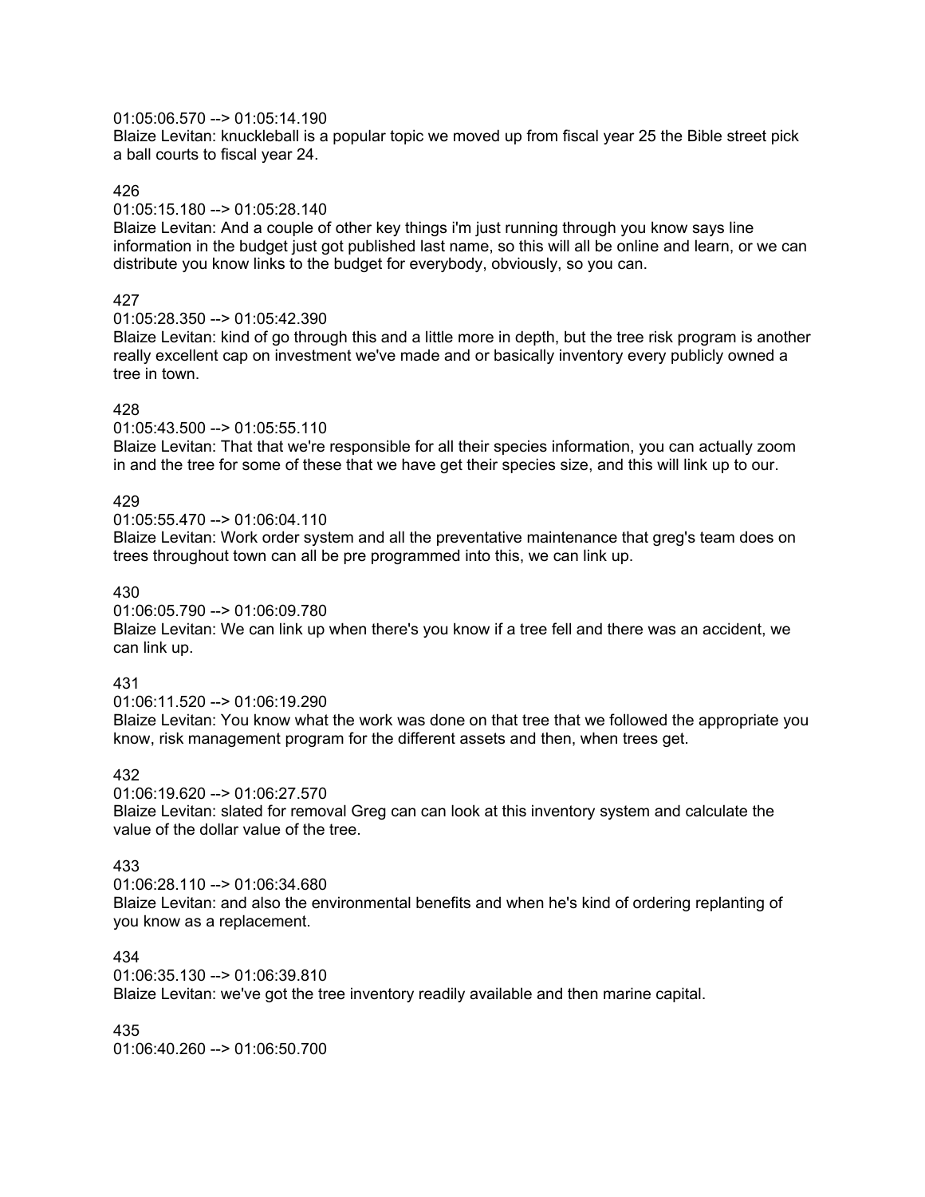01:05:06.570 --> 01:05:14.190
Blaize Levitan: knuckleball is a popular topic we moved up from fiscal year 25 the Bible street pick a ball courts to fiscal year 24.

426
01:05:15.180 --> 01:05:28.140
Blaize Levitan: And a couple of other key things i'm just running through you know says line information in the budget just got published last name, so this will all be online and learn, or we can distribute you know links to the budget for everybody, obviously, so you can.

427
01:05:28.350 --> 01:05:42.390
Blaize Levitan: kind of go through this and a little more in depth, but the tree risk program is another really excellent cap on investment we've made and or basically inventory every publicly owned a tree in town.

428
01:05:43.500 --> 01:05:55.110
Blaize Levitan: That that we're responsible for all their species information, you can actually zoom in and the tree for some of these that we have get their species size, and this will link up to our.

429
01:05:55.470 --> 01:06:04.110
Blaize Levitan: Work order system and all the preventative maintenance that greg's team does on trees throughout town can all be pre programmed into this, we can link up.

430
01:06:05.790 --> 01:06:09.780
Blaize Levitan: We can link up when there's you know if a tree fell and there was an accident, we can link up.

431
01:06:11.520 --> 01:06:19.290
Blaize Levitan: You know what the work was done on that tree that we followed the appropriate you know, risk management program for the different assets and then, when trees get.

432
01:06:19.620 --> 01:06:27.570
Blaize Levitan: slated for removal Greg can can look at this inventory system and calculate the value of the dollar value of the tree.

433
01:06:28.110 --> 01:06:34.680
Blaize Levitan: and also the environmental benefits and when he's kind of ordering replanting of you know as a replacement.

434
01:06:35.130 --> 01:06:39.810
Blaize Levitan: we've got the tree inventory readily available and then marine capital.

435
01:06:40.260 --> 01:06:50.700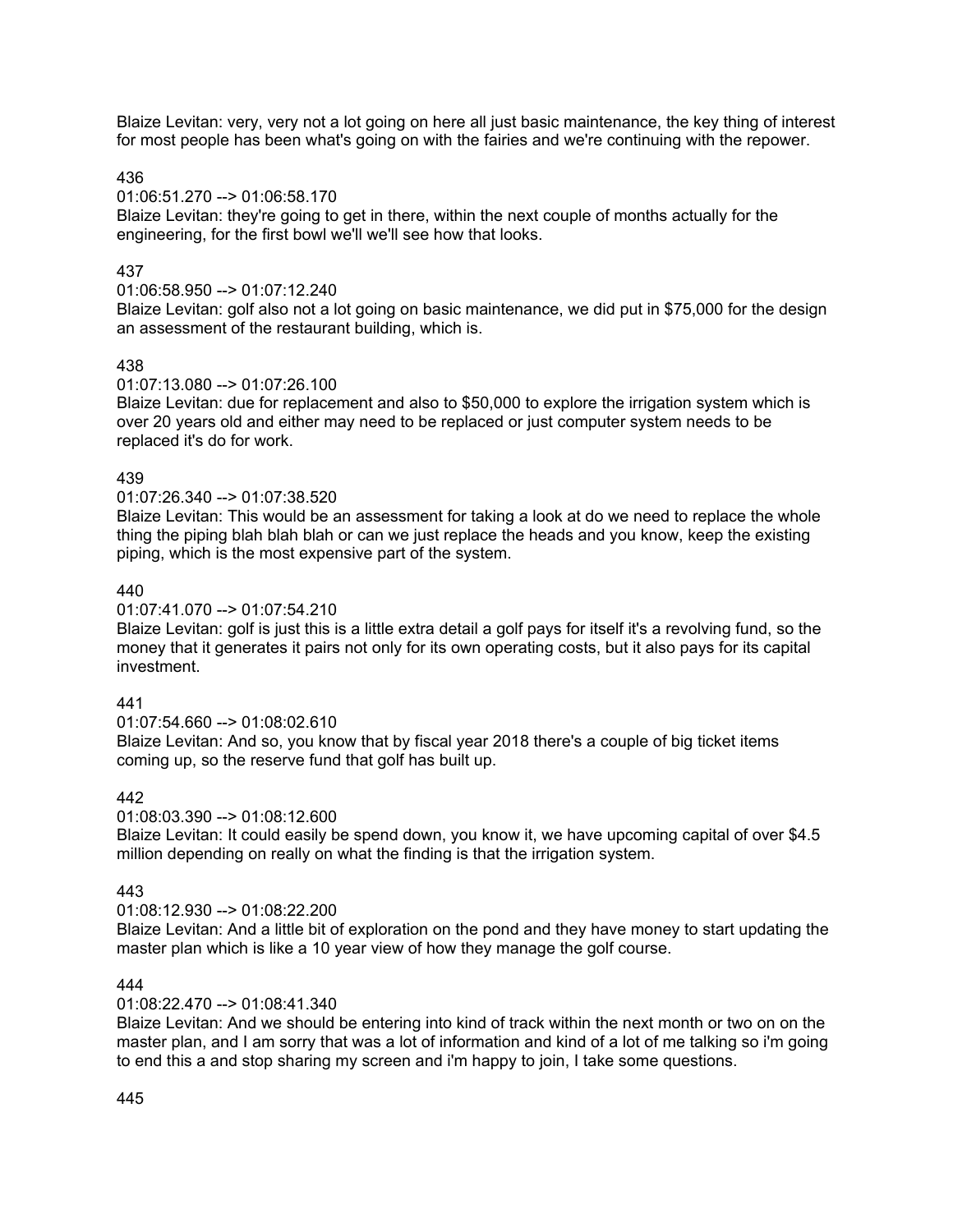Blaize Levitan: very, very not a lot going on here all just basic maintenance, the key thing of interest for most people has been what's going on with the fairies and we're continuing with the repower.

436

01:06:51.270 --> 01:06:58.170

Blaize Levitan: they're going to get in there, within the next couple of months actually for the engineering, for the first bowl we'll we'll see how that looks.

437

01:06:58.950 --> 01:07:12.240

Blaize Levitan: golf also not a lot going on basic maintenance, we did put in $75,000 for the design an assessment of the restaurant building, which is.

438

01:07:13.080 --> 01:07:26.100

Blaize Levitan: due for replacement and also to $50,000 to explore the irrigation system which is over 20 years old and either may need to be replaced or just computer system needs to be replaced it's do for work.

439

01:07:26.340 --> 01:07:38.520

Blaize Levitan: This would be an assessment for taking a look at do we need to replace the whole thing the piping blah blah blah or can we just replace the heads and you know, keep the existing piping, which is the most expensive part of the system.

440

01:07:41.070 --> 01:07:54.210

Blaize Levitan: golf is just this is a little extra detail a golf pays for itself it's a revolving fund, so the money that it generates it pairs not only for its own operating costs, but it also pays for its capital investment.

441

01:07:54.660 --> 01:08:02.610

Blaize Levitan: And so, you know that by fiscal year 2018 there's a couple of big ticket items coming up, so the reserve fund that golf has built up.

442

01:08:03.390 --> 01:08:12.600

Blaize Levitan: It could easily be spend down, you know it, we have upcoming capital of over $4.5 million depending on really on what the finding is that the irrigation system.

443

01:08:12.930 --> 01:08:22.200

Blaize Levitan: And a little bit of exploration on the pond and they have money to start updating the master plan which is like a 10 year view of how they manage the golf course.

444

01:08:22.470 --> 01:08:41.340

Blaize Levitan: And we should be entering into kind of track within the next month or two on on the master plan, and I am sorry that was a lot of information and kind of a lot of me talking so i'm going to end this a and stop sharing my screen and i'm happy to join, I take some questions.

445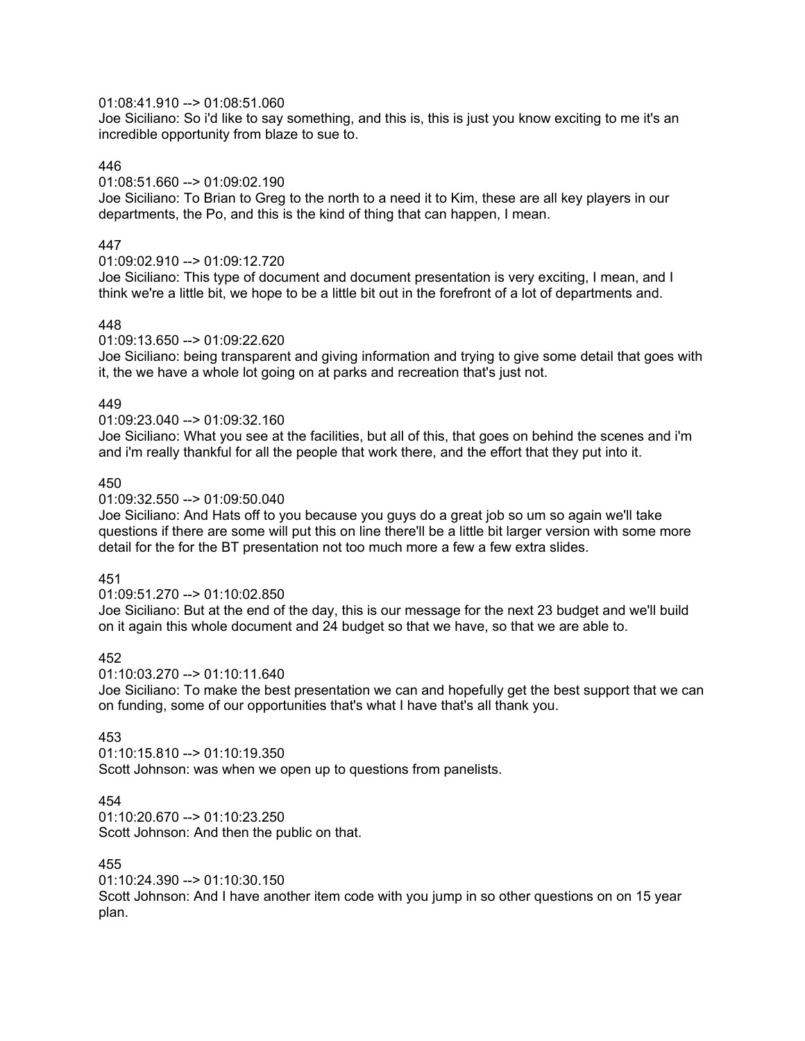01:08:41.910 --> 01:08:51.060
Joe Siciliano: So i'd like to say something, and this is, this is just you know exciting to me it's an incredible opportunity from blaze to sue to.

446
01:08:51.660 --> 01:09:02.190
Joe Siciliano: To Brian to Greg to the north to a need it to Kim, these are all key players in our departments, the Po, and this is the kind of thing that can happen, I mean.

447
01:09:02.910 --> 01:09:12.720
Joe Siciliano: This type of document and document presentation is very exciting, I mean, and I think we're a little bit, we hope to be a little bit out in the forefront of a lot of departments and.

448
01:09:13.650 --> 01:09:22.620
Joe Siciliano: being transparent and giving information and trying to give some detail that goes with it, the we have a whole lot going on at parks and recreation that's just not.

449
01:09:23.040 --> 01:09:32.160
Joe Siciliano: What you see at the facilities, but all of this, that goes on behind the scenes and i'm and i'm really thankful for all the people that work there, and the effort that they put into it.

450
01:09:32.550 --> 01:09:50.040
Joe Siciliano: And Hats off to you because you guys do a great job so um so again we'll take questions if there are some will put this on line there'll be a little bit larger version with some more detail for the for the BT presentation not too much more a few a few extra slides.

451
01:09:51.270 --> 01:10:02.850
Joe Siciliano: But at the end of the day, this is our message for the next 23 budget and we'll build on it again this whole document and 24 budget so that we have, so that we are able to.

452
01:10:03.270 --> 01:10:11.640
Joe Siciliano: To make the best presentation we can and hopefully get the best support that we can on funding, some of our opportunities that's what I have that's all thank you.

453
01:10:15.810 --> 01:10:19.350
Scott Johnson: was when we open up to questions from panelists.

454
01:10:20.670 --> 01:10:23.250
Scott Johnson: And then the public on that.

455
01:10:24.390 --> 01:10:30.150
Scott Johnson: And I have another item code with you jump in so other questions on on 15 year plan.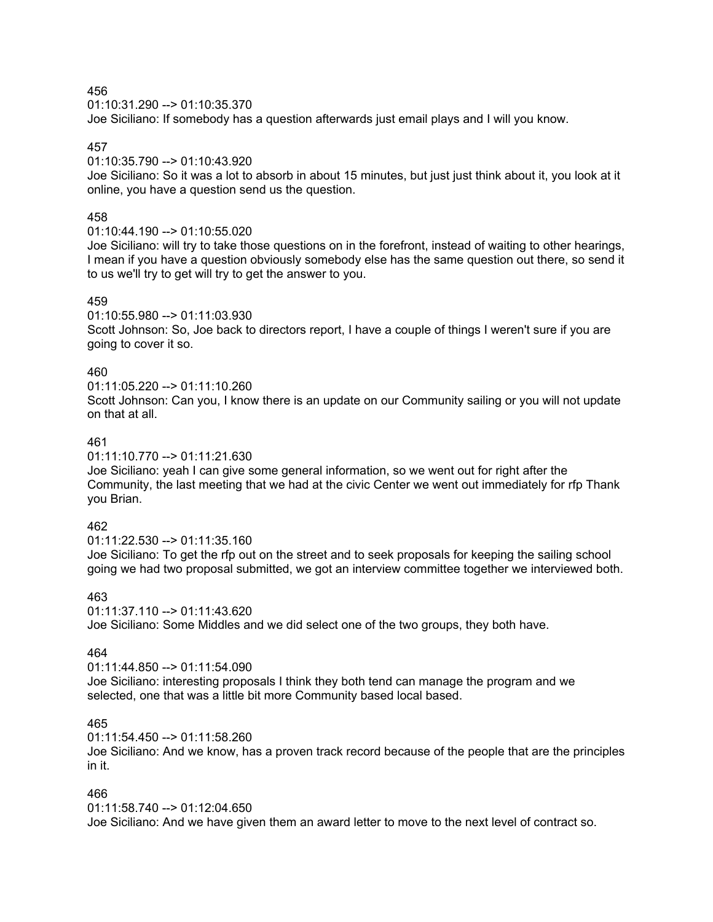456
01:10:31.290 --> 01:10:35.370
Joe Siciliano: If somebody has a question afterwards just email plays and I will you know.

457
01:10:35.790 --> 01:10:43.920
Joe Siciliano: So it was a lot to absorb in about 15 minutes, but just just think about it, you look at it online, you have a question send us the question.

458
01:10:44.190 --> 01:10:55.020
Joe Siciliano: will try to take those questions on in the forefront, instead of waiting to other hearings, I mean if you have a question obviously somebody else has the same question out there, so send it to us we'll try to get will try to get the answer to you.

459
01:10:55.980 --> 01:11:03.930
Scott Johnson: So, Joe back to directors report, I have a couple of things I weren't sure if you are going to cover it so.

460
01:11:05.220 --> 01:11:10.260
Scott Johnson: Can you, I know there is an update on our Community sailing or you will not update on that at all.

461
01:11:10.770 --> 01:11:21.630
Joe Siciliano: yeah I can give some general information, so we went out for right after the Community, the last meeting that we had at the civic Center we went out immediately for rfp Thank you Brian.

462
01:11:22.530 --> 01:11:35.160
Joe Siciliano: To get the rfp out on the street and to seek proposals for keeping the sailing school going we had two proposal submitted, we got an interview committee together we interviewed both.

463
01:11:37.110 --> 01:11:43.620
Joe Siciliano: Some Middles and we did select one of the two groups, they both have.

464
01:11:44.850 --> 01:11:54.090
Joe Siciliano: interesting proposals I think they both tend can manage the program and we selected, one that was a little bit more Community based local based.

465
01:11:54.450 --> 01:11:58.260
Joe Siciliano: And we know, has a proven track record because of the people that are the principles in it.

466
01:11:58.740 --> 01:12:04.650
Joe Siciliano: And we have given them an award letter to move to the next level of contract so.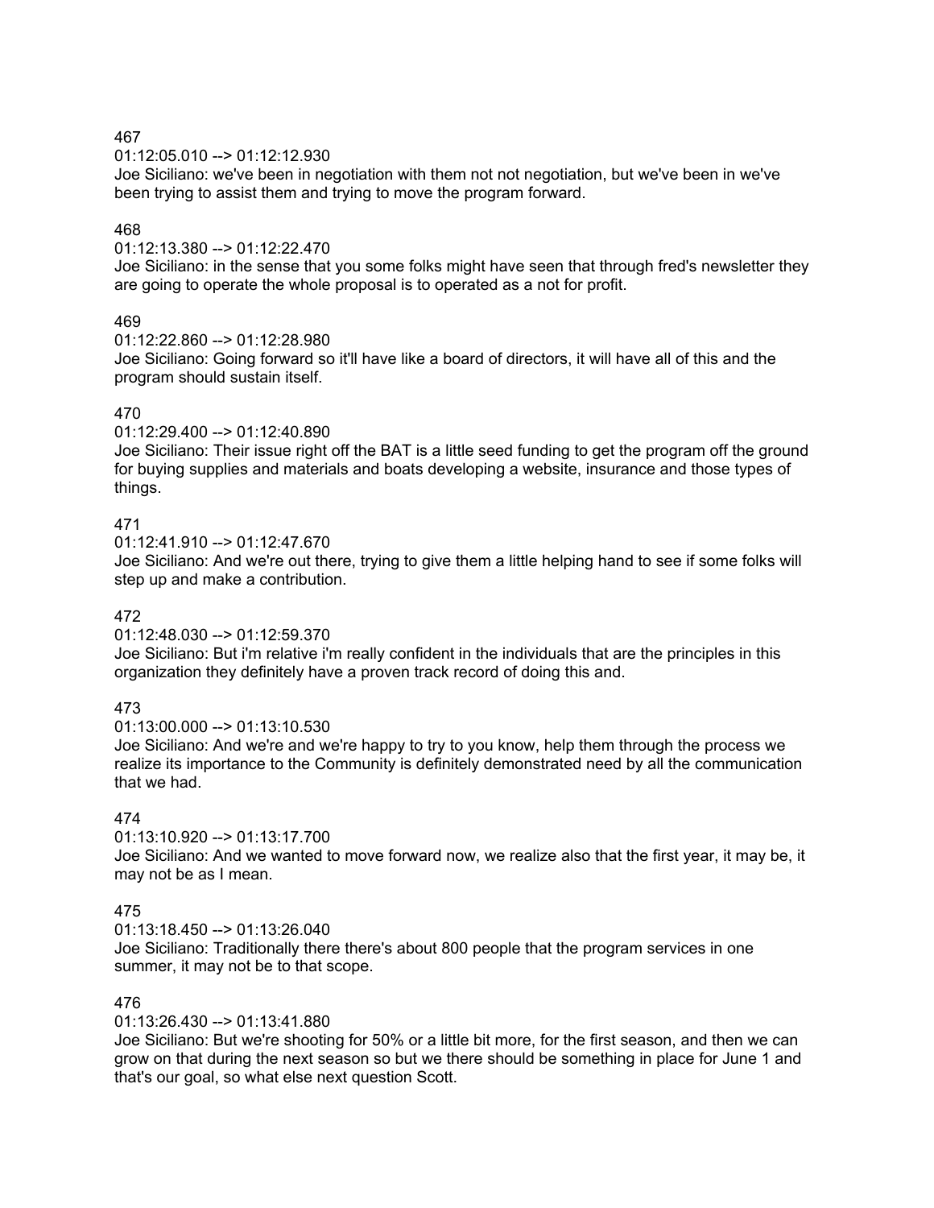467

01:12:05.010 --> 01:12:12.930

Joe Siciliano: we've been in negotiation with them not not negotiation, but we've been in we've been trying to assist them and trying to move the program forward.

468

01:12:13.380 --> 01:12:22.470

Joe Siciliano: in the sense that you some folks might have seen that through fred's newsletter they are going to operate the whole proposal is to operated as a not for profit.

469

01:12:22.860 --> 01:12:28.980

Joe Siciliano: Going forward so it'll have like a board of directors, it will have all of this and the program should sustain itself.

470

01:12:29.400 --> 01:12:40.890

Joe Siciliano: Their issue right off the BAT is a little seed funding to get the program off the ground for buying supplies and materials and boats developing a website, insurance and those types of things.

471

01:12:41.910 --> 01:12:47.670

Joe Siciliano: And we're out there, trying to give them a little helping hand to see if some folks will step up and make a contribution.

472

01:12:48.030 --> 01:12:59.370

Joe Siciliano: But i'm relative i'm really confident in the individuals that are the principles in this organization they definitely have a proven track record of doing this and.

473

01:13:00.000 --> 01:13:10.530

Joe Siciliano: And we're and we're happy to try to you know, help them through the process we realize its importance to the Community is definitely demonstrated need by all the communication that we had.

474

01:13:10.920 --> 01:13:17.700

Joe Siciliano: And we wanted to move forward now, we realize also that the first year, it may be, it may not be as I mean.

475

01:13:18.450 --> 01:13:26.040

Joe Siciliano: Traditionally there there's about 800 people that the program services in one summer, it may not be to that scope.

476

01:13:26.430 --> 01:13:41.880

Joe Siciliano: But we're shooting for 50% or a little bit more, for the first season, and then we can grow on that during the next season so but we there should be something in place for June 1 and that's our goal, so what else next question Scott.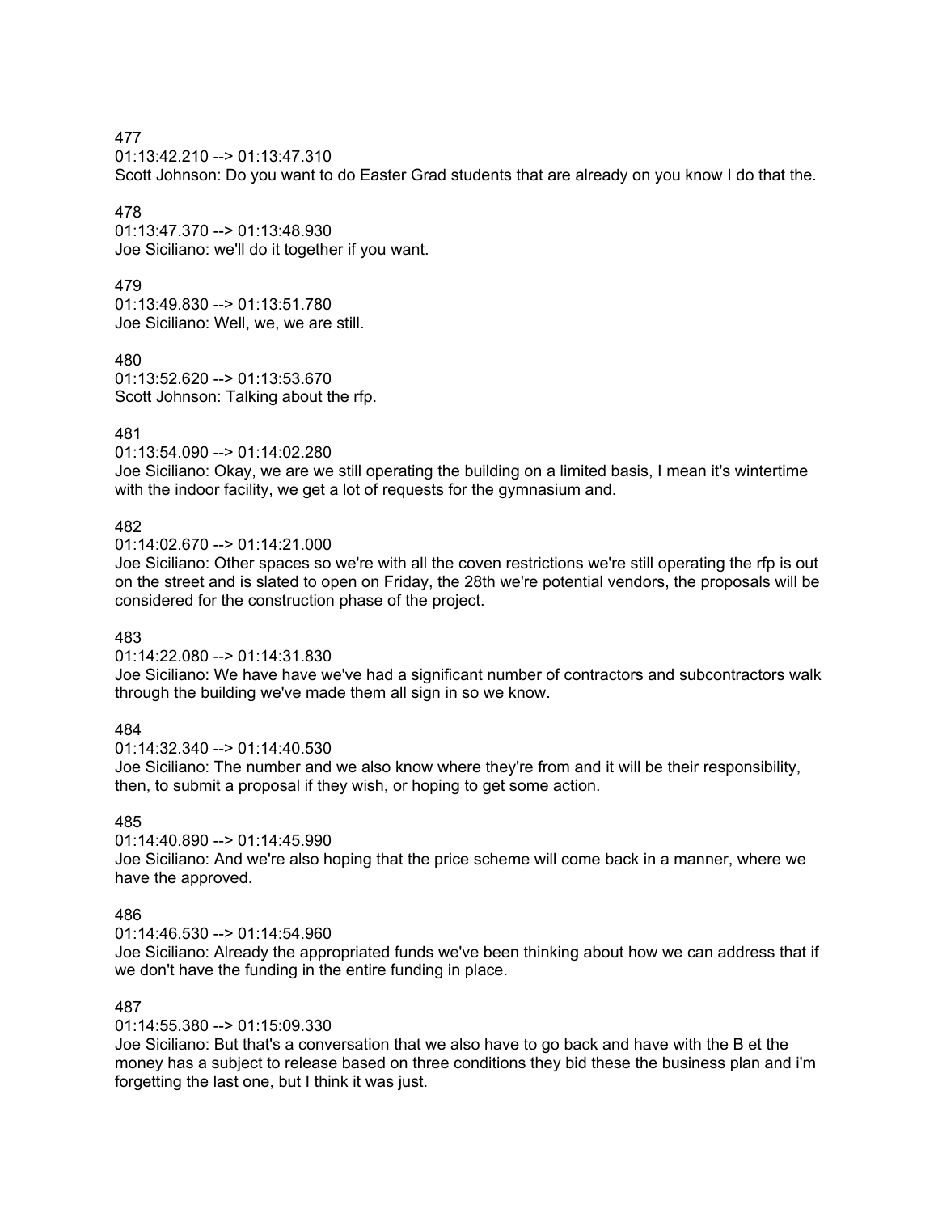477
01:13:42.210 --> 01:13:47.310
Scott Johnson: Do you want to do Easter Grad students that are already on you know I do that the.

478
01:13:47.370 --> 01:13:48.930
Joe Siciliano: we'll do it together if you want.

479
01:13:49.830 --> 01:13:51.780
Joe Siciliano: Well, we, we are still.

480
01:13:52.620 --> 01:13:53.670
Scott Johnson: Talking about the rfp.

481
01:13:54.090 --> 01:14:02.280
Joe Siciliano: Okay, we are we still operating the building on a limited basis, I mean it's wintertime with the indoor facility, we get a lot of requests for the gymnasium and.

482
01:14:02.670 --> 01:14:21.000
Joe Siciliano: Other spaces so we're with all the coven restrictions we're still operating the rfp is out on the street and is slated to open on Friday, the 28th we're potential vendors, the proposals will be considered for the construction phase of the project.

483
01:14:22.080 --> 01:14:31.830
Joe Siciliano: We have have we've had a significant number of contractors and subcontractors walk through the building we've made them all sign in so we know.

484
01:14:32.340 --> 01:14:40.530
Joe Siciliano: The number and we also know where they're from and it will be their responsibility, then, to submit a proposal if they wish, or hoping to get some action.

485
01:14:40.890 --> 01:14:45.990
Joe Siciliano: And we're also hoping that the price scheme will come back in a manner, where we have the approved.

486
01:14:46.530 --> 01:14:54.960
Joe Siciliano: Already the appropriated funds we've been thinking about how we can address that if we don't have the funding in the entire funding in place.

487
01:14:55.380 --> 01:15:09.330
Joe Siciliano: But that's a conversation that we also have to go back and have with the B et the money has a subject to release based on three conditions they bid these the business plan and i'm forgetting the last one, but I think it was just.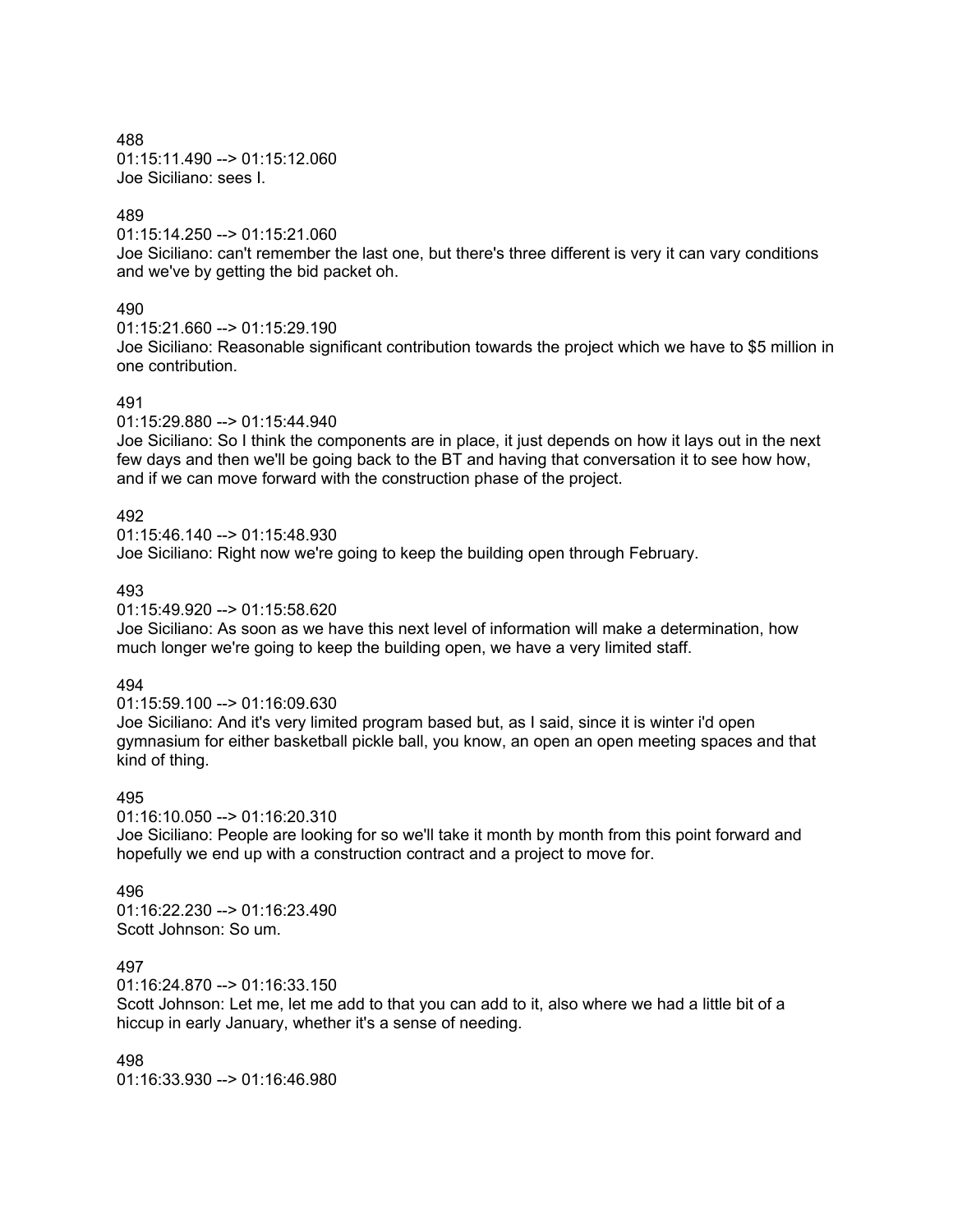488
01:15:11.490 --> 01:15:12.060
Joe Siciliano: sees I.

489
01:15:14.250 --> 01:15:21.060
Joe Siciliano: can't remember the last one, but there's three different is very it can vary conditions and we've by getting the bid packet oh.

490
01:15:21.660 --> 01:15:29.190
Joe Siciliano: Reasonable significant contribution towards the project which we have to $5 million in one contribution.

491
01:15:29.880 --> 01:15:44.940
Joe Siciliano: So I think the components are in place, it just depends on how it lays out in the next few days and then we'll be going back to the BT and having that conversation it to see how how, and if we can move forward with the construction phase of the project.

492
01:15:46.140 --> 01:15:48.930
Joe Siciliano: Right now we're going to keep the building open through February.

493
01:15:49.920 --> 01:15:58.620
Joe Siciliano: As soon as we have this next level of information will make a determination, how much longer we're going to keep the building open, we have a very limited staff.

494
01:15:59.100 --> 01:16:09.630
Joe Siciliano: And it's very limited program based but, as I said, since it is winter i'd open gymnasium for either basketball pickle ball, you know, an open an open meeting spaces and that kind of thing.

495
01:16:10.050 --> 01:16:20.310
Joe Siciliano: People are looking for so we'll take it month by month from this point forward and hopefully we end up with a construction contract and a project to move for.

496
01:16:22.230 --> 01:16:23.490
Scott Johnson: So um.

497
01:16:24.870 --> 01:16:33.150
Scott Johnson: Let me, let me add to that you can add to it, also where we had a little bit of a hiccup in early January, whether it's a sense of needing.

498
01:16:33.930 --> 01:16:46.980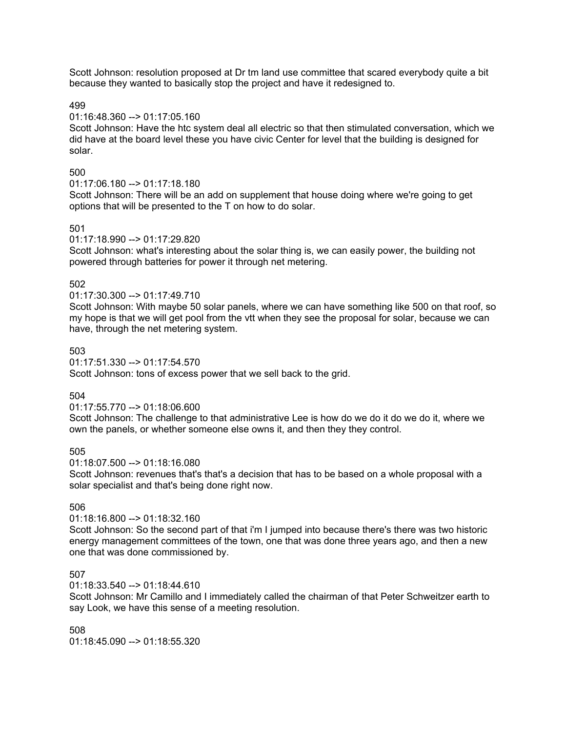Scott Johnson: resolution proposed at Dr tm land use committee that scared everybody quite a bit because they wanted to basically stop the project and have it redesigned to.

499

01:16:48.360 --> 01:17:05.160

Scott Johnson: Have the htc system deal all electric so that then stimulated conversation, which we did have at the board level these you have civic Center for level that the building is designed for solar.

500

01:17:06.180 --> 01:17:18.180

Scott Johnson: There will be an add on supplement that house doing where we're going to get options that will be presented to the T on how to do solar.

501

01:17:18.990 --> 01:17:29.820

Scott Johnson: what's interesting about the solar thing is, we can easily power, the building not powered through batteries for power it through net metering.

502

01:17:30.300 --> 01:17:49.710

Scott Johnson: With maybe 50 solar panels, where we can have something like 500 on that roof, so my hope is that we will get pool from the vtt when they see the proposal for solar, because we can have, through the net metering system.

503

01:17:51.330 --> 01:17:54.570

Scott Johnson: tons of excess power that we sell back to the grid.

504

01:17:55.770 --> 01:18:06.600

Scott Johnson: The challenge to that administrative Lee is how do we do it do we do it, where we own the panels, or whether someone else owns it, and then they they control.

505

01:18:07.500 --> 01:18:16.080

Scott Johnson: revenues that's that's a decision that has to be based on a whole proposal with a solar specialist and that's being done right now.

506

01:18:16.800 --> 01:18:32.160

Scott Johnson: So the second part of that i'm I jumped into because there's there was two historic energy management committees of the town, one that was done three years ago, and then a new one that was done commissioned by.

507

01:18:33.540 --> 01:18:44.610

Scott Johnson: Mr Camillo and I immediately called the chairman of that Peter Schweitzer earth to say Look, we have this sense of a meeting resolution.

508

01:18:45.090 --> 01:18:55.320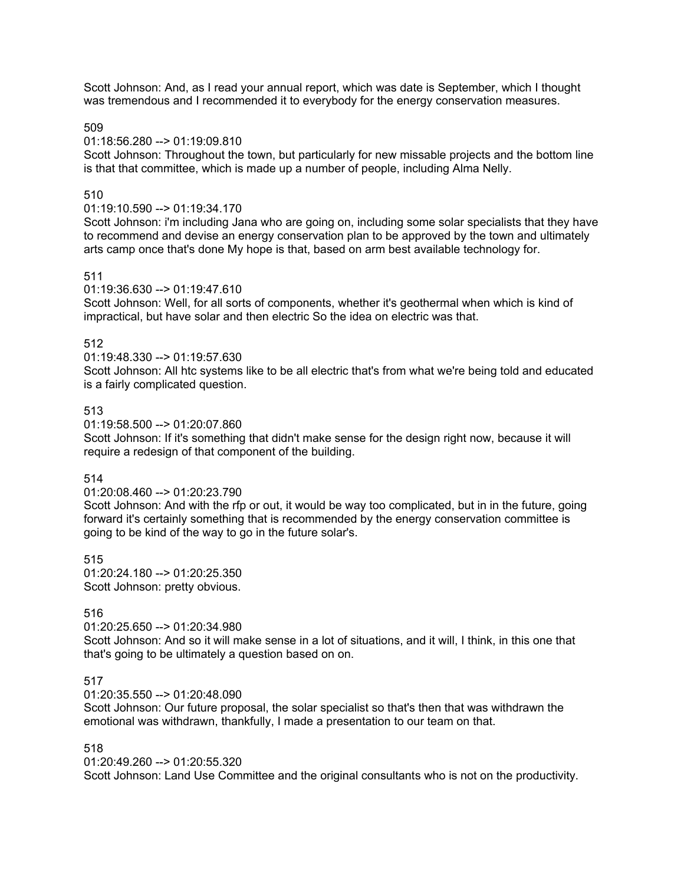Scott Johnson: And, as I read your annual report, which was date is September, which I thought was tremendous and I recommended it to everybody for the energy conservation measures.

509

01:18:56.280 --> 01:19:09.810

Scott Johnson: Throughout the town, but particularly for new missable projects and the bottom line is that that committee, which is made up a number of people, including Alma Nelly.

510

01:19:10.590 --> 01:19:34.170

Scott Johnson: i'm including Jana who are going on, including some solar specialists that they have to recommend and devise an energy conservation plan to be approved by the town and ultimately arts camp once that's done My hope is that, based on arm best available technology for.

511

01:19:36.630 --> 01:19:47.610

Scott Johnson: Well, for all sorts of components, whether it's geothermal when which is kind of impractical, but have solar and then electric So the idea on electric was that.

512

01:19:48.330 --> 01:19:57.630

Scott Johnson: All htc systems like to be all electric that's from what we're being told and educated is a fairly complicated question.

513

01:19:58.500 --> 01:20:07.860

Scott Johnson: If it's something that didn't make sense for the design right now, because it will require a redesign of that component of the building.

514

01:20:08.460 --> 01:20:23.790

Scott Johnson: And with the rfp or out, it would be way too complicated, but in in the future, going forward it's certainly something that is recommended by the energy conservation committee is going to be kind of the way to go in the future solar's.

515

01:20:24.180 --> 01:20:25.350

Scott Johnson: pretty obvious.

516

01:20:25.650 --> 01:20:34.980

Scott Johnson: And so it will make sense in a lot of situations, and it will, I think, in this one that that's going to be ultimately a question based on on.

517

01:20:35.550 --> 01:20:48.090

Scott Johnson: Our future proposal, the solar specialist so that's then that was withdrawn the emotional was withdrawn, thankfully, I made a presentation to our team on that.

518

01:20:49.260 --> 01:20:55.320

Scott Johnson: Land Use Committee and the original consultants who is not on the productivity.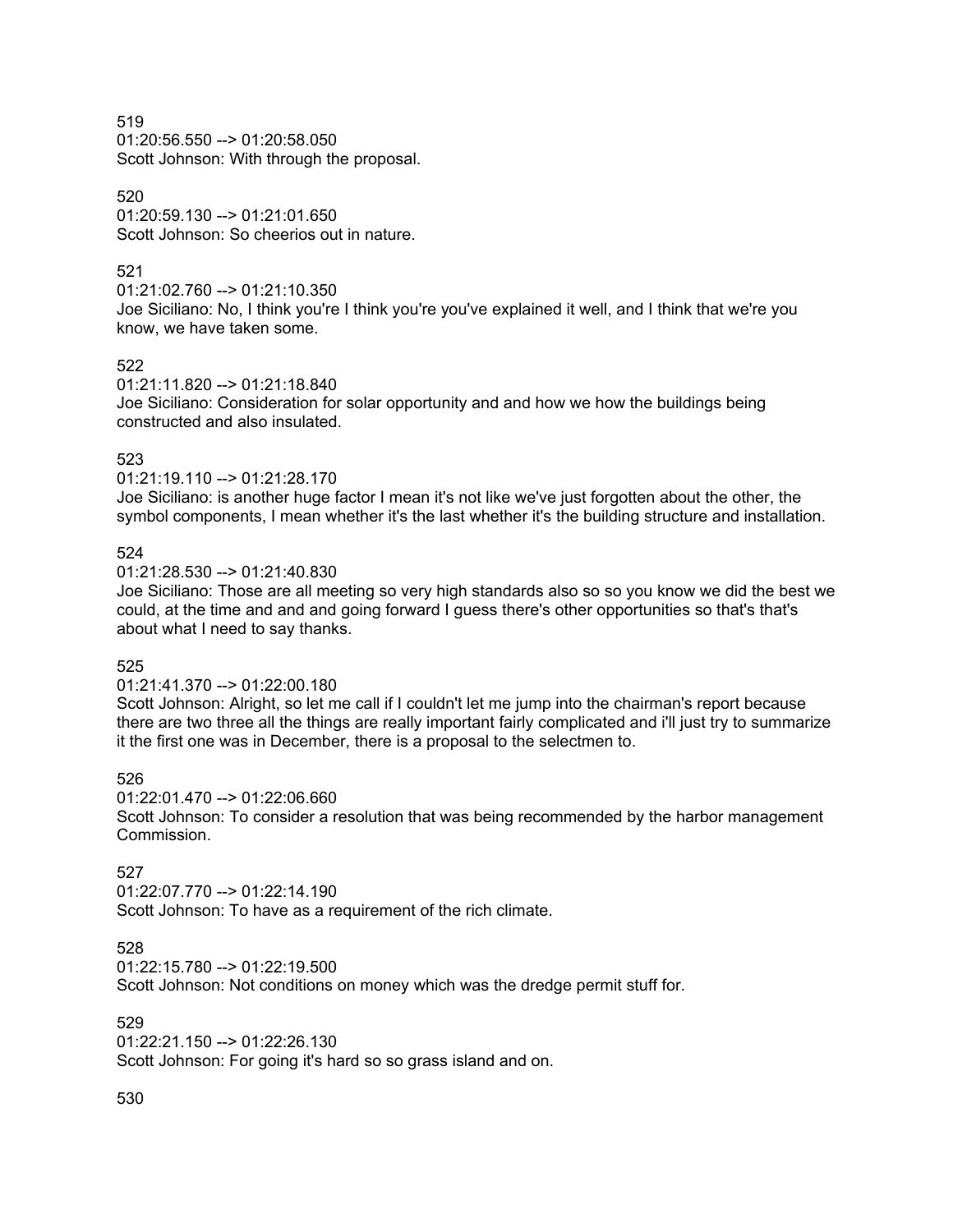519
01:20:56.550 --> 01:20:58.050
Scott Johnson: With through the proposal.

520
01:20:59.130 --> 01:21:01.650
Scott Johnson: So cheerios out in nature.

521
01:21:02.760 --> 01:21:10.350
Joe Siciliano: No, I think you're I think you're you've explained it well, and I think that we're you know, we have taken some.

522
01:21:11.820 --> 01:21:18.840
Joe Siciliano: Consideration for solar opportunity and and how we how the buildings being constructed and also insulated.

523
01:21:19.110 --> 01:21:28.170
Joe Siciliano: is another huge factor I mean it's not like we've just forgotten about the other, the symbol components, I mean whether it's the last whether it's the building structure and installation.

524
01:21:28.530 --> 01:21:40.830
Joe Siciliano: Those are all meeting so very high standards also so so you know we did the best we could, at the time and and and going forward I guess there's other opportunities so that's that's about what I need to say thanks.

525
01:21:41.370 --> 01:22:00.180
Scott Johnson: Alright, so let me call if I couldn't let me jump into the chairman's report because there are two three all the things are really important fairly complicated and i'll just try to summarize it the first one was in December, there is a proposal to the selectmen to.

526
01:22:01.470 --> 01:22:06.660
Scott Johnson: To consider a resolution that was being recommended by the harbor management Commission.

527
01:22:07.770 --> 01:22:14.190
Scott Johnson: To have as a requirement of the rich climate.

528
01:22:15.780 --> 01:22:19.500
Scott Johnson: Not conditions on money which was the dredge permit stuff for.

529
01:22:21.150 --> 01:22:26.130
Scott Johnson: For going it's hard so so grass island and on.

530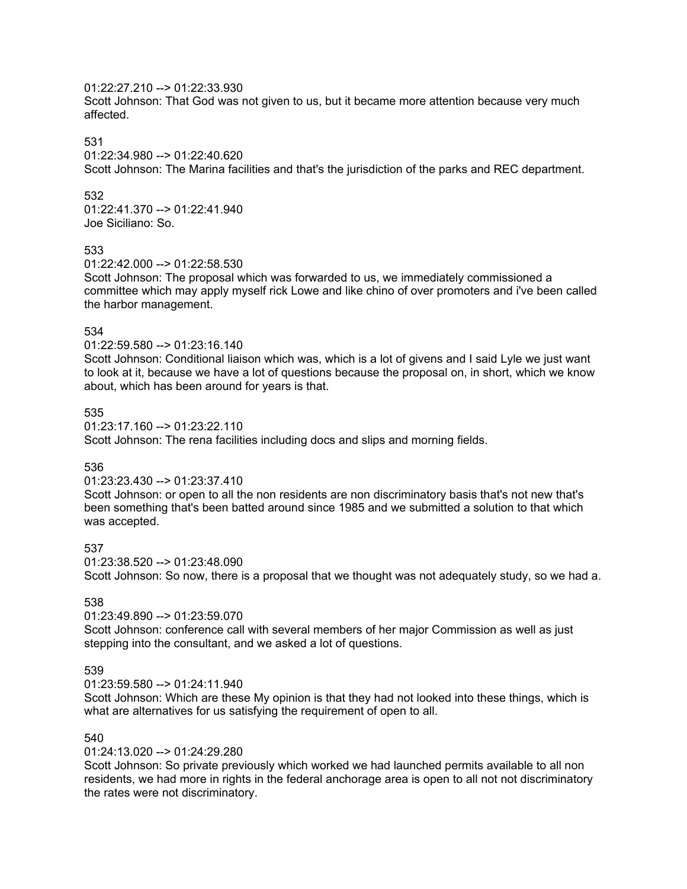01:22:27.210 --> 01:22:33.930
Scott Johnson: That God was not given to us, but it became more attention because very much affected.

531
01:22:34.980 --> 01:22:40.620
Scott Johnson: The Marina facilities and that's the jurisdiction of the parks and REC department.

532
01:22:41.370 --> 01:22:41.940
Joe Siciliano: So.

533
01:22:42.000 --> 01:22:58.530
Scott Johnson: The proposal which was forwarded to us, we immediately commissioned a committee which may apply myself rick Lowe and like chino of over promoters and i've been called the harbor management.

534
01:22:59.580 --> 01:23:16.140
Scott Johnson: Conditional liaison which was, which is a lot of givens and I said Lyle we just want to look at it, because we have a lot of questions because the proposal on, in short, which we know about, which has been around for years is that.

535
01:23:17.160 --> 01:23:22.110
Scott Johnson: The rena facilities including docs and slips and morning fields.

536
01:23:23.430 --> 01:23:37.410
Scott Johnson: or open to all the non residents are non discriminatory basis that's not new that's been something that's been batted around since 1985 and we submitted a solution to that which was accepted.

537
01:23:38.520 --> 01:23:48.090
Scott Johnson: So now, there is a proposal that we thought was not adequately study, so we had a.

538
01:23:49.890 --> 01:23:59.070
Scott Johnson: conference call with several members of her major Commission as well as just stepping into the consultant, and we asked a lot of questions.

539
01:23:59.580 --> 01:24:11.940
Scott Johnson: Which are these My opinion is that they had not looked into these things, which is what are alternatives for us satisfying the requirement of open to all.

540
01:24:13.020 --> 01:24:29.280
Scott Johnson: So private previously which worked we had launched permits available to all non residents, we had more in rights in the federal anchorage area is open to all not not discriminatory the rates were not discriminatory.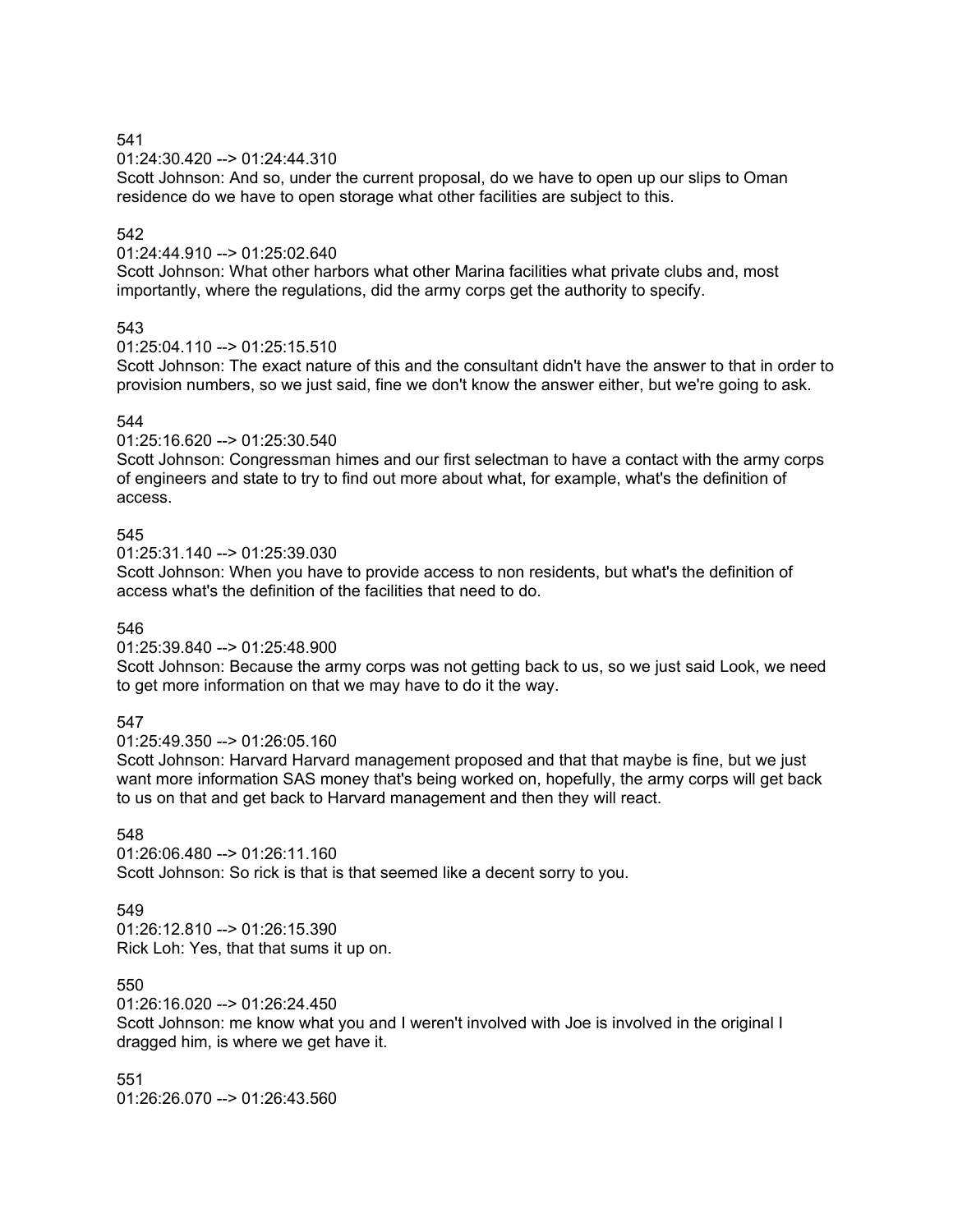541
01:24:30.420 --> 01:24:44.310
Scott Johnson: And so, under the current proposal, do we have to open up our slips to Oman residence do we have to open storage what other facilities are subject to this.

542
01:24:44.910 --> 01:25:02.640
Scott Johnson: What other harbors what other Marina facilities what private clubs and, most importantly, where the regulations, did the army corps get the authority to specify.

543
01:25:04.110 --> 01:25:15.510
Scott Johnson: The exact nature of this and the consultant didn't have the answer to that in order to provision numbers, so we just said, fine we don't know the answer either, but we're going to ask.

544
01:25:16.620 --> 01:25:30.540
Scott Johnson: Congressman himes and our first selectman to have a contact with the army corps of engineers and state to try to find out more about what, for example, what's the definition of access.

545
01:25:31.140 --> 01:25:39.030
Scott Johnson: When you have to provide access to non residents, but what's the definition of access what's the definition of the facilities that need to do.

546
01:25:39.840 --> 01:25:48.900
Scott Johnson: Because the army corps was not getting back to us, so we just said Look, we need to get more information on that we may have to do it the way.

547
01:25:49.350 --> 01:26:05.160
Scott Johnson: Harvard Harvard management proposed and that that maybe is fine, but we just want more information SAS money that's being worked on, hopefully, the army corps will get back to us on that and get back to Harvard management and then they will react.

548
01:26:06.480 --> 01:26:11.160
Scott Johnson: So rick is that is that seemed like a decent sorry to you.

549
01:26:12.810 --> 01:26:15.390
Rick Loh: Yes, that that sums it up on.

550
01:26:16.020 --> 01:26:24.450
Scott Johnson: me know what you and I weren't involved with Joe is involved in the original I dragged him, is where we get have it.

551
01:26:26.070 --> 01:26:43.560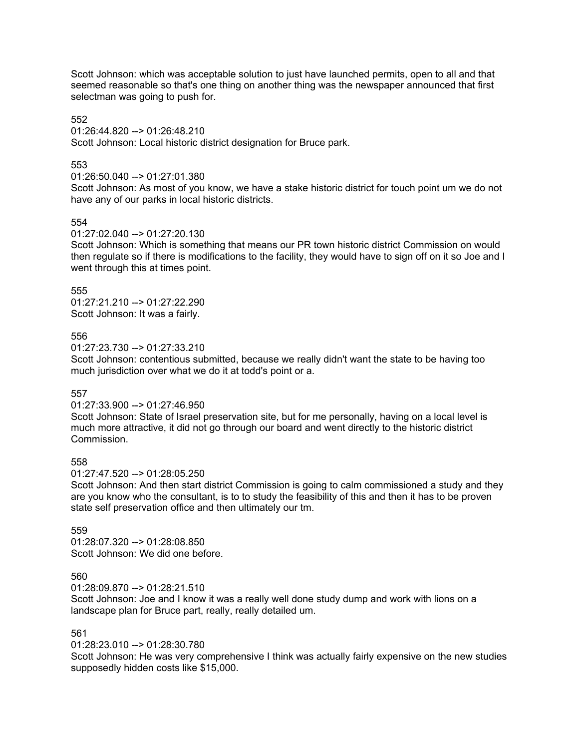Scott Johnson: which was acceptable solution to just have launched permits, open to all and that seemed reasonable so that's one thing on another thing was the newspaper announced that first selectman was going to push for.

552
01:26:44.820 --> 01:26:48.210
Scott Johnson: Local historic district designation for Bruce park.

553
01:26:50.040 --> 01:27:01.380
Scott Johnson: As most of you know, we have a stake historic district for touch point um we do not have any of our parks in local historic districts.

554
01:27:02.040 --> 01:27:20.130
Scott Johnson: Which is something that means our PR town historic district Commission on would then regulate so if there is modifications to the facility, they would have to sign off on it so Joe and I went through this at times point.

555
01:27:21.210 --> 01:27:22.290
Scott Johnson: It was a fairly.

556
01:27:23.730 --> 01:27:33.210
Scott Johnson: contentious submitted, because we really didn't want the state to be having too much jurisdiction over what we do it at todd's point or a.

557
01:27:33.900 --> 01:27:46.950
Scott Johnson: State of Israel preservation site, but for me personally, having on a local level is much more attractive, it did not go through our board and went directly to the historic district Commission.

558
01:27:47.520 --> 01:28:05.250
Scott Johnson: And then start district Commission is going to calm commissioned a study and they are you know who the consultant, is to to study the feasibility of this and then it has to be proven state self preservation office and then ultimately our tm.

559
01:28:07.320 --> 01:28:08.850
Scott Johnson: We did one before.

560
01:28:09.870 --> 01:28:21.510
Scott Johnson: Joe and I know it was a really well done study dump and work with lions on a landscape plan for Bruce part, really, really detailed um.

561
01:28:23.010 --> 01:28:30.780
Scott Johnson: He was very comprehensive I think was actually fairly expensive on the new studies supposedly hidden costs like $15,000.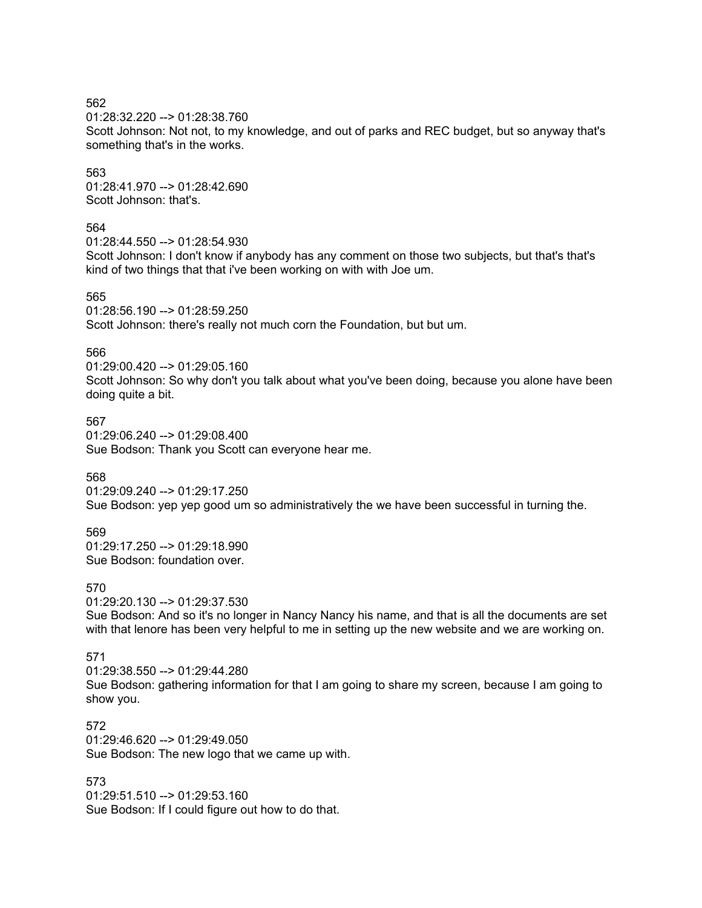562
01:28:32.220 --> 01:28:38.760
Scott Johnson: Not not, to my knowledge, and out of parks and REC budget, but so anyway that's something that's in the works.

563
01:28:41.970 --> 01:28:42.690
Scott Johnson: that's.

564
01:28:44.550 --> 01:28:54.930
Scott Johnson: I don't know if anybody has any comment on those two subjects, but that's that's kind of two things that that i've been working on with with Joe um.

565
01:28:56.190 --> 01:28:59.250
Scott Johnson: there's really not much corn the Foundation, but but um.

566
01:29:00.420 --> 01:29:05.160
Scott Johnson: So why don't you talk about what you've been doing, because you alone have been doing quite a bit.

567
01:29:06.240 --> 01:29:08.400
Sue Bodson: Thank you Scott can everyone hear me.

568
01:29:09.240 --> 01:29:17.250
Sue Bodson: yep yep good um so administratively the we have been successful in turning the.

569
01:29:17.250 --> 01:29:18.990
Sue Bodson: foundation over.

570
01:29:20.130 --> 01:29:37.530
Sue Bodson: And so it's no longer in Nancy Nancy his name, and that is all the documents are set with that lenore has been very helpful to me in setting up the new website and we are working on.

571
01:29:38.550 --> 01:29:44.280
Sue Bodson: gathering information for that I am going to share my screen, because I am going to show you.

572
01:29:46.620 --> 01:29:49.050
Sue Bodson: The new logo that we came up with.

573
01:29:51.510 --> 01:29:53.160
Sue Bodson: If I could figure out how to do that.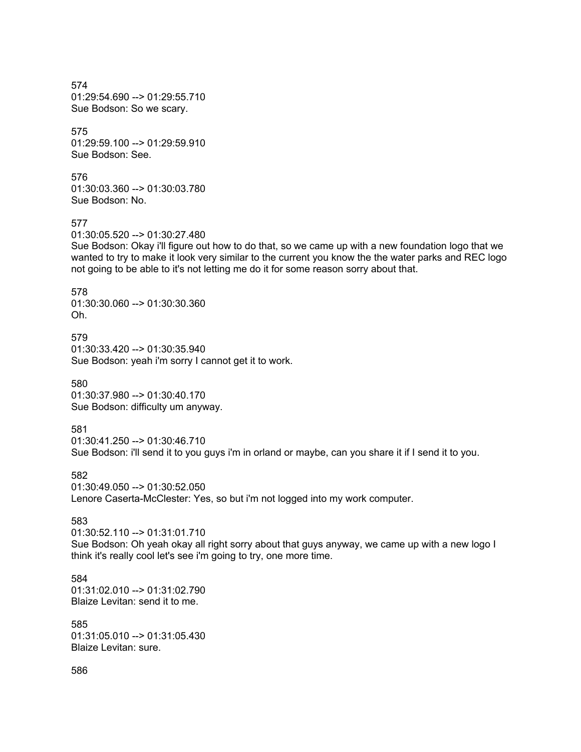574
01:29:54.690 --> 01:29:55.710
Sue Bodson: So we scary.

575
01:29:59.100 --> 01:29:59.910
Sue Bodson: See.

576
01:30:03.360 --> 01:30:03.780
Sue Bodson: No.

577
01:30:05.520 --> 01:30:27.480
Sue Bodson: Okay i'll figure out how to do that, so we came up with a new foundation logo that we wanted to try to make it look very similar to the current you know the the water parks and REC logo not going to be able to it's not letting me do it for some reason sorry about that.

578
01:30:30.060 --> 01:30:30.360
Oh.

579
01:30:33.420 --> 01:30:35.940
Sue Bodson: yeah i'm sorry I cannot get it to work.

580
01:30:37.980 --> 01:30:40.170
Sue Bodson: difficulty um anyway.

581
01:30:41.250 --> 01:30:46.710
Sue Bodson: i'll send it to you guys i'm in orland or maybe, can you share it if I send it to you.

582
01:30:49.050 --> 01:30:52.050
Lenore Caserta-McClester: Yes, so but i'm not logged into my work computer.

583
01:30:52.110 --> 01:31:01.710
Sue Bodson: Oh yeah okay all right sorry about that guys anyway, we came up with a new logo I think it's really cool let's see i'm going to try, one more time.

584
01:31:02.010 --> 01:31:02.790
Blaize Levitan: send it to me.

585
01:31:05.010 --> 01:31:05.430
Blaize Levitan: sure.

586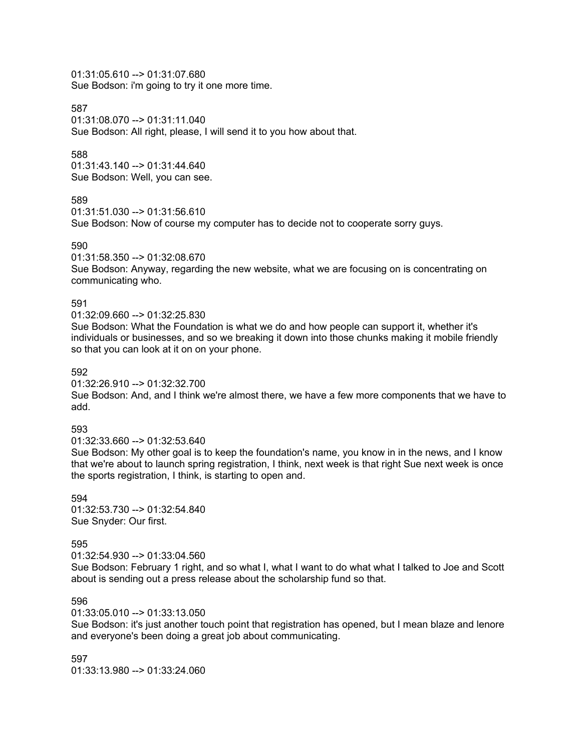01:31:05.610 --> 01:31:07.680
Sue Bodson: i'm going to try it one more time.

587
01:31:08.070 --> 01:31:11.040
Sue Bodson: All right, please, I will send it to you how about that.

588
01:31:43.140 --> 01:31:44.640
Sue Bodson: Well, you can see.

589
01:31:51.030 --> 01:31:56.610
Sue Bodson: Now of course my computer has to decide not to cooperate sorry guys.

590
01:31:58.350 --> 01:32:08.670
Sue Bodson: Anyway, regarding the new website, what we are focusing on is concentrating on communicating who.

591
01:32:09.660 --> 01:32:25.830
Sue Bodson: What the Foundation is what we do and how people can support it, whether it's individuals or businesses, and so we breaking it down into those chunks making it mobile friendly so that you can look at it on on your phone.

592
01:32:26.910 --> 01:32:32.700
Sue Bodson: And, and I think we're almost there, we have a few more components that we have to add.

593
01:32:33.660 --> 01:32:53.640
Sue Bodson: My other goal is to keep the foundation's name, you know in in the news, and I know that we're about to launch spring registration, I think, next week is that right Sue next week is once the sports registration, I think, is starting to open and.

594
01:32:53.730 --> 01:32:54.840
Sue Snyder: Our first.

595
01:32:54.930 --> 01:33:04.560
Sue Bodson: February 1 right, and so what I, what I want to do what what I talked to Joe and Scott about is sending out a press release about the scholarship fund so that.

596
01:33:05.010 --> 01:33:13.050
Sue Bodson: it's just another touch point that registration has opened, but I mean blaze and lenore and everyone's been doing a great job about communicating.

597
01:33:13.980 --> 01:33:24.060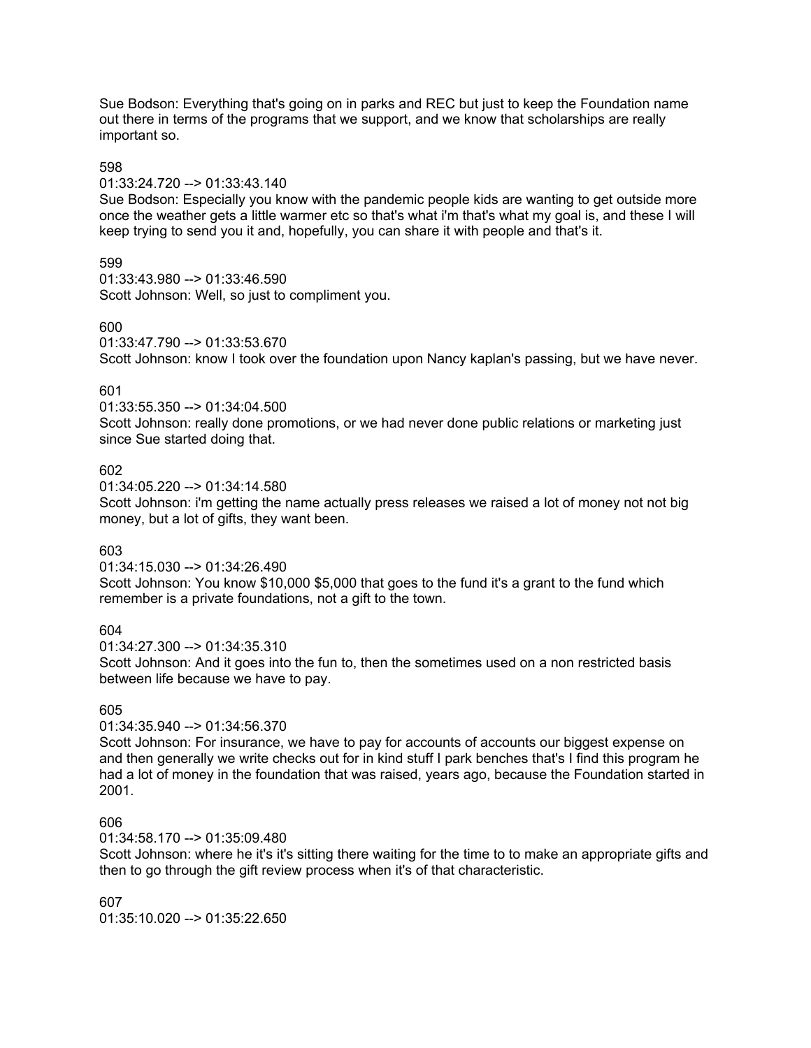Sue Bodson: Everything that's going on in parks and REC but just to keep the Foundation name out there in terms of the programs that we support, and we know that scholarships are really important so.

598
01:33:24.720 --> 01:33:43.140
Sue Bodson: Especially you know with the pandemic people kids are wanting to get outside more once the weather gets a little warmer etc so that's what i'm that's what my goal is, and these I will keep trying to send you it and, hopefully, you can share it with people and that's it.

599
01:33:43.980 --> 01:33:46.590
Scott Johnson: Well, so just to compliment you.

600
01:33:47.790 --> 01:33:53.670
Scott Johnson: know I took over the foundation upon Nancy kaplan's passing, but we have never.

601
01:33:55.350 --> 01:34:04.500
Scott Johnson: really done promotions, or we had never done public relations or marketing just since Sue started doing that.

602
01:34:05.220 --> 01:34:14.580
Scott Johnson: i'm getting the name actually press releases we raised a lot of money not not big money, but a lot of gifts, they want been.

603
01:34:15.030 --> 01:34:26.490
Scott Johnson: You know $10,000 $5,000 that goes to the fund it's a grant to the fund which remember is a private foundations, not a gift to the town.

604
01:34:27.300 --> 01:34:35.310
Scott Johnson: And it goes into the fun to, then the sometimes used on a non restricted basis between life because we have to pay.

605
01:34:35.940 --> 01:34:56.370
Scott Johnson: For insurance, we have to pay for accounts of accounts our biggest expense on and then generally we write checks out for in kind stuff I park benches that's I find this program he had a lot of money in the foundation that was raised, years ago, because the Foundation started in 2001.

606
01:34:58.170 --> 01:35:09.480
Scott Johnson: where he it's it's sitting there waiting for the time to to make an appropriate gifts and then to go through the gift review process when it's of that characteristic.

607
01:35:10.020 --> 01:35:22.650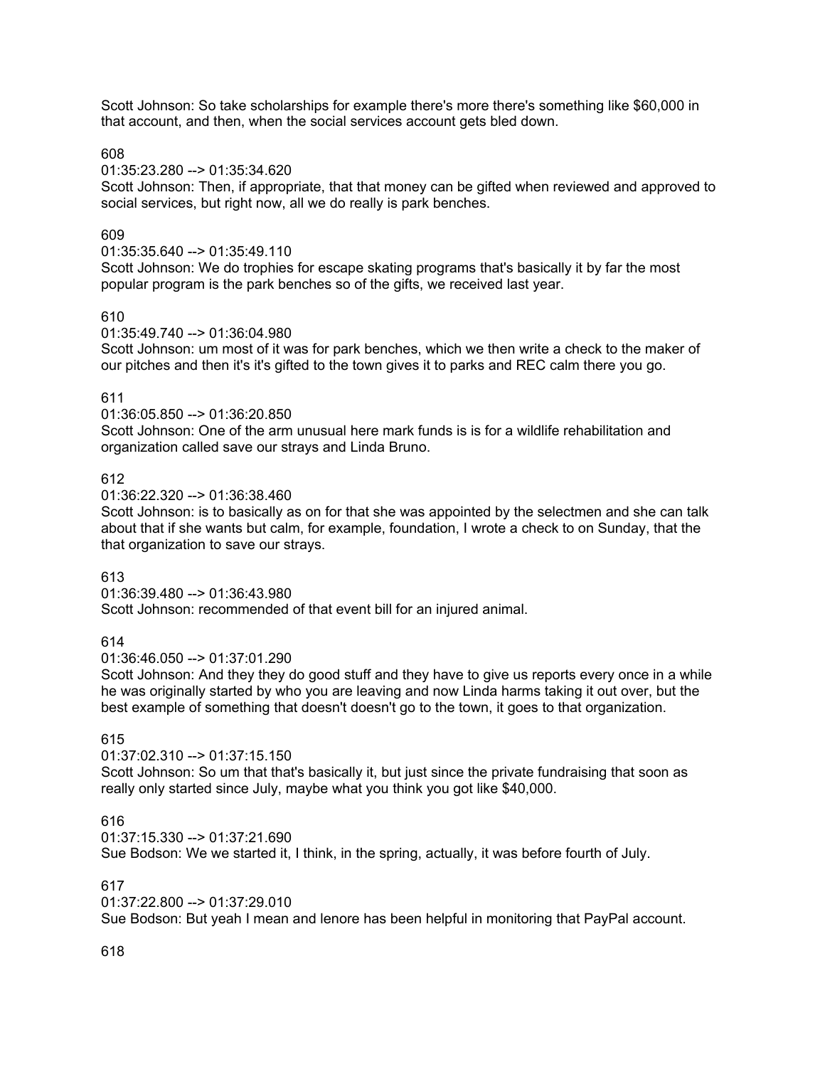Scott Johnson: So take scholarships for example there's more there's something like $60,000 in that account, and then, when the social services account gets bled down.

608

01:35:23.280 --> 01:35:34.620

Scott Johnson: Then, if appropriate, that that money can be gifted when reviewed and approved to social services, but right now, all we do really is park benches.

609

01:35:35.640 --> 01:35:49.110

Scott Johnson: We do trophies for escape skating programs that's basically it by far the most popular program is the park benches so of the gifts, we received last year.

610

01:35:49.740 --> 01:36:04.980

Scott Johnson: um most of it was for park benches, which we then write a check to the maker of our pitches and then it's it's gifted to the town gives it to parks and REC calm there you go.

611

01:36:05.850 --> 01:36:20.850

Scott Johnson: One of the arm unusual here mark funds is is for a wildlife rehabilitation and organization called save our strays and Linda Bruno.

612

01:36:22.320 --> 01:36:38.460

Scott Johnson: is to basically as on for that she was appointed by the selectmen and she can talk about that if she wants but calm, for example, foundation, I wrote a check to on Sunday, that the that organization to save our strays.

613

01:36:39.480 --> 01:36:43.980

Scott Johnson: recommended of that event bill for an injured animal.

614

01:36:46.050 --> 01:37:01.290

Scott Johnson: And they they do good stuff and they have to give us reports every once in a while he was originally started by who you are leaving and now Linda harms taking it out over, but the best example of something that doesn't doesn't go to the town, it goes to that organization.

615

01:37:02.310 --> 01:37:15.150

Scott Johnson: So um that that's basically it, but just since the private fundraising that soon as really only started since July, maybe what you think you got like $40,000.

616

01:37:15.330 --> 01:37:21.690

Sue Bodson: We we started it, I think, in the spring, actually, it was before fourth of July.

617

01:37:22.800 --> 01:37:29.010

Sue Bodson: But yeah I mean and lenore has been helpful in monitoring that PayPal account.

618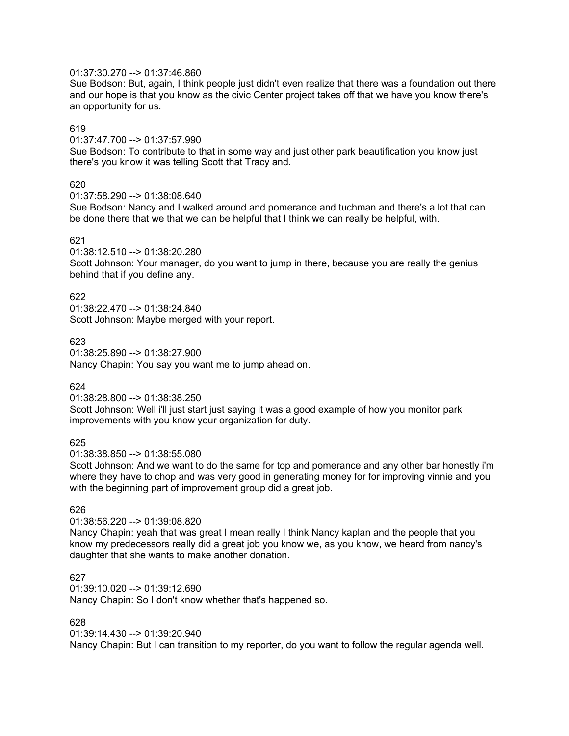01:37:30.270 --> 01:37:46.860
Sue Bodson: But, again, I think people just didn't even realize that there was a foundation out there and our hope is that you know as the civic Center project takes off that we have you know there's an opportunity for us.

619
01:37:47.700 --> 01:37:57.990
Sue Bodson: To contribute to that in some way and just other park beautification you know just there's you know it was telling Scott that Tracy and.

620
01:37:58.290 --> 01:38:08.640
Sue Bodson: Nancy and I walked around and pomerance and tuchman and there's a lot that can be done there that we that we can be helpful that I think we can really be helpful, with.

621
01:38:12.510 --> 01:38:20.280
Scott Johnson: Your manager, do you want to jump in there, because you are really the genius behind that if you define any.

622
01:38:22.470 --> 01:38:24.840
Scott Johnson: Maybe merged with your report.

623
01:38:25.890 --> 01:38:27.900
Nancy Chapin: You say you want me to jump ahead on.

624
01:38:28.800 --> 01:38:38.250
Scott Johnson: Well i'll just start just saying it was a good example of how you monitor park improvements with you know your organization for duty.

625
01:38:38.850 --> 01:38:55.080
Scott Johnson: And we want to do the same for top and pomerance and any other bar honestly i'm where they have to chop and was very good in generating money for for improving vinnie and you with the beginning part of improvement group did a great job.

626
01:38:56.220 --> 01:39:08.820
Nancy Chapin: yeah that was great I mean really I think Nancy kaplan and the people that you know my predecessors really did a great job you know we, as you know, we heard from nancy's daughter that she wants to make another donation.

627
01:39:10.020 --> 01:39:12.690
Nancy Chapin: So I don't know whether that's happened so.

628
01:39:14.430 --> 01:39:20.940
Nancy Chapin: But I can transition to my reporter, do you want to follow the regular agenda well.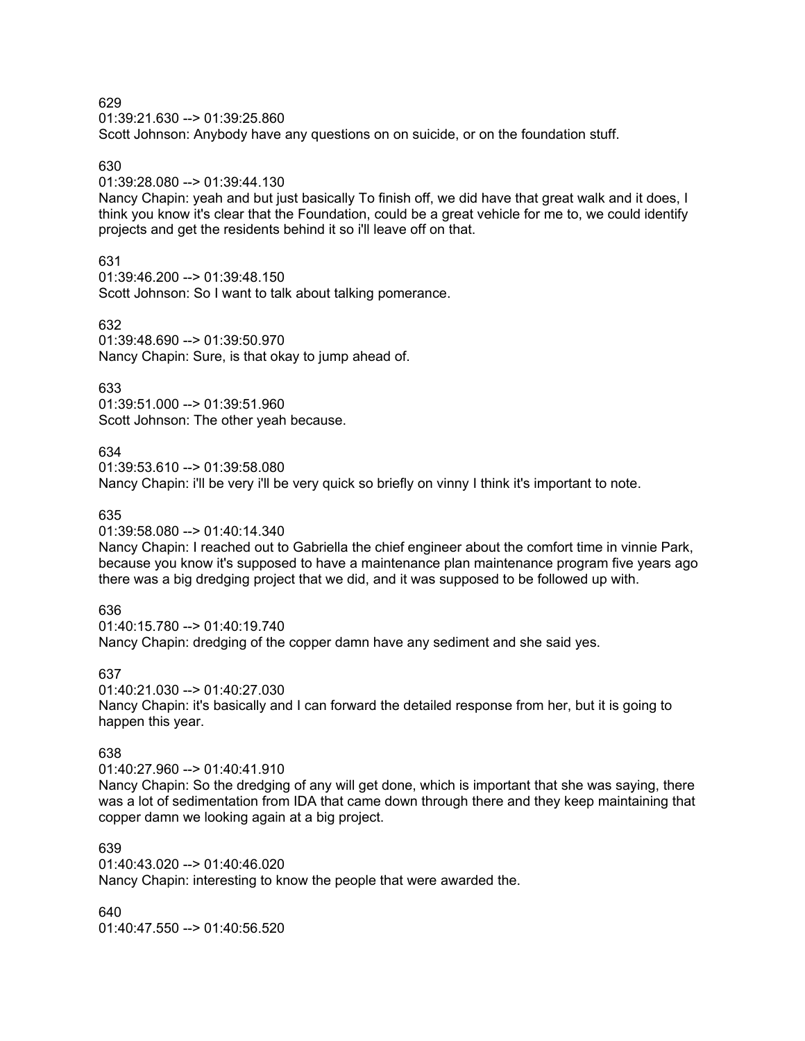629
01:39:21.630 --> 01:39:25.860
Scott Johnson: Anybody have any questions on on suicide, or on the foundation stuff.

630
01:39:28.080 --> 01:39:44.130
Nancy Chapin: yeah and but just basically To finish off, we did have that great walk and it does, I think you know it's clear that the Foundation, could be a great vehicle for me to, we could identify projects and get the residents behind it so i'll leave off on that.

631
01:39:46.200 --> 01:39:48.150
Scott Johnson: So I want to talk about talking pomerance.

632
01:39:48.690 --> 01:39:50.970
Nancy Chapin: Sure, is that okay to jump ahead of.

633
01:39:51.000 --> 01:39:51.960
Scott Johnson: The other yeah because.

634
01:39:53.610 --> 01:39:58.080
Nancy Chapin: i'll be very i'll be very quick so briefly on vinny I think it's important to note.

635
01:39:58.080 --> 01:40:14.340
Nancy Chapin: I reached out to Gabriella the chief engineer about the comfort time in vinnie Park, because you know it's supposed to have a maintenance plan maintenance program five years ago there was a big dredging project that we did, and it was supposed to be followed up with.

636
01:40:15.780 --> 01:40:19.740
Nancy Chapin: dredging of the copper damn have any sediment and she said yes.

637
01:40:21.030 --> 01:40:27.030
Nancy Chapin: it's basically and I can forward the detailed response from her, but it is going to happen this year.

638
01:40:27.960 --> 01:40:41.910
Nancy Chapin: So the dredging of any will get done, which is important that she was saying, there was a lot of sedimentation from IDA that came down through there and they keep maintaining that copper damn we looking again at a big project.

639
01:40:43.020 --> 01:40:46.020
Nancy Chapin: interesting to know the people that were awarded the.

640
01:40:47.550 --> 01:40:56.520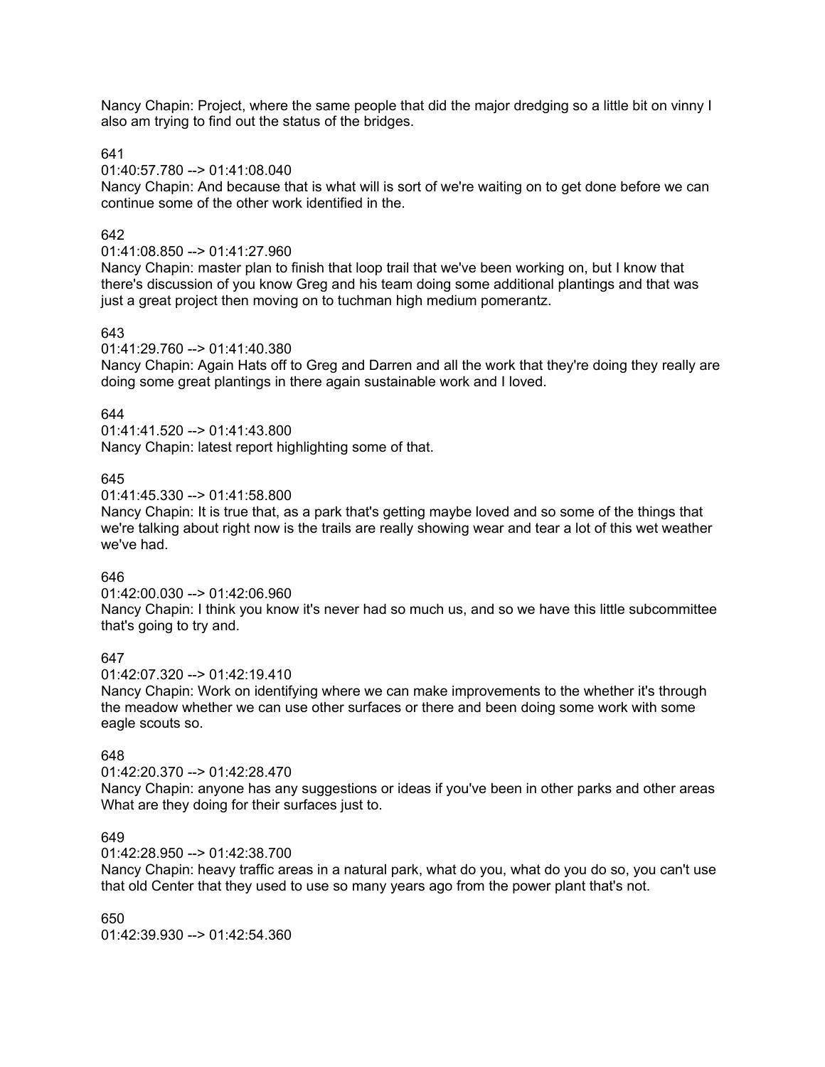Nancy Chapin: Project, where the same people that did the major dredging so a little bit on vinny I also am trying to find out the status of the bridges.

641
01:40:57.780 --> 01:41:08.040
Nancy Chapin: And because that is what will is sort of we're waiting on to get done before we can continue some of the other work identified in the.

642
01:41:08.850 --> 01:41:27.960
Nancy Chapin: master plan to finish that loop trail that we've been working on, but I know that there's discussion of you know Greg and his team doing some additional plantings and that was just a great project then moving on to tuchman high medium pomerantz.

643
01:41:29.760 --> 01:41:40.380
Nancy Chapin: Again Hats off to Greg and Darren and all the work that they're doing they really are doing some great plantings in there again sustainable work and I loved.

644
01:41:41.520 --> 01:41:43.800
Nancy Chapin: latest report highlighting some of that.

645
01:41:45.330 --> 01:41:58.800
Nancy Chapin: It is true that, as a park that's getting maybe loved and so some of the things that we're talking about right now is the trails are really showing wear and tear a lot of this wet weather we've had.

646
01:42:00.030 --> 01:42:06.960
Nancy Chapin: I think you know it's never had so much us, and so we have this little subcommittee that's going to try and.

647
01:42:07.320 --> 01:42:19.410
Nancy Chapin: Work on identifying where we can make improvements to the whether it's through the meadow whether we can use other surfaces or there and been doing some work with some eagle scouts so.

648
01:42:20.370 --> 01:42:28.470
Nancy Chapin: anyone has any suggestions or ideas if you've been in other parks and other areas What are they doing for their surfaces just to.

649
01:42:28.950 --> 01:42:38.700
Nancy Chapin: heavy traffic areas in a natural park, what do you, what do you do so, you can't use that old Center that they used to use so many years ago from the power plant that's not.

650
01:42:39.930 --> 01:42:54.360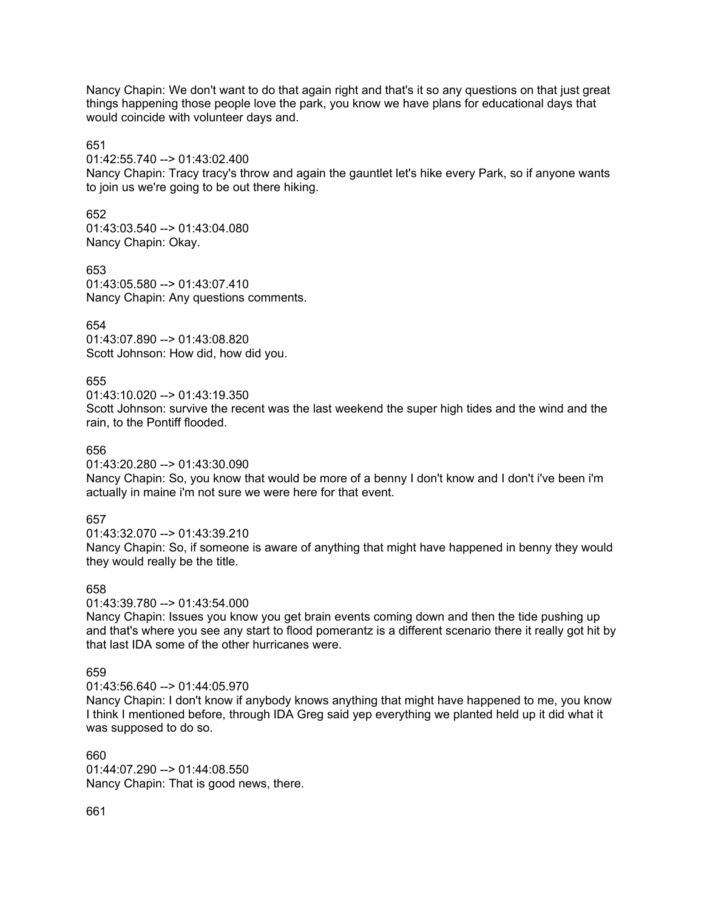Nancy Chapin: We don't want to do that again right and that's it so any questions on that just great things happening those people love the park, you know we have plans for educational days that would coincide with volunteer days and.

651
01:42:55.740 --> 01:43:02.400
Nancy Chapin: Tracy tracy's throw and again the gauntlet let's hike every Park, so if anyone wants to join us we're going to be out there hiking.

652
01:43:03.540 --> 01:43:04.080
Nancy Chapin: Okay.

653
01:43:05.580 --> 01:43:07.410
Nancy Chapin: Any questions comments.

654
01:43:07.890 --> 01:43:08.820
Scott Johnson: How did, how did you.

655
01:43:10.020 --> 01:43:19.350
Scott Johnson: survive the recent was the last weekend the super high tides and the wind and the rain, to the Pontiff flooded.

656
01:43:20.280 --> 01:43:30.090
Nancy Chapin: So, you know that would be more of a benny I don't know and I don't i've been i'm actually in maine i'm not sure we were here for that event.

657
01:43:32.070 --> 01:43:39.210
Nancy Chapin: So, if someone is aware of anything that might have happened in benny they would they would really be the title.

658
01:43:39.780 --> 01:43:54.000
Nancy Chapin: Issues you know you get brain events coming down and then the tide pushing up and that's where you see any start to flood pomerantz is a different scenario there it really got hit by that last IDA some of the other hurricanes were.

659
01:43:56.640 --> 01:44:05.970
Nancy Chapin: I don't know if anybody knows anything that might have happened to me, you know I think I mentioned before, through IDA Greg said yep everything we planted held up it did what it was supposed to do so.

660
01:44:07.290 --> 01:44:08.550
Nancy Chapin: That is good news, there.

661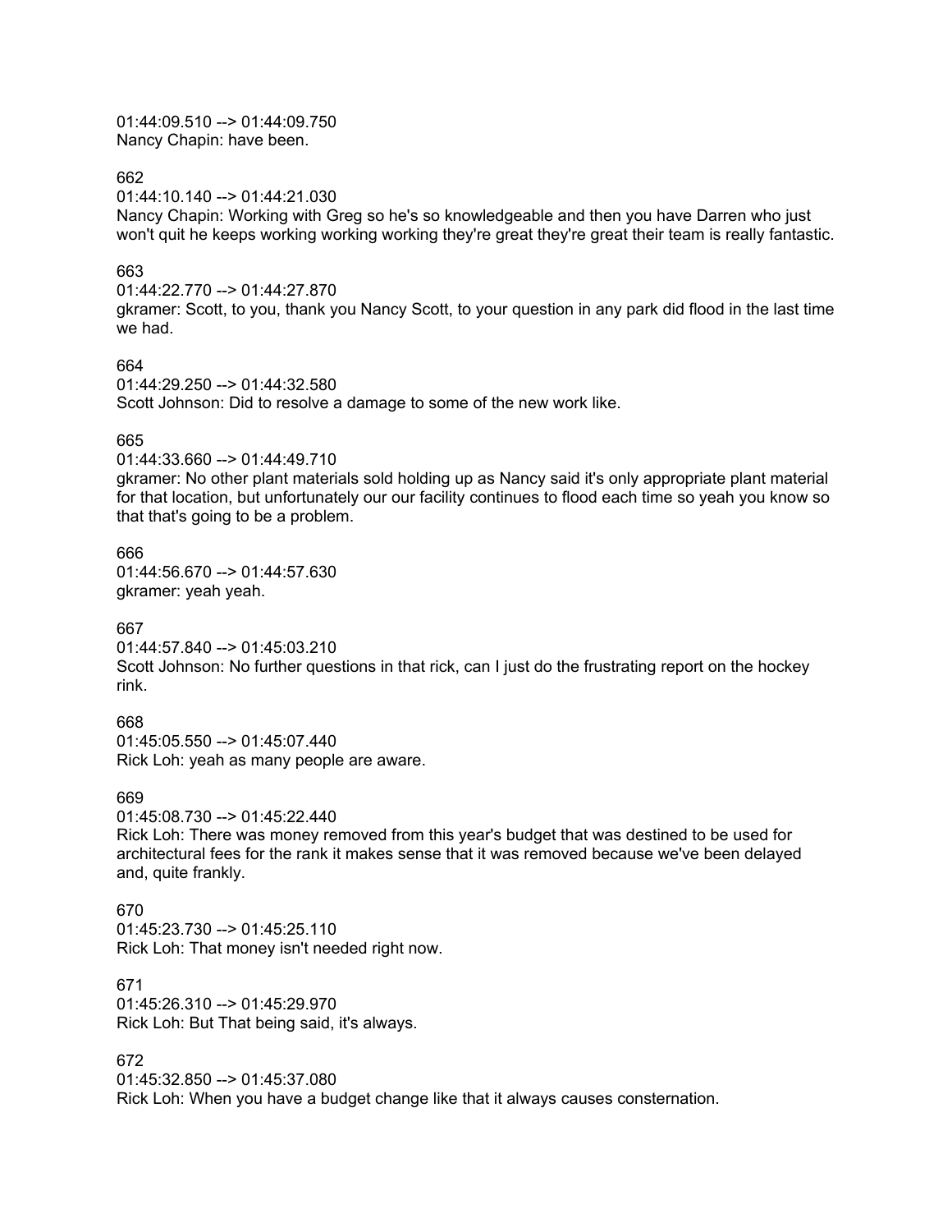01:44:09.510 --> 01:44:09.750
Nancy Chapin: have been.

662
01:44:10.140 --> 01:44:21.030
Nancy Chapin: Working with Greg so he's so knowledgeable and then you have Darren who just won't quit he keeps working working working they're great they're great their team is really fantastic.

663
01:44:22.770 --> 01:44:27.870
gkramer: Scott, to you, thank you Nancy Scott, to your question in any park did flood in the last time we had.

664
01:44:29.250 --> 01:44:32.580
Scott Johnson: Did to resolve a damage to some of the new work like.

665
01:44:33.660 --> 01:44:49.710
gkramer: No other plant materials sold holding up as Nancy said it's only appropriate plant material for that location, but unfortunately our our facility continues to flood each time so yeah you know so that that's going to be a problem.

666
01:44:56.670 --> 01:44:57.630
gkramer: yeah yeah.

667
01:44:57.840 --> 01:45:03.210
Scott Johnson: No further questions in that rick, can I just do the frustrating report on the hockey rink.

668
01:45:05.550 --> 01:45:07.440
Rick Loh: yeah as many people are aware.

669
01:45:08.730 --> 01:45:22.440
Rick Loh: There was money removed from this year's budget that was destined to be used for architectural fees for the rank it makes sense that it was removed because we've been delayed and, quite frankly.

670
01:45:23.730 --> 01:45:25.110
Rick Loh: That money isn't needed right now.

671
01:45:26.310 --> 01:45:29.970
Rick Loh: But That being said, it's always.

672
01:45:32.850 --> 01:45:37.080
Rick Loh: When you have a budget change like that it always causes consternation.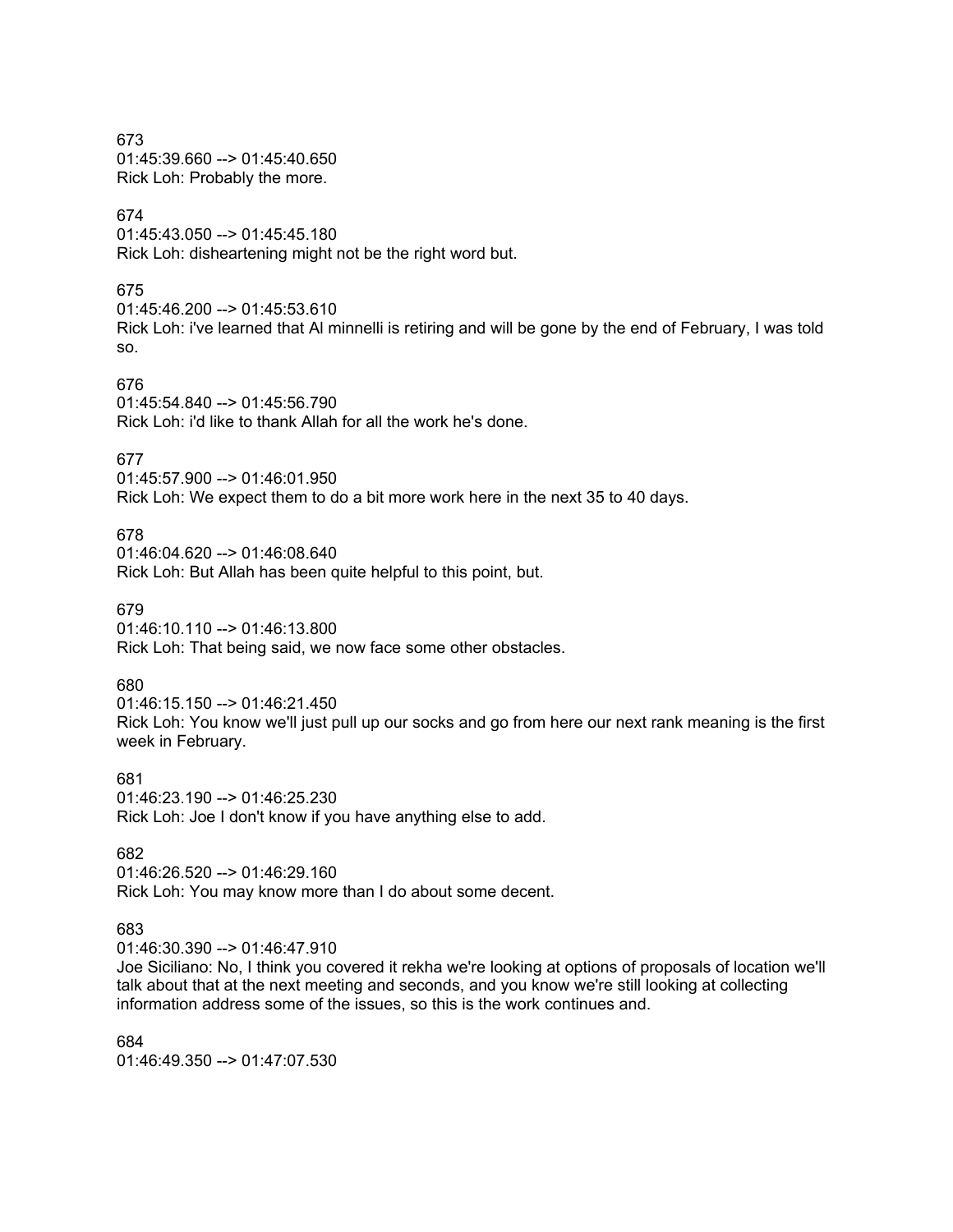673
01:45:39.660 --> 01:45:40.650
Rick Loh: Probably the more.

674
01:45:43.050 --> 01:45:45.180
Rick Loh: disheartening might not be the right word but.

675
01:45:46.200 --> 01:45:53.610
Rick Loh: i've learned that Al minnelli is retiring and will be gone by the end of February, I was told so.

676
01:45:54.840 --> 01:45:56.790
Rick Loh: i'd like to thank Allah for all the work he's done.

677
01:45:57.900 --> 01:46:01.950
Rick Loh: We expect them to do a bit more work here in the next 35 to 40 days.

678
01:46:04.620 --> 01:46:08.640
Rick Loh: But Allah has been quite helpful to this point, but.

679
01:46:10.110 --> 01:46:13.800
Rick Loh: That being said, we now face some other obstacles.

680
01:46:15.150 --> 01:46:21.450
Rick Loh: You know we'll just pull up our socks and go from here our next rank meaning is the first week in February.

681
01:46:23.190 --> 01:46:25.230
Rick Loh: Joe I don't know if you have anything else to add.

682
01:46:26.520 --> 01:46:29.160
Rick Loh: You may know more than I do about some decent.

683
01:46:30.390 --> 01:46:47.910
Joe Siciliano: No, I think you covered it rekha we're looking at options of proposals of location we'll talk about that at the next meeting and seconds, and you know we're still looking at collecting information address some of the issues, so this is the work continues and.

684
01:46:49.350 --> 01:47:07.530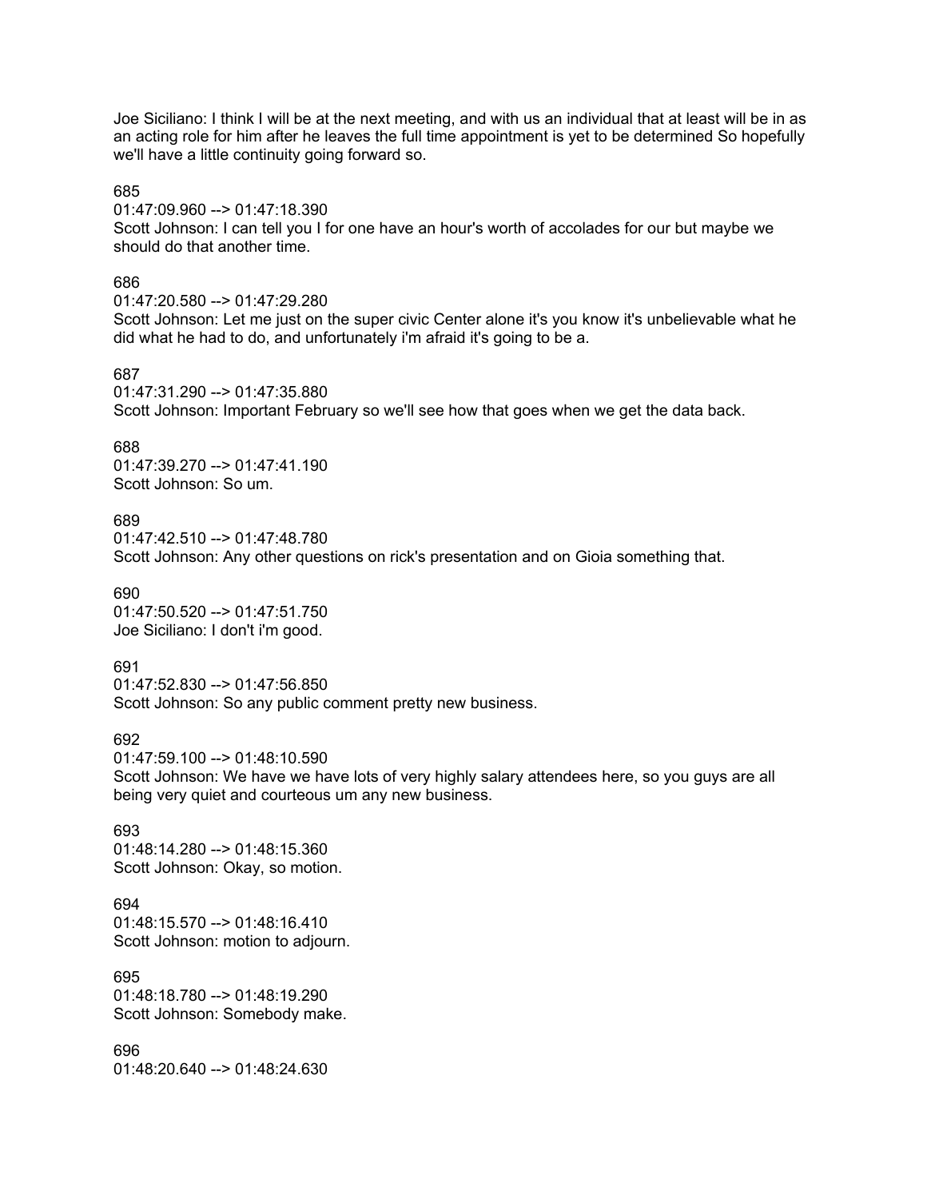Joe Siciliano: I think I will be at the next meeting, and with us an individual that at least will be in as an acting role for him after he leaves the full time appointment is yet to be determined So hopefully we'll have a little continuity going forward so.

685
01:47:09.960 --> 01:47:18.390
Scott Johnson: I can tell you I for one have an hour's worth of accolades for our but maybe we should do that another time.

686
01:47:20.580 --> 01:47:29.280
Scott Johnson: Let me just on the super civic Center alone it's you know it's unbelievable what he did what he had to do, and unfortunately i'm afraid it's going to be a.

687
01:47:31.290 --> 01:47:35.880
Scott Johnson: Important February so we'll see how that goes when we get the data back.

688
01:47:39.270 --> 01:47:41.190
Scott Johnson: So um.

689
01:47:42.510 --> 01:47:48.780
Scott Johnson: Any other questions on rick's presentation and on Gioia something that.

690
01:47:50.520 --> 01:47:51.750
Joe Siciliano: I don't i'm good.

691
01:47:52.830 --> 01:47:56.850
Scott Johnson: So any public comment pretty new business.

692
01:47:59.100 --> 01:48:10.590
Scott Johnson: We have we have lots of very highly salary attendees here, so you guys are all being very quiet and courteous um any new business.

693
01:48:14.280 --> 01:48:15.360
Scott Johnson: Okay, so motion.

694
01:48:15.570 --> 01:48:16.410
Scott Johnson: motion to adjourn.

695
01:48:18.780 --> 01:48:19.290
Scott Johnson: Somebody make.

696
01:48:20.640 --> 01:48:24.630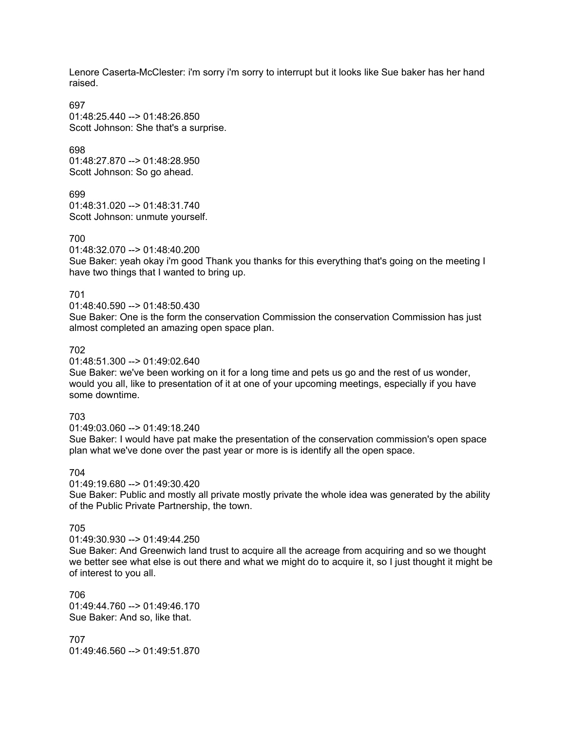Lenore Caserta-McClester: i'm sorry i'm sorry to interrupt but it looks like Sue baker has her hand raised.

697
01:48:25.440 --> 01:48:26.850
Scott Johnson: She that's a surprise.

698
01:48:27.870 --> 01:48:28.950
Scott Johnson: So go ahead.

699
01:48:31.020 --> 01:48:31.740
Scott Johnson: unmute yourself.

700
01:48:32.070 --> 01:48:40.200
Sue Baker: yeah okay i'm good Thank you thanks for this everything that's going on the meeting I have two things that I wanted to bring up.

701
01:48:40.590 --> 01:48:50.430
Sue Baker: One is the form the conservation Commission the conservation Commission has just almost completed an amazing open space plan.

702
01:48:51.300 --> 01:49:02.640
Sue Baker: we've been working on it for a long time and pets us go and the rest of us wonder, would you all, like to presentation of it at one of your upcoming meetings, especially if you have some downtime.

703
01:49:03.060 --> 01:49:18.240
Sue Baker: I would have pat make the presentation of the conservation commission's open space plan what we've done over the past year or more is is identify all the open space.

704
01:49:19.680 --> 01:49:30.420
Sue Baker: Public and mostly all private mostly private the whole idea was generated by the ability of the Public Private Partnership, the town.

705
01:49:30.930 --> 01:49:44.250
Sue Baker: And Greenwich land trust to acquire all the acreage from acquiring and so we thought we better see what else is out there and what we might do to acquire it, so I just thought it might be of interest to you all.

706
01:49:44.760 --> 01:49:46.170
Sue Baker: And so, like that.

707
01:49:46.560 --> 01:49:51.870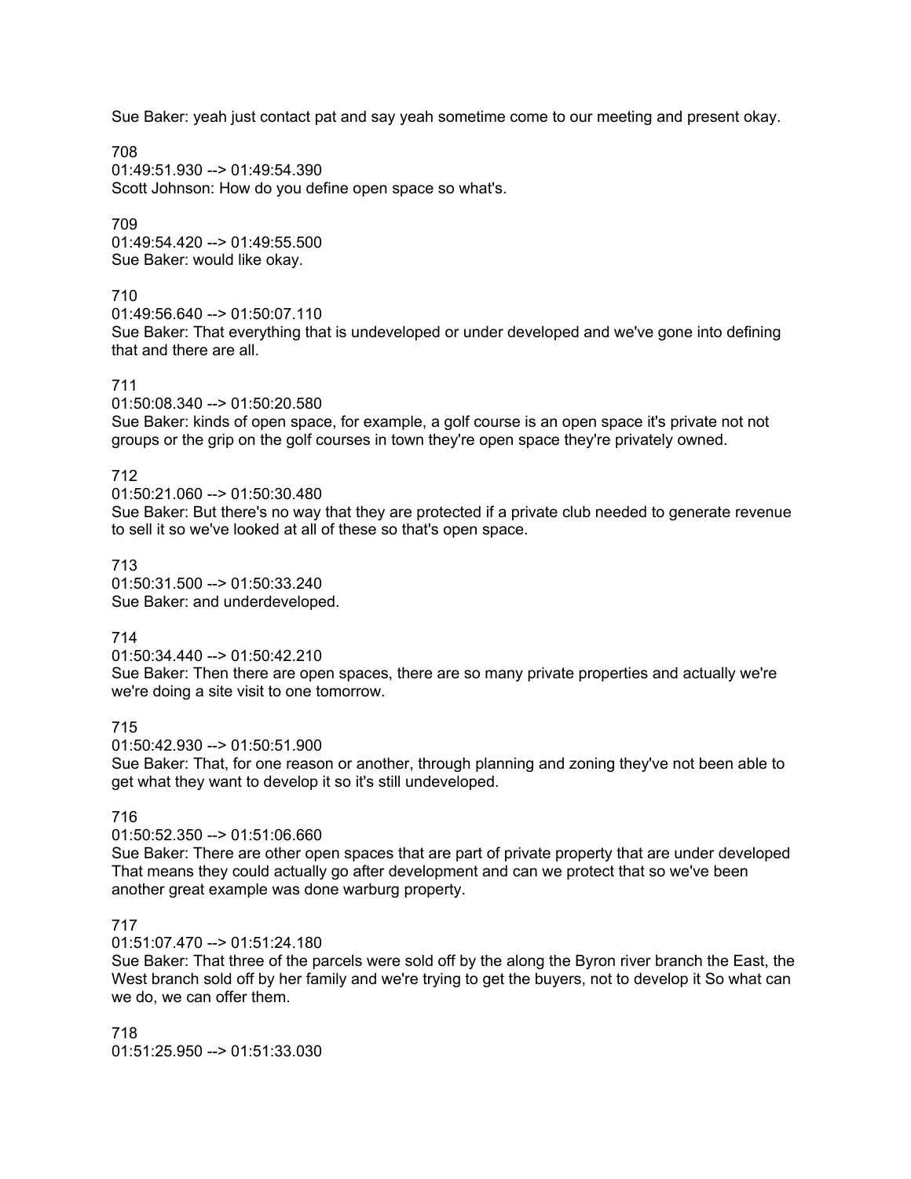Sue Baker: yeah just contact pat and say yeah sometime come to our meeting and present okay.

708
01:49:51.930 --> 01:49:54.390
Scott Johnson: How do you define open space so what's.

709
01:49:54.420 --> 01:49:55.500
Sue Baker: would like okay.

710
01:49:56.640 --> 01:50:07.110
Sue Baker: That everything that is undeveloped or under developed and we've gone into defining that and there are all.

711
01:50:08.340 --> 01:50:20.580
Sue Baker: kinds of open space, for example, a golf course is an open space it's private not not groups or the grip on the golf courses in town they're open space they're privately owned.

712
01:50:21.060 --> 01:50:30.480
Sue Baker: But there's no way that they are protected if a private club needed to generate revenue to sell it so we've looked at all of these so that's open space.

713
01:50:31.500 --> 01:50:33.240
Sue Baker: and underdeveloped.

714
01:50:34.440 --> 01:50:42.210
Sue Baker: Then there are open spaces, there are so many private properties and actually we're we're doing a site visit to one tomorrow.

715
01:50:42.930 --> 01:50:51.900
Sue Baker: That, for one reason or another, through planning and zoning they've not been able to get what they want to develop it so it's still undeveloped.

716
01:50:52.350 --> 01:51:06.660
Sue Baker: There are other open spaces that are part of private property that are under developed That means they could actually go after development and can we protect that so we've been another great example was done warburg property.

717
01:51:07.470 --> 01:51:24.180
Sue Baker: That three of the parcels were sold off by the along the Byron river branch the East, the West branch sold off by her family and we're trying to get the buyers, not to develop it So what can we do, we can offer them.

718
01:51:25.950 --> 01:51:33.030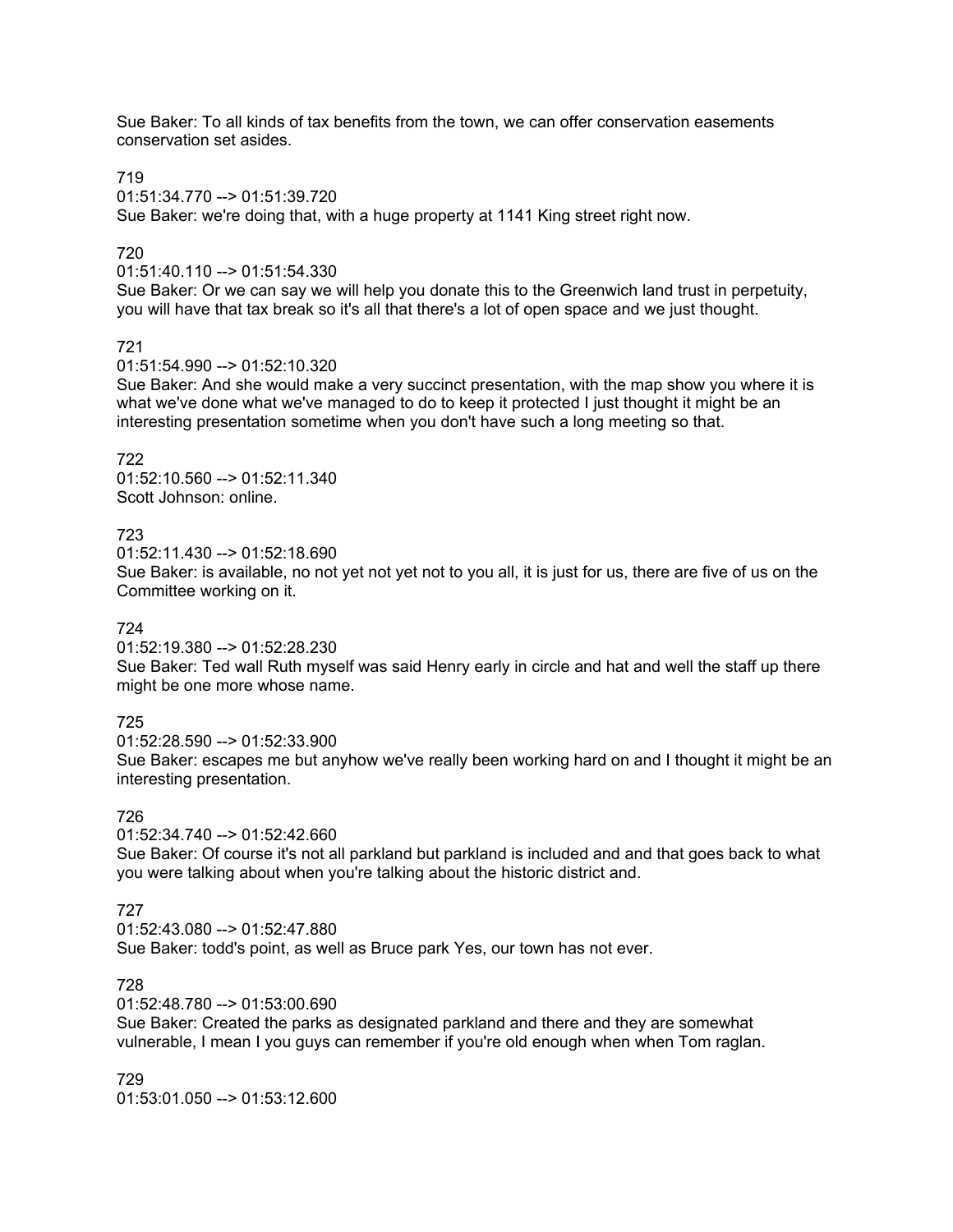Sue Baker: To all kinds of tax benefits from the town, we can offer conservation easements conservation set asides.

719
01:51:34.770 --> 01:51:39.720
Sue Baker: we're doing that, with a huge property at 1141 King street right now.

720
01:51:40.110 --> 01:51:54.330
Sue Baker: Or we can say we will help you donate this to the Greenwich land trust in perpetuity, you will have that tax break so it's all that there's a lot of open space and we just thought.

721
01:51:54.990 --> 01:52:10.320
Sue Baker: And she would make a very succinct presentation, with the map show you where it is what we've done what we've managed to do to keep it protected I just thought it might be an interesting presentation sometime when you don't have such a long meeting so that.

722
01:52:10.560 --> 01:52:11.340
Scott Johnson: online.

723
01:52:11.430 --> 01:52:18.690
Sue Baker: is available, no not yet not yet not to you all, it is just for us, there are five of us on the Committee working on it.

724
01:52:19.380 --> 01:52:28.230
Sue Baker: Ted wall Ruth myself was said Henry early in circle and hat and well the staff up there might be one more whose name.

725
01:52:28.590 --> 01:52:33.900
Sue Baker: escapes me but anyhow we've really been working hard on and I thought it might be an interesting presentation.

726
01:52:34.740 --> 01:52:42.660
Sue Baker: Of course it's not all parkland but parkland is included and and that goes back to what you were talking about when you're talking about the historic district and.

727
01:52:43.080 --> 01:52:47.880
Sue Baker: todd's point, as well as Bruce park Yes, our town has not ever.

728
01:52:48.780 --> 01:53:00.690
Sue Baker: Created the parks as designated parkland and there and they are somewhat vulnerable, I mean I you guys can remember if you're old enough when when Tom raglan.

729
01:53:01.050 --> 01:53:12.600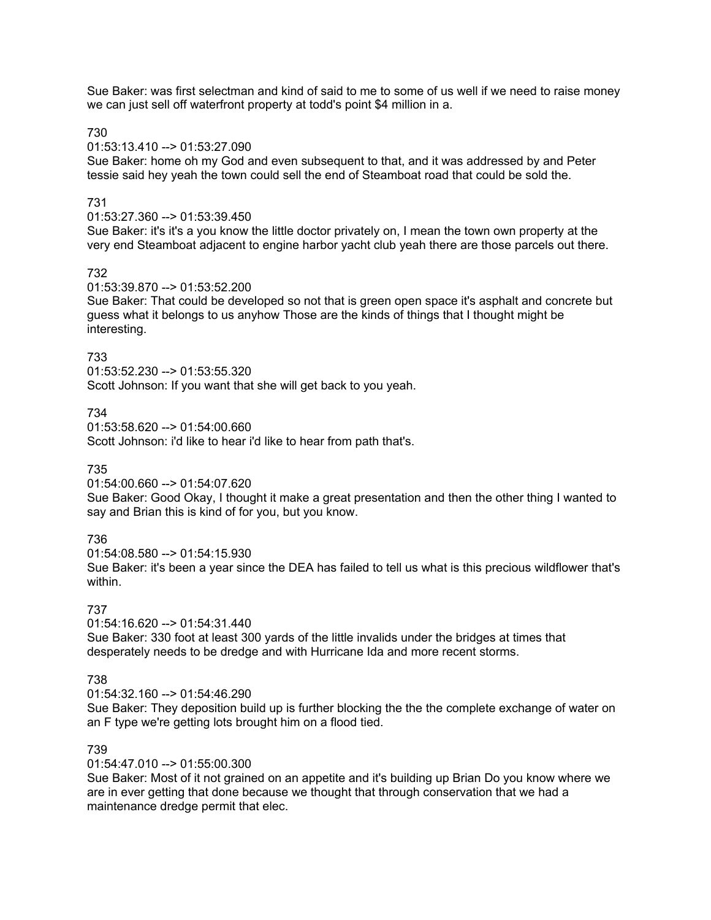Sue Baker: was first selectman and kind of said to me to some of us well if we need to raise money we can just sell off waterfront property at todd's point $4 million in a.

730
01:53:13.410 --> 01:53:27.090
Sue Baker: home oh my God and even subsequent to that, and it was addressed by and Peter tessie said hey yeah the town could sell the end of Steamboat road that could be sold the.

731
01:53:27.360 --> 01:53:39.450
Sue Baker: it's it's a you know the little doctor privately on, I mean the town own property at the very end Steamboat adjacent to engine harbor yacht club yeah there are those parcels out there.

732
01:53:39.870 --> 01:53:52.200
Sue Baker: That could be developed so not that is green open space it's asphalt and concrete but guess what it belongs to us anyhow Those are the kinds of things that I thought might be interesting.

733
01:53:52.230 --> 01:53:55.320
Scott Johnson: If you want that she will get back to you yeah.

734
01:53:58.620 --> 01:54:00.660
Scott Johnson: i'd like to hear i'd like to hear from path that's.

735
01:54:00.660 --> 01:54:07.620
Sue Baker: Good Okay, I thought it make a great presentation and then the other thing I wanted to say and Brian this is kind of for you, but you know.

736
01:54:08.580 --> 01:54:15.930
Sue Baker: it's been a year since the DEA has failed to tell us what is this precious wildflower that's within.

737
01:54:16.620 --> 01:54:31.440
Sue Baker: 330 foot at least 300 yards of the little invalids under the bridges at times that desperately needs to be dredge and with Hurricane Ida and more recent storms.

738
01:54:32.160 --> 01:54:46.290
Sue Baker: They deposition build up is further blocking the the the complete exchange of water on an F type we're getting lots brought him on a flood tied.

739
01:54:47.010 --> 01:55:00.300
Sue Baker: Most of it not grained on an appetite and it's building up Brian Do you know where we are in ever getting that done because we thought that through conservation that we had a maintenance dredge permit that elec.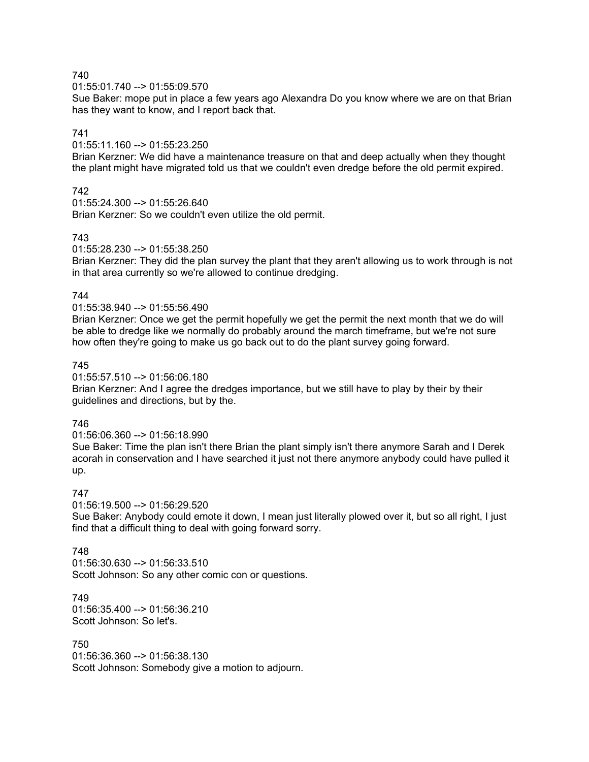740
01:55:01.740 --> 01:55:09.570
Sue Baker: mope put in place a few years ago Alexandra Do you know where we are on that Brian has they want to know, and I report back that.

741
01:55:11.160 --> 01:55:23.250
Brian Kerzner: We did have a maintenance treasure on that and deep actually when they thought the plant might have migrated told us that we couldn't even dredge before the old permit expired.

742
01:55:24.300 --> 01:55:26.640
Brian Kerzner: So we couldn't even utilize the old permit.

743
01:55:28.230 --> 01:55:38.250
Brian Kerzner: They did the plan survey the plant that they aren't allowing us to work through is not in that area currently so we're allowed to continue dredging.

744
01:55:38.940 --> 01:55:56.490
Brian Kerzner: Once we get the permit hopefully we get the permit the next month that we do will be able to dredge like we normally do probably around the march timeframe, but we're not sure how often they're going to make us go back out to do the plant survey going forward.

745
01:55:57.510 --> 01:56:06.180
Brian Kerzner: And I agree the dredges importance, but we still have to play by their by their guidelines and directions, but by the.

746
01:56:06.360 --> 01:56:18.990
Sue Baker: Time the plan isn't there Brian the plant simply isn't there anymore Sarah and I Derek acorah in conservation and I have searched it just not there anymore anybody could have pulled it up.

747
01:56:19.500 --> 01:56:29.520
Sue Baker: Anybody could emote it down, I mean just literally plowed over it, but so all right, I just find that a difficult thing to deal with going forward sorry.

748
01:56:30.630 --> 01:56:33.510
Scott Johnson: So any other comic con or questions.

749
01:56:35.400 --> 01:56:36.210
Scott Johnson: So let's.

750
01:56:36.360 --> 01:56:38.130
Scott Johnson: Somebody give a motion to adjourn.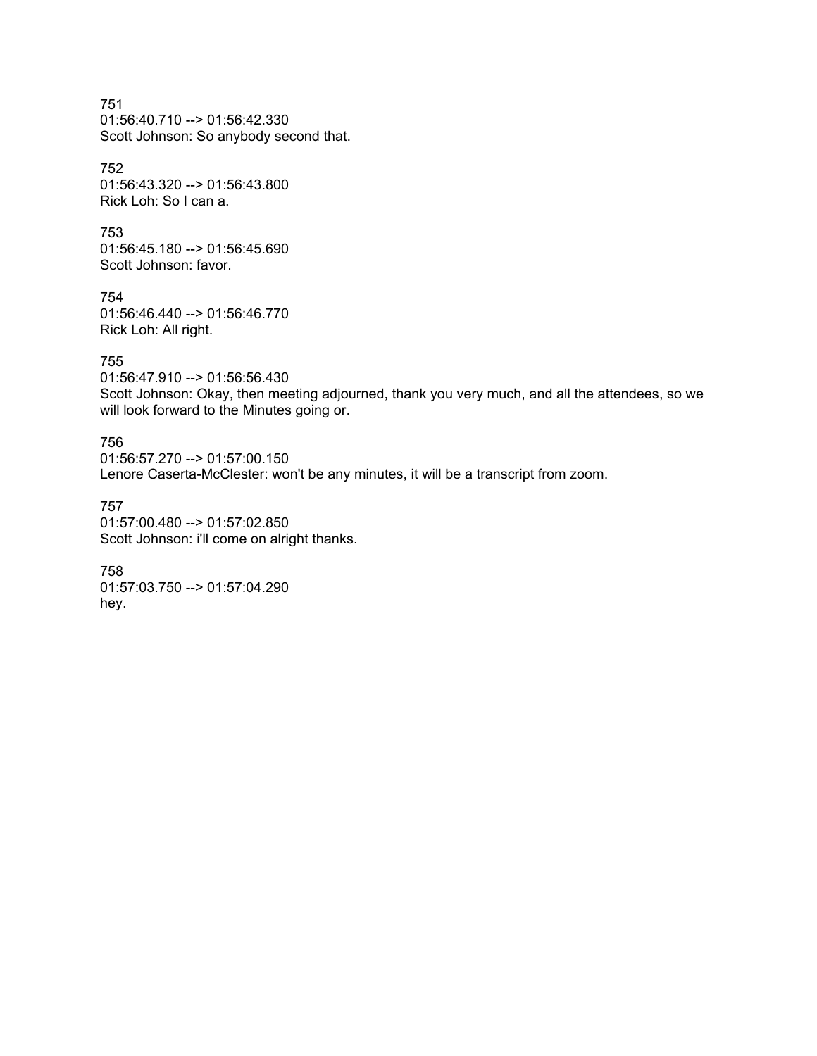751
01:56:40.710 --> 01:56:42.330
Scott Johnson: So anybody second that.

752
01:56:43.320 --> 01:56:43.800
Rick Loh: So I can a.

753
01:56:45.180 --> 01:56:45.690
Scott Johnson: favor.

754
01:56:46.440 --> 01:56:46.770
Rick Loh: All right.

755
01:56:47.910 --> 01:56:56.430
Scott Johnson: Okay, then meeting adjourned, thank you very much, and all the attendees, so we will look forward to the Minutes going or.

756
01:56:57.270 --> 01:57:00.150
Lenore Caserta-McClester: won't be any minutes, it will be a transcript from zoom.

757
01:57:00.480 --> 01:57:02.850
Scott Johnson: i'll come on alright thanks.

758
01:57:03.750 --> 01:57:04.290
hey.